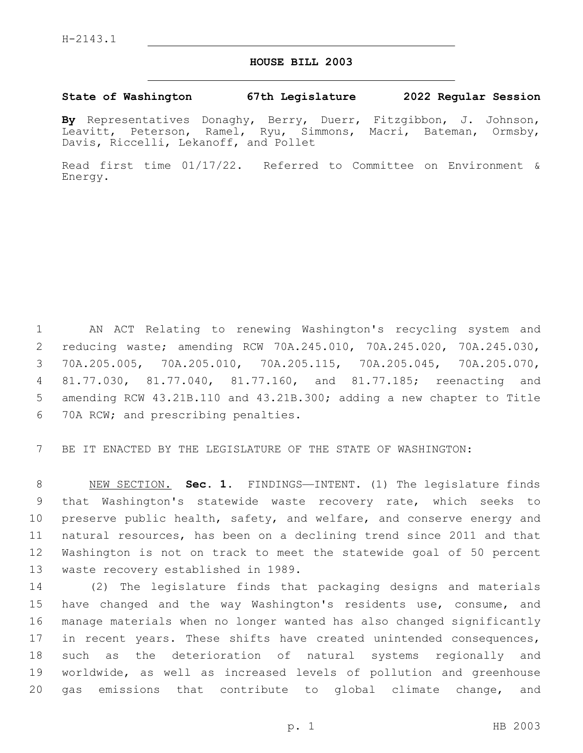H-2143.1

# HOUSE BILL 2003

**State of Washington 67th Legislature 2022 Regular Session**

**By** Representatives Donaghy, Berry, Duerr, Fitzgibbon, J. Johnson, Leavitt, Peterson, Ramel, Ryu, Simmons, Macri, Bateman, Ormsby, Davis, Riccelli, Lekanoff, and Pollet

Read first time 01/17/22. Referred to Committee on Environment & Energy.

AN ACT Relating to renewing Washington's recycling system and reducing waste; amending RCW 70A.245.010, 70A.245.020, 70A.245.030, 70A.205.005, 70A.205.010, 70A.205.115, 70A.205.045, 70A.205.070, 81.77.030, 81.77.040, 81.77.160, and 81.77.185; reenacting and amending RCW 43.21B.110 and 43.21B.300; adding a new chapter to Title 70A RCW; and prescribing penalties.

BE IT ENACTED BY THE LEGISLATURE OF THE STATE OF WASHINGTON:

NEW SECTION. **Sec. 1.** FINDINGS—INTENT. (1) The legislature finds that Washington's statewide waste recovery rate, which seeks to preserve public health, safety, and welfare, and conserve energy and natural resources, has been on a declining trend since 2011 and that Washington is not on track to meet the statewide goal of 50 percent waste recovery established in 1989.

(2) The legislature finds that packaging designs and materials have changed and the way Washington's residents use, consume, and manage materials when no longer wanted has also changed significantly in recent years. These shifts have created unintended consequences, such as the deterioration of natural systems regionally and worldwide, as well as increased levels of pollution and greenhouse gas emissions that contribute to global climate change, and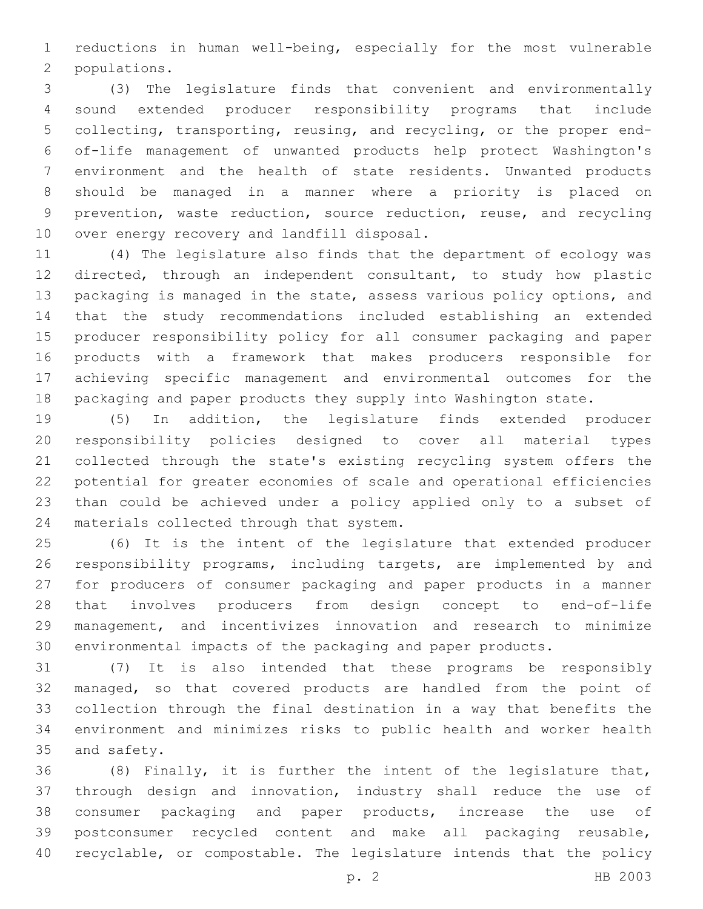reductions in human well-being, especially for the most vulnerable populations.

(3) The legislature finds that convenient and environmentally sound extended producer responsibility programs that include collecting, transporting, reusing, and recycling, or the proper end-of-life management of unwanted products help protect Washington's environment and the health of state residents. Unwanted products should be managed in a manner where a priority is placed on prevention, waste reduction, source reduction, reuse, and recycling over energy recovery and landfill disposal.

(4) The legislature also finds that the department of ecology was directed, through an independent consultant, to study how plastic packaging is managed in the state, assess various policy options, and that the study recommendations included establishing an extended producer responsibility policy for all consumer packaging and paper products with a framework that makes producers responsible for achieving specific management and environmental outcomes for the packaging and paper products they supply into Washington state.

(5) In addition, the legislature finds extended producer responsibility policies designed to cover all material types collected through the state's existing recycling system offers the potential for greater economies of scale and operational efficiencies than could be achieved under a policy applied only to a subset of materials collected through that system.

(6) It is the intent of the legislature that extended producer responsibility programs, including targets, are implemented by and for producers of consumer packaging and paper products in a manner that involves producers from design concept to end-of-life management, and incentivizes innovation and research to minimize environmental impacts of the packaging and paper products.

(7) It is also intended that these programs be responsibly managed, so that covered products are handled from the point of collection through the final destination in a way that benefits the environment and minimizes risks to public health and worker health and safety.

(8) Finally, it is further the intent of the legislature that, through design and innovation, industry shall reduce the use of consumer packaging and paper products, increase the use of postconsumer recycled content and make all packaging reusable, recyclable, or compostable. The legislature intends that the policy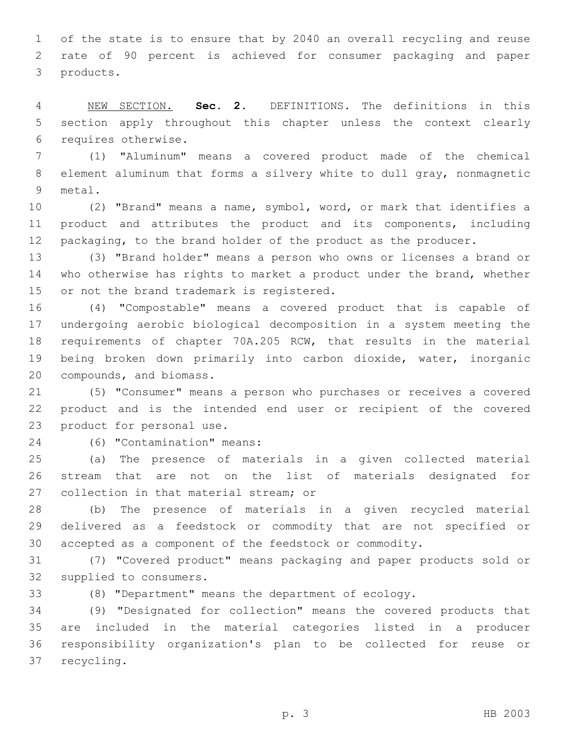of the state is to ensure that by 2040 an overall recycling and reuse rate of 90 percent is achieved for consumer packaging and paper products.

NEW SECTION. **Sec. 2.** DEFINITIONS. The definitions in this section apply throughout this chapter unless the context clearly requires otherwise.

(1) "Aluminum" means a covered product made of the chemical element aluminum that forms a silvery white to dull gray, nonmagnetic metal.

(2) "Brand" means a name, symbol, word, or mark that identifies a product and attributes the product and its components, including packaging, to the brand holder of the product as the producer.

(3) "Brand holder" means a person who owns or licenses a brand or who otherwise has rights to market a product under the brand, whether or not the brand trademark is registered.

(4) "Compostable" means a covered product that is capable of undergoing aerobic biological decomposition in a system meeting the requirements of chapter 70A.205 RCW, that results in the material being broken down primarily into carbon dioxide, water, inorganic compounds, and biomass.

(5) "Consumer" means a person who purchases or receives a covered product and is the intended end user or recipient of the covered product for personal use.

(6) "Contamination" means:

(a) The presence of materials in a given collected material stream that are not on the list of materials designated for collection in that material stream; or

(b) The presence of materials in a given recycled material delivered as a feedstock or commodity that are not specified or accepted as a component of the feedstock or commodity.

(7) "Covered product" means packaging and paper products sold or supplied to consumers.

(8) "Department" means the department of ecology.

(9) "Designated for collection" means the covered products that are included in the material categories listed in a producer responsibility organization's plan to be collected for reuse or recycling.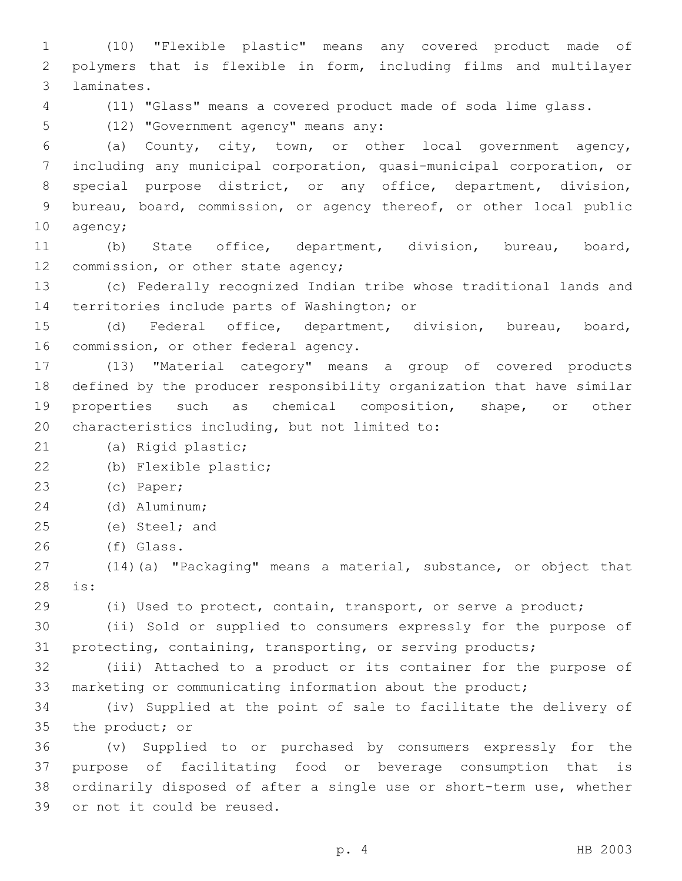(10) "Flexible plastic" means any covered product made of polymers that is flexible in form, including films and multilayer laminates.

(11) "Glass" means a covered product made of soda lime glass.

(12) "Government agency" means any:

(a) County, city, town, or other local government agency, including any municipal corporation, quasi-municipal corporation, or special purpose district, or any office, department, division, bureau, board, commission, or agency thereof, or other local public agency;

(b) State office, department, division, bureau, board, commission, or other state agency;

(c) Federally recognized Indian tribe whose traditional lands and territories include parts of Washington; or

(d) Federal office, department, division, bureau, board, commission, or other federal agency.

(13) "Material category" means a group of covered products defined by the producer responsibility organization that have similar properties such as chemical composition, shape, or other characteristics including, but not limited to:

(a) Rigid plastic;

(b) Flexible plastic;

(c) Paper;

(d) Aluminum;

(e) Steel; and

(f) Glass.

(14)(a) "Packaging" means a material, substance, or object that is:

(i) Used to protect, contain, transport, or serve a product;

(ii) Sold or supplied to consumers expressly for the purpose of protecting, containing, transporting, or serving products;

(iii) Attached to a product or its container for the purpose of marketing or communicating information about the product;

(iv) Supplied at the point of sale to facilitate the delivery of the product; or

(v) Supplied to or purchased by consumers expressly for the purpose of facilitating food or beverage consumption that is ordinarily disposed of after a single use or short-term use, whether or not it could be reused.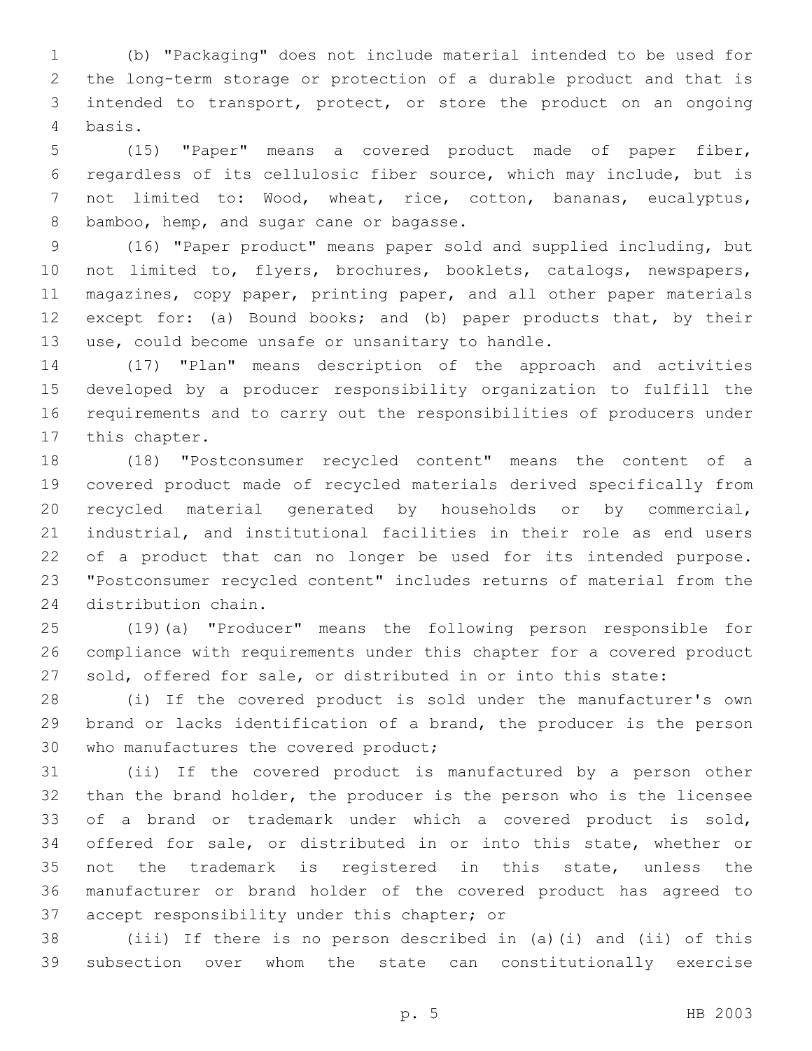(b) "Packaging" does not include material intended to be used for the long-term storage or protection of a durable product and that is intended to transport, protect, or store the product on an ongoing basis.

(15) "Paper" means a covered product made of paper fiber, regardless of its cellulosic fiber source, which may include, but is not limited to: Wood, wheat, rice, cotton, bananas, eucalyptus, bamboo, hemp, and sugar cane or bagasse.

(16) "Paper product" means paper sold and supplied including, but not limited to, flyers, brochures, booklets, catalogs, newspapers, magazines, copy paper, printing paper, and all other paper materials except for: (a) Bound books; and (b) paper products that, by their use, could become unsafe or unsanitary to handle.

(17) "Plan" means description of the approach and activities developed by a producer responsibility organization to fulfill the requirements and to carry out the responsibilities of producers under this chapter.

(18) "Postconsumer recycled content" means the content of a covered product made of recycled materials derived specifically from recycled material generated by households or by commercial, industrial, and institutional facilities in their role as end users of a product that can no longer be used for its intended purpose. "Postconsumer recycled content" includes returns of material from the distribution chain.

(19)(a) "Producer" means the following person responsible for compliance with requirements under this chapter for a covered product sold, offered for sale, or distributed in or into this state:

(i) If the covered product is sold under the manufacturer's own brand or lacks identification of a brand, the producer is the person who manufactures the covered product;

(ii) If the covered product is manufactured by a person other than the brand holder, the producer is the person who is the licensee of a brand or trademark under which a covered product is sold, offered for sale, or distributed in or into this state, whether or not the trademark is registered in this state, unless the manufacturer or brand holder of the covered product has agreed to accept responsibility under this chapter; or

(iii) If there is no person described in (a)(i) and (ii) of this subsection over whom the state can constitutionally exercise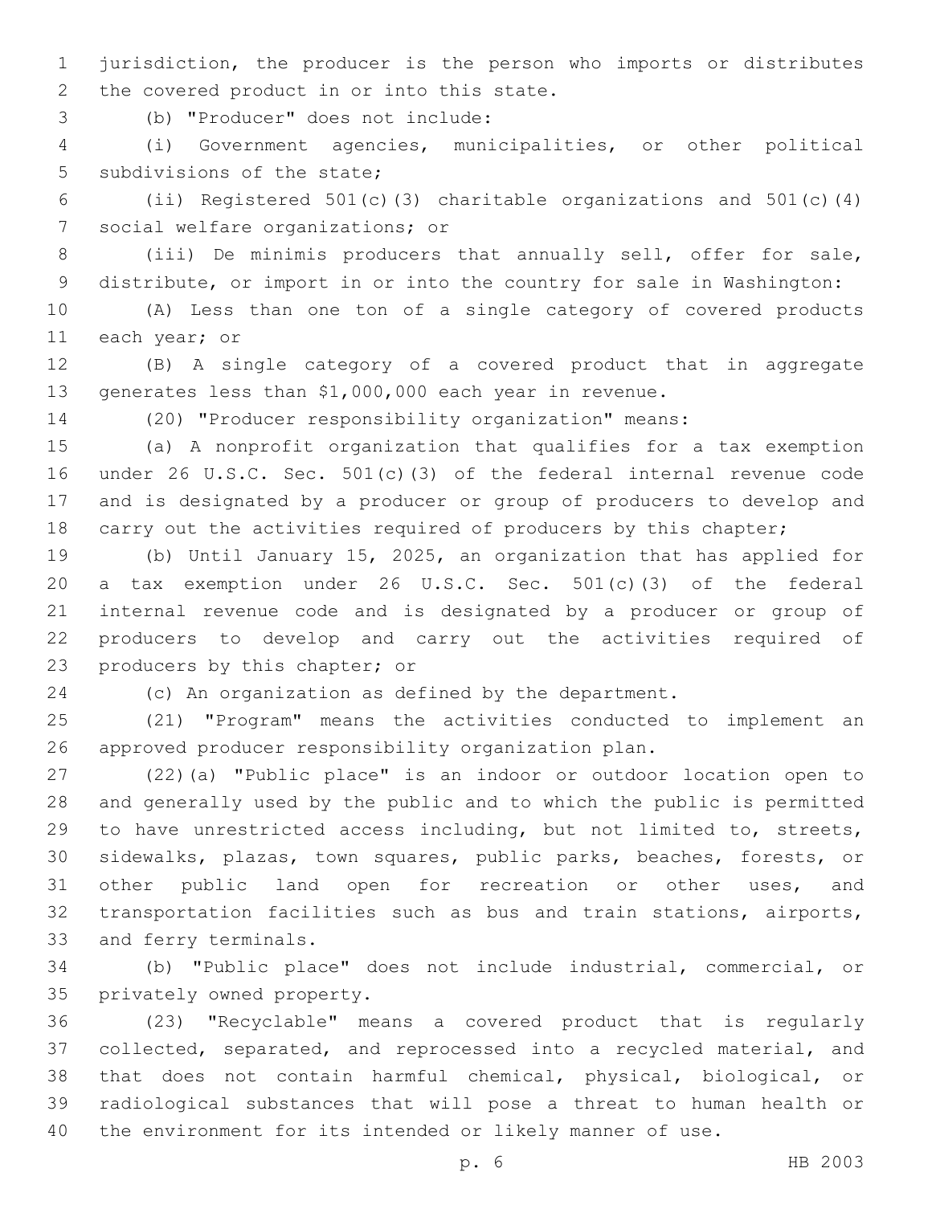jurisdiction, the producer is the person who imports or distributes the covered product in or into this state.

(b) "Producer" does not include:

(i) Government agencies, municipalities, or other political subdivisions of the state;

(ii) Registered 501(c)(3) charitable organizations and 501(c)(4) social welfare organizations; or

(iii) De minimis producers that annually sell, offer for sale, distribute, or import in or into the country for sale in Washington:

(A) Less than one ton of a single category of covered products each year; or

(B) A single category of a covered product that in aggregate generates less than $1,000,000 each year in revenue.

(20) "Producer responsibility organization" means:

(a) A nonprofit organization that qualifies for a tax exemption under 26 U.S.C. Sec. 501(c)(3) of the federal internal revenue code and is designated by a producer or group of producers to develop and carry out the activities required of producers by this chapter;

(b) Until January 15, 2025, an organization that has applied for a tax exemption under 26 U.S.C. Sec. 501(c)(3) of the federal internal revenue code and is designated by a producer or group of producers to develop and carry out the activities required of producers by this chapter; or

(c) An organization as defined by the department.

(21) "Program" means the activities conducted to implement an approved producer responsibility organization plan.

(22)(a) "Public place" is an indoor or outdoor location open to and generally used by the public and to which the public is permitted to have unrestricted access including, but not limited to, streets, sidewalks, plazas, town squares, public parks, beaches, forests, or other public land open for recreation or other uses, and transportation facilities such as bus and train stations, airports, and ferry terminals.

(b) "Public place" does not include industrial, commercial, or privately owned property.

(23) "Recyclable" means a covered product that is regularly collected, separated, and reprocessed into a recycled material, and that does not contain harmful chemical, physical, biological, or radiological substances that will pose a threat to human health or the environment for its intended or likely manner of use.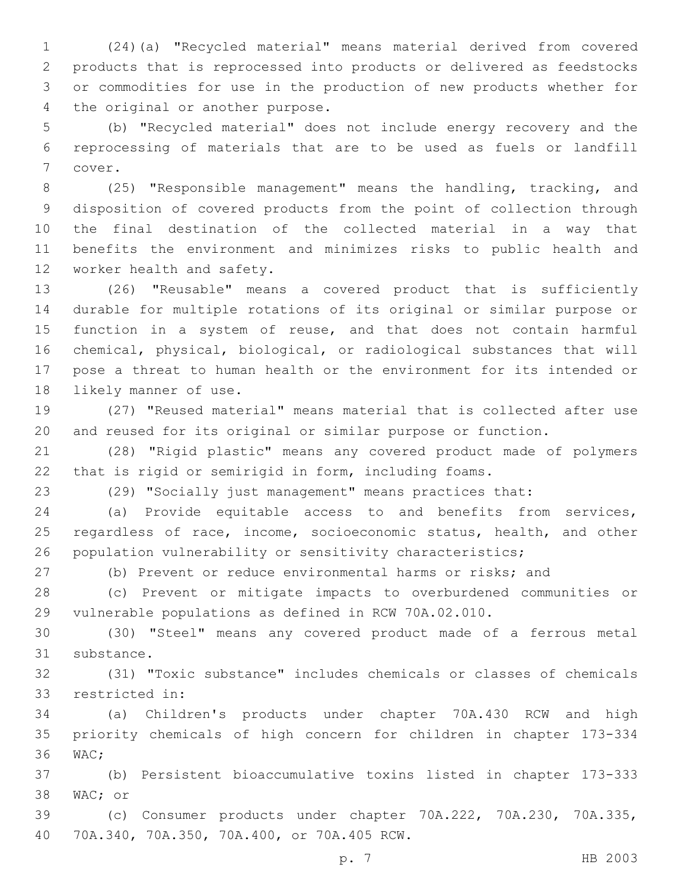(24)(a) "Recycled material" means material derived from covered products that is reprocessed into products or delivered as feedstocks or commodities for use in the production of new products whether for the original or another purpose.

(b) "Recycled material" does not include energy recovery and the reprocessing of materials that are to be used as fuels or landfill cover.

(25) "Responsible management" means the handling, tracking, and disposition of covered products from the point of collection through the final destination of the collected material in a way that benefits the environment and minimizes risks to public health and worker health and safety.

(26) "Reusable" means a covered product that is sufficiently durable for multiple rotations of its original or similar purpose or function in a system of reuse, and that does not contain harmful chemical, physical, biological, or radiological substances that will pose a threat to human health or the environment for its intended or likely manner of use.

(27) "Reused material" means material that is collected after use and reused for its original or similar purpose or function.

(28) "Rigid plastic" means any covered product made of polymers that is rigid or semirigid in form, including foams.

(29) "Socially just management" means practices that:

(a) Provide equitable access to and benefits from services, regardless of race, income, socioeconomic status, health, and other population vulnerability or sensitivity characteristics;

(b) Prevent or reduce environmental harms or risks; and

(c) Prevent or mitigate impacts to overburdened communities or vulnerable populations as defined in RCW 70A.02.010.

(30) "Steel" means any covered product made of a ferrous metal substance.

(31) "Toxic substance" includes chemicals or classes of chemicals restricted in:

(a) Children's products under chapter 70A.430 RCW and high priority chemicals of high concern for children in chapter 173-334 WAC;

(b) Persistent bioaccumulative toxins listed in chapter 173-333 WAC; or

(c) Consumer products under chapter 70A.222, 70A.230, 70A.335, 70A.340, 70A.350, 70A.400, or 70A.405 RCW.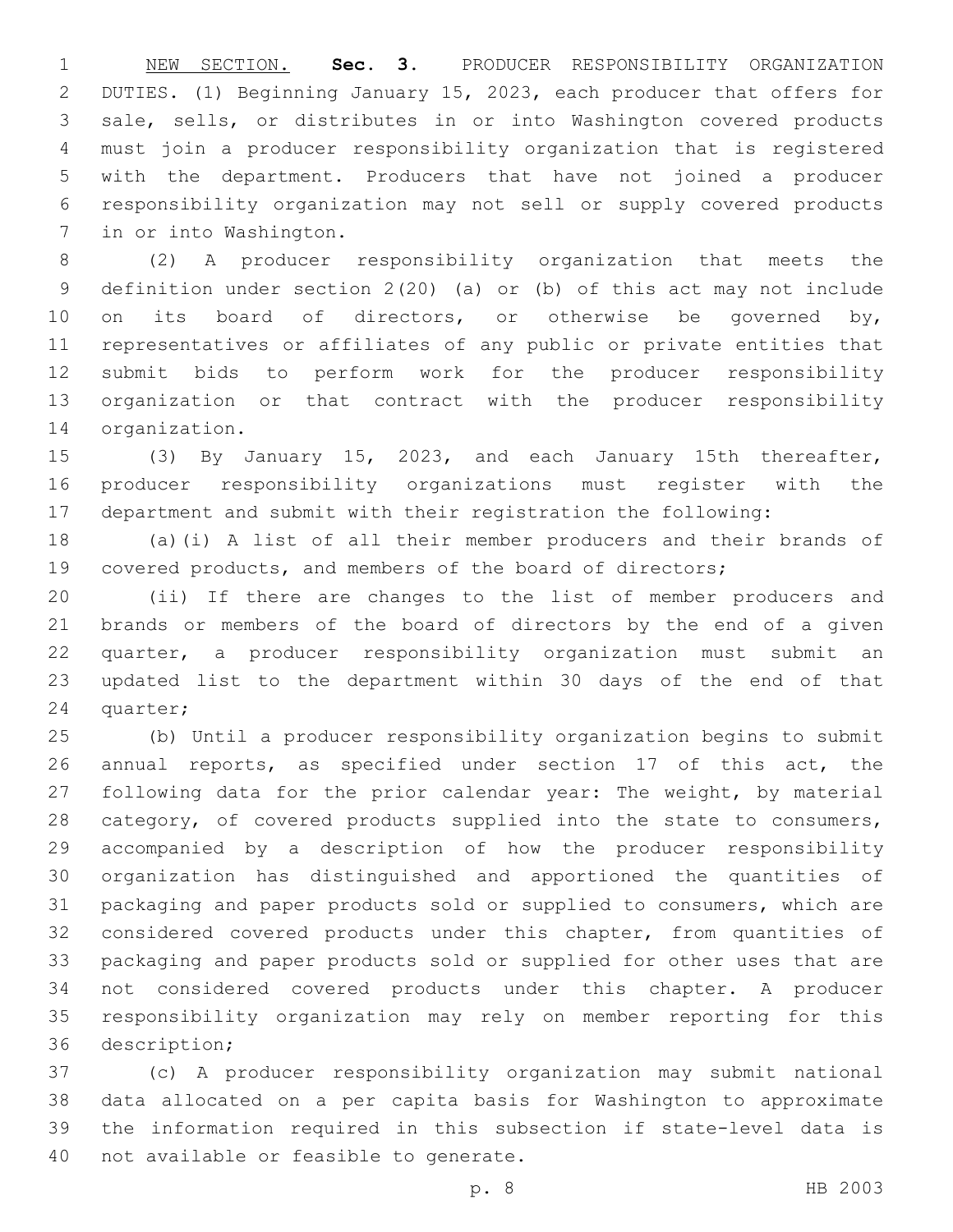NEW SECTION. **Sec. 3.** PRODUCER RESPONSIBILITY ORGANIZATION DUTIES. (1) Beginning January 15, 2023, each producer that offers for sale, sells, or distributes in or into Washington covered products must join a producer responsibility organization that is registered with the department. Producers that have not joined a producer responsibility organization may not sell or supply covered products in or into Washington.

(2) A producer responsibility organization that meets the definition under section 2(20) (a) or (b) of this act may not include on its board of directors, or otherwise be governed by, representatives or affiliates of any public or private entities that submit bids to perform work for the producer responsibility organization or that contract with the producer responsibility organization.

(3) By January 15, 2023, and each January 15th thereafter, producer responsibility organizations must register with the department and submit with their registration the following:

(a)(i) A list of all their member producers and their brands of covered products, and members of the board of directors;

(ii) If there are changes to the list of member producers and brands or members of the board of directors by the end of a given quarter, a producer responsibility organization must submit an updated list to the department within 30 days of the end of that quarter;

(b) Until a producer responsibility organization begins to submit annual reports, as specified under section 17 of this act, the following data for the prior calendar year: The weight, by material category, of covered products supplied into the state to consumers, accompanied by a description of how the producer responsibility organization has distinguished and apportioned the quantities of packaging and paper products sold or supplied to consumers, which are considered covered products under this chapter, from quantities of packaging and paper products sold or supplied for other uses that are not considered covered products under this chapter. A producer responsibility organization may rely on member reporting for this description;

(c) A producer responsibility organization may submit national data allocated on a per capita basis for Washington to approximate the information required in this subsection if state-level data is not available or feasible to generate.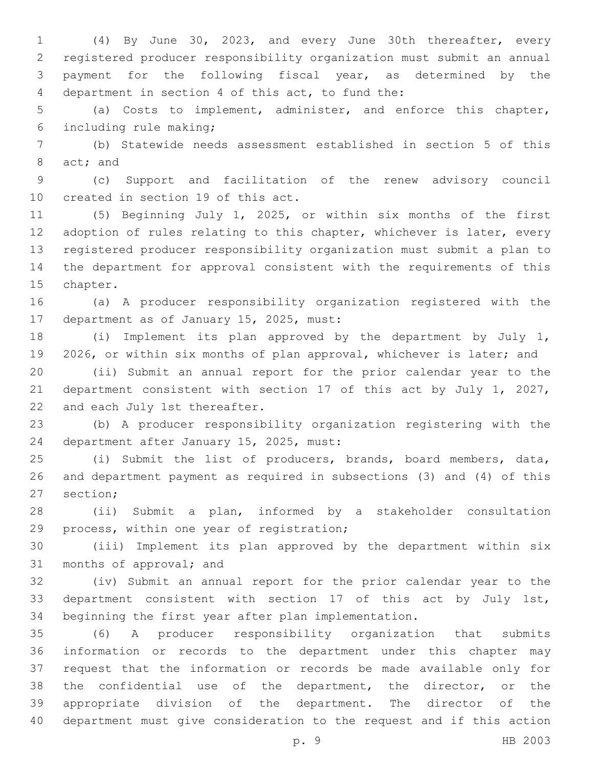(4) By June 30, 2023, and every June 30th thereafter, every registered producer responsibility organization must submit an annual payment for the following fiscal year, as determined by the department in section 4 of this act, to fund the:

(a) Costs to implement, administer, and enforce this chapter, including rule making;

(b) Statewide needs assessment established in section 5 of this act; and

(c) Support and facilitation of the renew advisory council created in section 19 of this act.

(5) Beginning July 1, 2025, or within six months of the first adoption of rules relating to this chapter, whichever is later, every registered producer responsibility organization must submit a plan to the department for approval consistent with the requirements of this chapter.

(a) A producer responsibility organization registered with the department as of January 15, 2025, must:

(i) Implement its plan approved by the department by July 1, 2026, or within six months of plan approval, whichever is later; and

(ii) Submit an annual report for the prior calendar year to the department consistent with section 17 of this act by July 1, 2027, and each July 1st thereafter.

(b) A producer responsibility organization registering with the department after January 15, 2025, must:

(i) Submit the list of producers, brands, board members, data, and department payment as required in subsections (3) and (4) of this section;

(ii) Submit a plan, informed by a stakeholder consultation process, within one year of registration;

(iii) Implement its plan approved by the department within six months of approval; and

(iv) Submit an annual report for the prior calendar year to the department consistent with section 17 of this act by July 1st, beginning the first year after plan implementation.

(6) A producer responsibility organization that submits information or records to the department under this chapter may request that the information or records be made available only for the confidential use of the department, the director, or the appropriate division of the department. The director of the department must give consideration to the request and if this action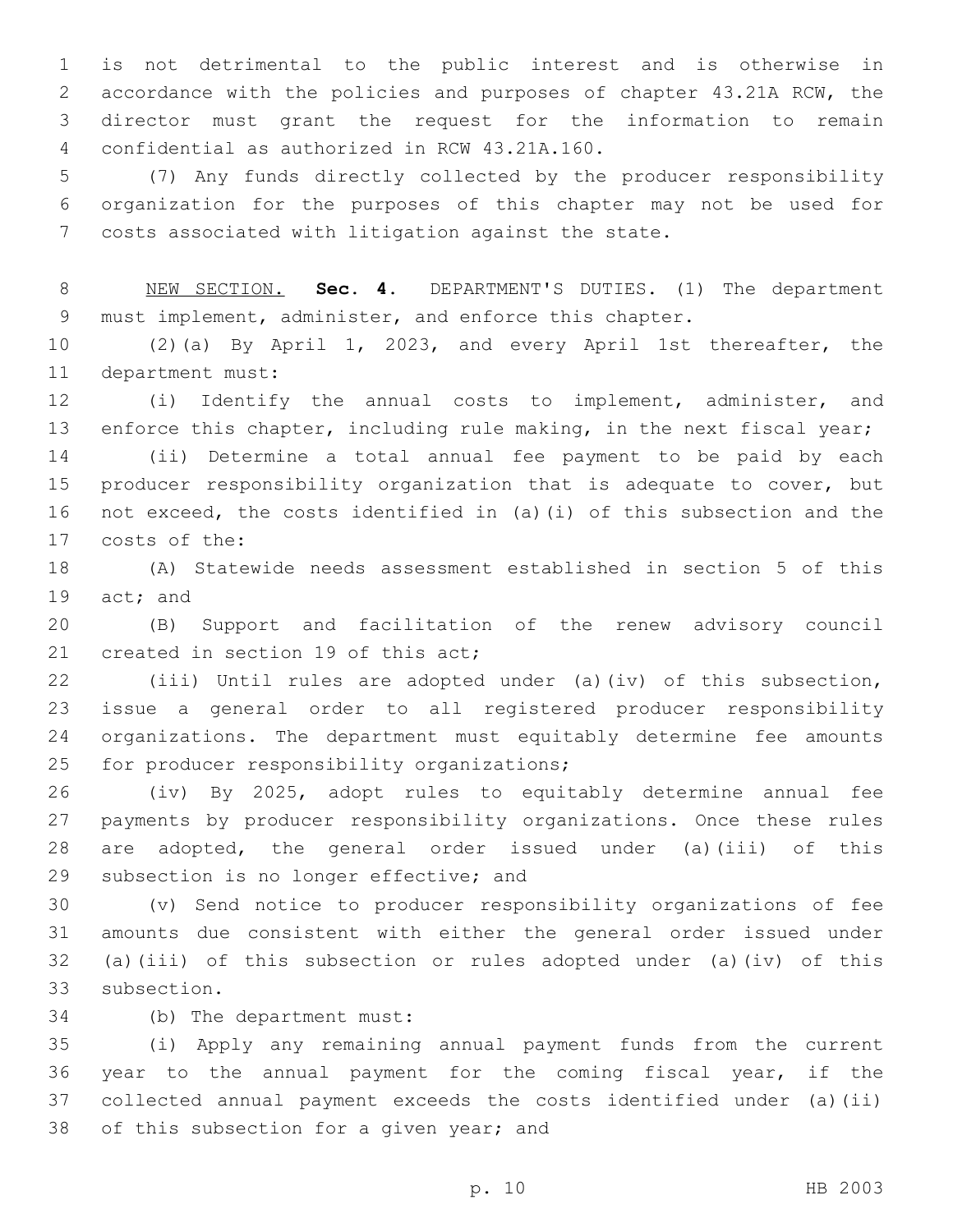is not detrimental to the public interest and is otherwise in accordance with the policies and purposes of chapter 43.21A RCW, the director must grant the request for the information to remain confidential as authorized in RCW 43.21A.160.

(7) Any funds directly collected by the producer responsibility organization for the purposes of this chapter may not be used for costs associated with litigation against the state.

NEW SECTION. **Sec. 4.** DEPARTMENT'S DUTIES. (1) The department must implement, administer, and enforce this chapter.

(2)(a) By April 1, 2023, and every April 1st thereafter, the department must:

(i) Identify the annual costs to implement, administer, and enforce this chapter, including rule making, in the next fiscal year;

(ii) Determine a total annual fee payment to be paid by each producer responsibility organization that is adequate to cover, but not exceed, the costs identified in (a)(i) of this subsection and the costs of the:

(A) Statewide needs assessment established in section 5 of this act; and

(B) Support and facilitation of the renew advisory council created in section 19 of this act;

(iii) Until rules are adopted under (a)(iv) of this subsection, issue a general order to all registered producer responsibility organizations. The department must equitably determine fee amounts for producer responsibility organizations;

(iv) By 2025, adopt rules to equitably determine annual fee payments by producer responsibility organizations. Once these rules are adopted, the general order issued under (a)(iii) of this subsection is no longer effective; and

(v) Send notice to producer responsibility organizations of fee amounts due consistent with either the general order issued under (a)(iii) of this subsection or rules adopted under (a)(iv) of this subsection.

(b) The department must:

(i) Apply any remaining annual payment funds from the current year to the annual payment for the coming fiscal year, if the collected annual payment exceeds the costs identified under (a)(ii) of this subsection for a given year; and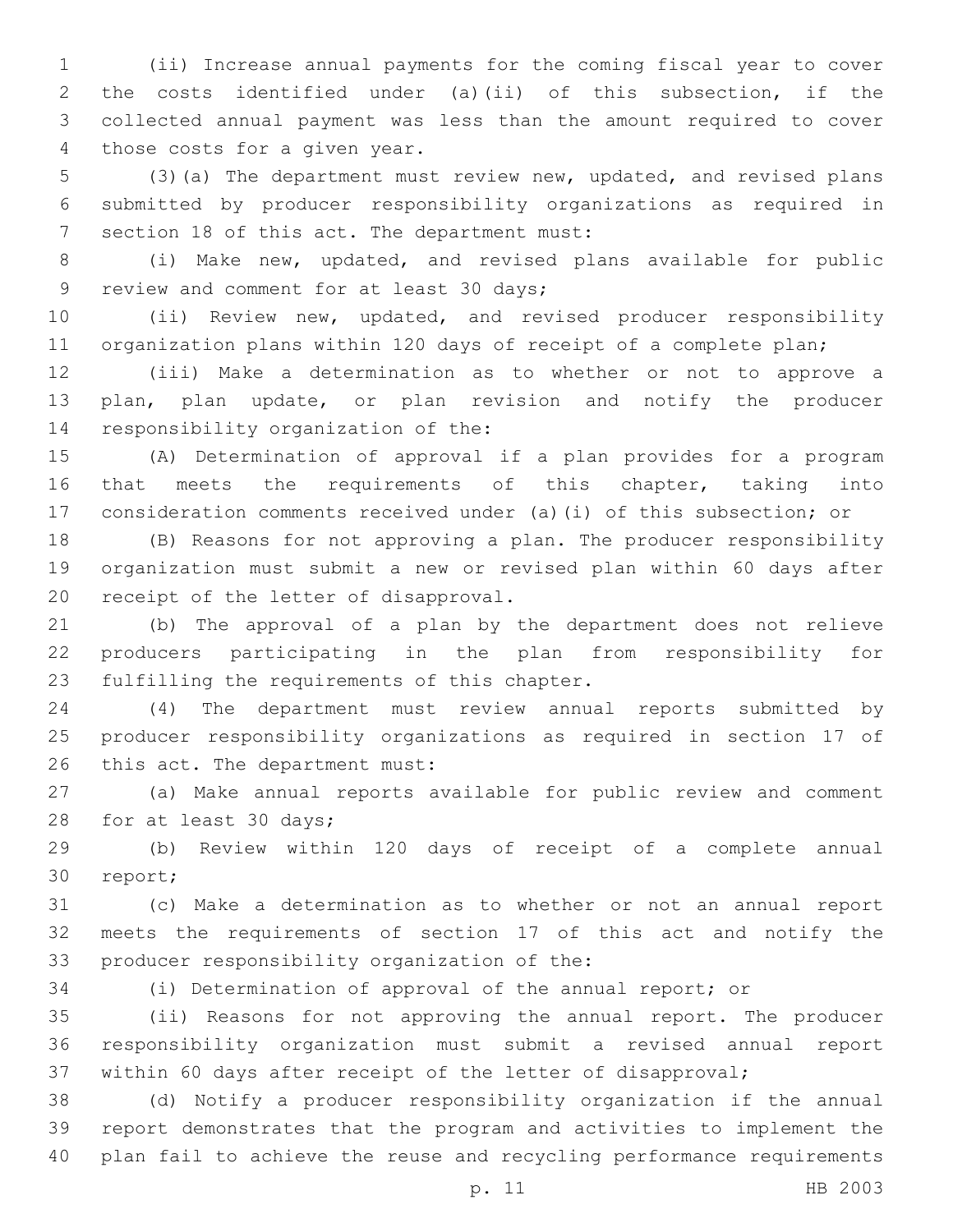(ii) Increase annual payments for the coming fiscal year to cover the costs identified under (a)(ii) of this subsection, if the collected annual payment was less than the amount required to cover those costs for a given year.

(3)(a) The department must review new, updated, and revised plans submitted by producer responsibility organizations as required in section 18 of this act. The department must:

(i) Make new, updated, and revised plans available for public review and comment for at least 30 days;

(ii) Review new, updated, and revised producer responsibility organization plans within 120 days of receipt of a complete plan;

(iii) Make a determination as to whether or not to approve a plan, plan update, or plan revision and notify the producer responsibility organization of the:

(A) Determination of approval if a plan provides for a program that meets the requirements of this chapter, taking into consideration comments received under (a)(i) of this subsection; or

(B) Reasons for not approving a plan. The producer responsibility organization must submit a new or revised plan within 60 days after receipt of the letter of disapproval.

(b) The approval of a plan by the department does not relieve producers participating in the plan from responsibility for fulfilling the requirements of this chapter.

(4) The department must review annual reports submitted by producer responsibility organizations as required in section 17 of this act. The department must:

(a) Make annual reports available for public review and comment for at least 30 days;

(b) Review within 120 days of receipt of a complete annual report;

(c) Make a determination as to whether or not an annual report meets the requirements of section 17 of this act and notify the producer responsibility organization of the:

(i) Determination of approval of the annual report; or

(ii) Reasons for not approving the annual report. The producer responsibility organization must submit a revised annual report within 60 days after receipt of the letter of disapproval;

(d) Notify a producer responsibility organization if the annual report demonstrates that the program and activities to implement the plan fail to achieve the reuse and recycling performance requirements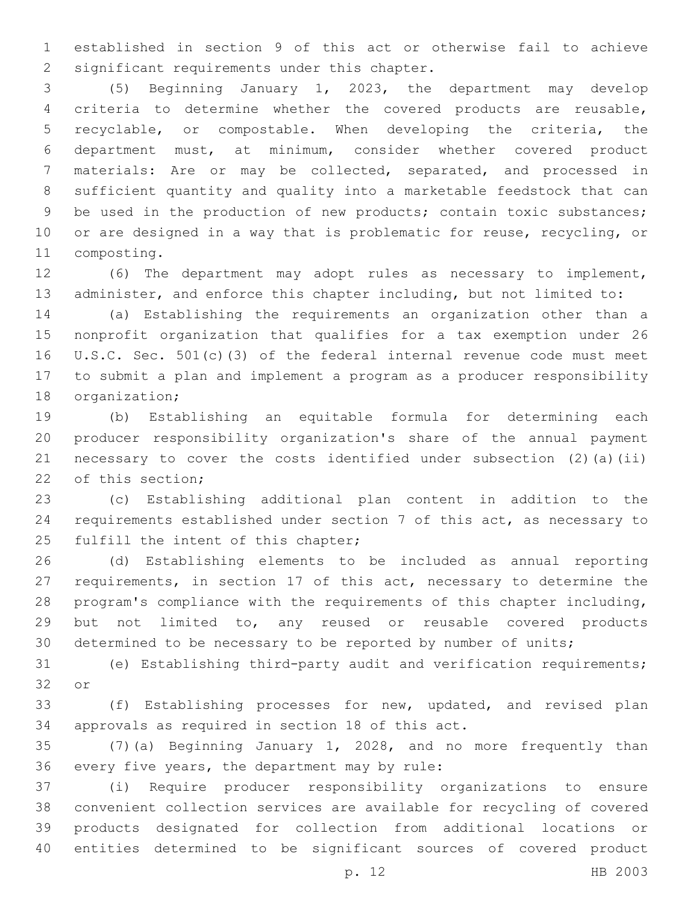established in section 9 of this act or otherwise fail to achieve significant requirements under this chapter.

(5) Beginning January 1, 2023, the department may develop criteria to determine whether the covered products are reusable, recyclable, or compostable. When developing the criteria, the department must, at minimum, consider whether covered product materials: Are or may be collected, separated, and processed in sufficient quantity and quality into a marketable feedstock that can be used in the production of new products; contain toxic substances; or are designed in a way that is problematic for reuse, recycling, or composting.

(6) The department may adopt rules as necessary to implement, administer, and enforce this chapter including, but not limited to:

(a) Establishing the requirements an organization other than a nonprofit organization that qualifies for a tax exemption under 26 U.S.C. Sec. 501(c)(3) of the federal internal revenue code must meet to submit a plan and implement a program as a producer responsibility organization;

(b) Establishing an equitable formula for determining each producer responsibility organization's share of the annual payment necessary to cover the costs identified under subsection (2)(a)(ii) of this section;

(c) Establishing additional plan content in addition to the requirements established under section 7 of this act, as necessary to fulfill the intent of this chapter;

(d) Establishing elements to be included as annual reporting requirements, in section 17 of this act, necessary to determine the program's compliance with the requirements of this chapter including, but not limited to, any reused or reusable covered products determined to be necessary to be reported by number of units;

(e) Establishing third-party audit and verification requirements; or

(f) Establishing processes for new, updated, and revised plan approvals as required in section 18 of this act.

(7)(a) Beginning January 1, 2028, and no more frequently than every five years, the department may by rule:

(i) Require producer responsibility organizations to ensure convenient collection services are available for recycling of covered products designated for collection from additional locations or entities determined to be significant sources of covered product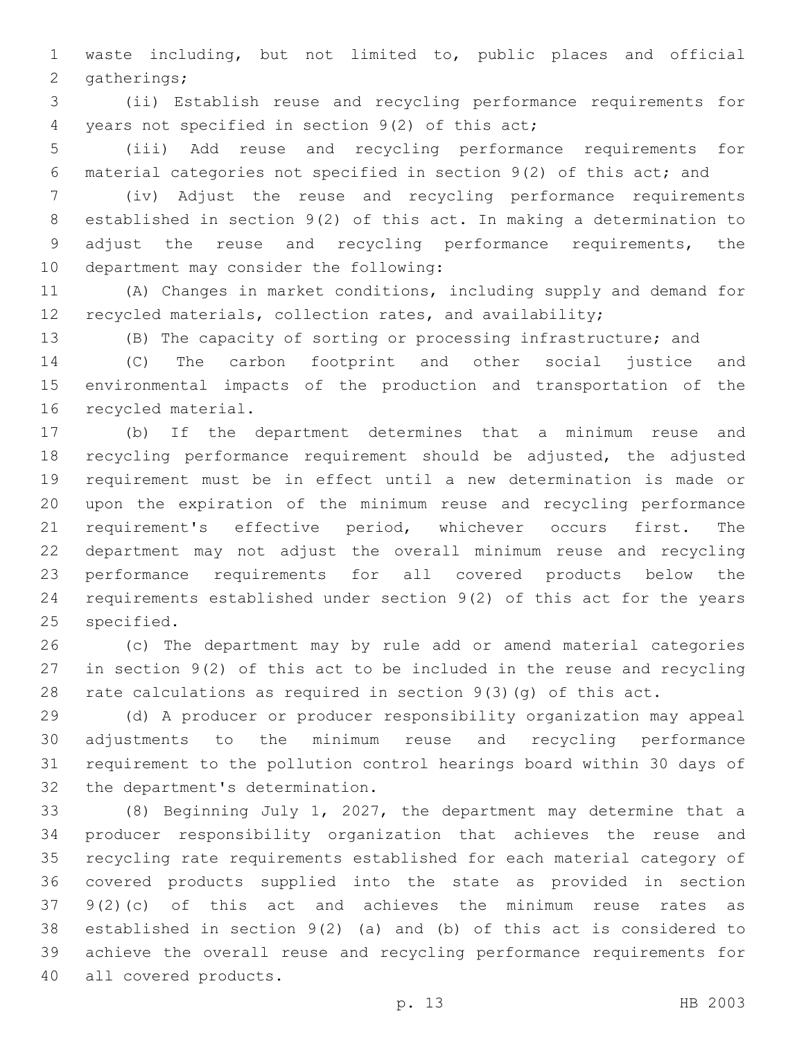waste including, but not limited to, public places and official gatherings;

(ii) Establish reuse and recycling performance requirements for years not specified in section 9(2) of this act;

(iii) Add reuse and recycling performance requirements for material categories not specified in section 9(2) of this act; and

(iv) Adjust the reuse and recycling performance requirements established in section 9(2) of this act. In making a determination to adjust the reuse and recycling performance requirements, the department may consider the following:

(A) Changes in market conditions, including supply and demand for recycled materials, collection rates, and availability;

(B) The capacity of sorting or processing infrastructure; and

(C) The carbon footprint and other social justice and environmental impacts of the production and transportation of the recycled material.

(b) If the department determines that a minimum reuse and recycling performance requirement should be adjusted, the adjusted requirement must be in effect until a new determination is made or upon the expiration of the minimum reuse and recycling performance requirement's effective period, whichever occurs first. The department may not adjust the overall minimum reuse and recycling performance requirements for all covered products below the requirements established under section 9(2) of this act for the years specified.

(c) The department may by rule add or amend material categories in section 9(2) of this act to be included in the reuse and recycling rate calculations as required in section 9(3)(g) of this act.

(d) A producer or producer responsibility organization may appeal adjustments to the minimum reuse and recycling performance requirement to the pollution control hearings board within 30 days of the department's determination.

(8) Beginning July 1, 2027, the department may determine that a producer responsibility organization that achieves the reuse and recycling rate requirements established for each material category of covered products supplied into the state as provided in section 9(2)(c) of this act and achieves the minimum reuse rates as established in section 9(2) (a) and (b) of this act is considered to achieve the overall reuse and recycling performance requirements for all covered products.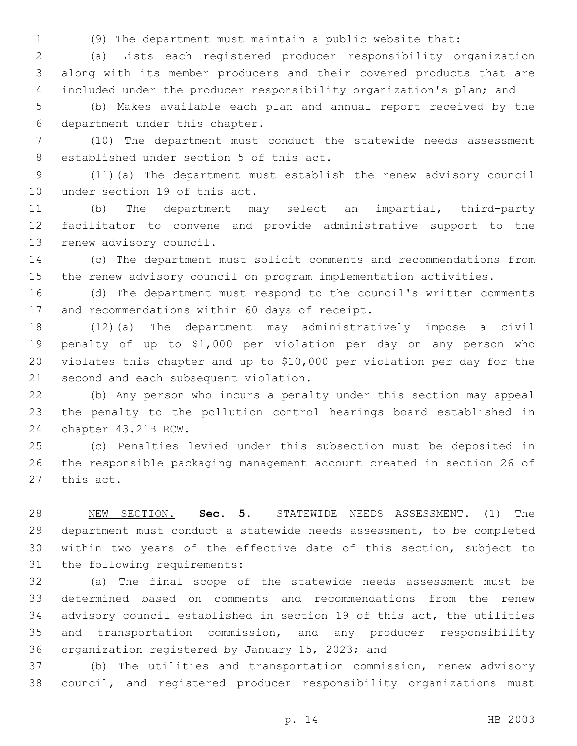(9) The department must maintain a public website that:

(a) Lists each registered producer responsibility organization along with its member producers and their covered products that are included under the producer responsibility organization's plan; and

(b) Makes available each plan and annual report received by the department under this chapter.

(10) The department must conduct the statewide needs assessment established under section 5 of this act.

(11)(a) The department must establish the renew advisory council under section 19 of this act.

(b) The department may select an impartial, third-party facilitator to convene and provide administrative support to the renew advisory council.

(c) The department must solicit comments and recommendations from the renew advisory council on program implementation activities.

(d) The department must respond to the council's written comments and recommendations within 60 days of receipt.

(12)(a) The department may administratively impose a civil penalty of up to $1,000 per violation per day on any person who violates this chapter and up to $10,000 per violation per day for the second and each subsequent violation.

(b) Any person who incurs a penalty under this section may appeal the penalty to the pollution control hearings board established in chapter 43.21B RCW.

(c) Penalties levied under this subsection must be deposited in the responsible packaging management account created in section 26 of this act.

NEW SECTION. **Sec. 5.** STATEWIDE NEEDS ASSESSMENT. (1) The department must conduct a statewide needs assessment, to be completed within two years of the effective date of this section, subject to the following requirements:

(a) The final scope of the statewide needs assessment must be determined based on comments and recommendations from the renew advisory council established in section 19 of this act, the utilities and transportation commission, and any producer responsibility organization registered by January 15, 2023; and

(b) The utilities and transportation commission, renew advisory council, and registered producer responsibility organizations must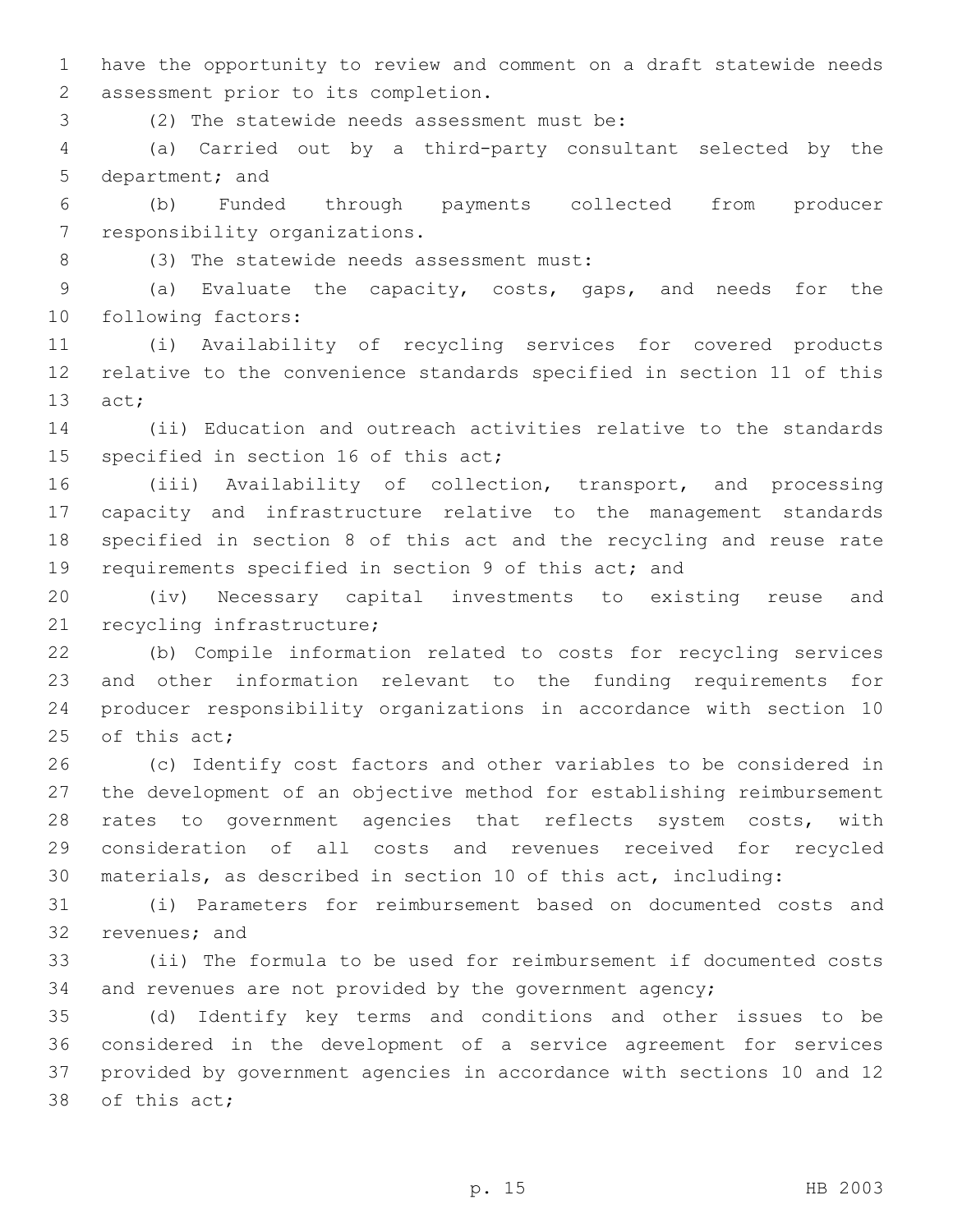have the opportunity to review and comment on a draft statewide needs assessment prior to its completion.

(2) The statewide needs assessment must be:

(a) Carried out by a third-party consultant selected by the department; and

(b) Funded through payments collected from producer responsibility organizations.

(3) The statewide needs assessment must:

(a) Evaluate the capacity, costs, gaps, and needs for the following factors:

(i) Availability of recycling services for covered products relative to the convenience standards specified in section 11 of this act;

(ii) Education and outreach activities relative to the standards specified in section 16 of this act;

(iii) Availability of collection, transport, and processing capacity and infrastructure relative to the management standards specified in section 8 of this act and the recycling and reuse rate requirements specified in section 9 of this act; and

(iv) Necessary capital investments to existing reuse and recycling infrastructure;

(b) Compile information related to costs for recycling services and other information relevant to the funding requirements for producer responsibility organizations in accordance with section 10 of this act;

(c) Identify cost factors and other variables to be considered in the development of an objective method for establishing reimbursement rates to government agencies that reflects system costs, with consideration of all costs and revenues received for recycled materials, as described in section 10 of this act, including:

(i) Parameters for reimbursement based on documented costs and revenues; and

(ii) The formula to be used for reimbursement if documented costs and revenues are not provided by the government agency;

(d) Identify key terms and conditions and other issues to be considered in the development of a service agreement for services provided by government agencies in accordance with sections 10 and 12 of this act;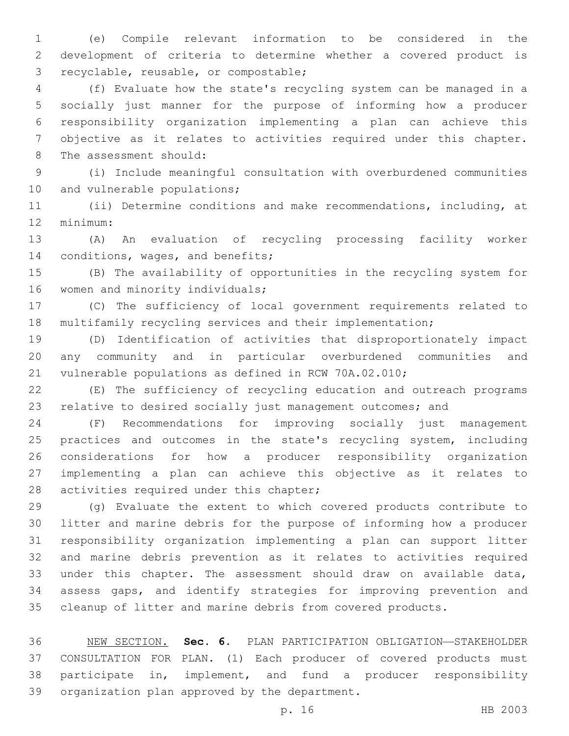(e) Compile relevant information to be considered in the development of criteria to determine whether a covered product is recyclable, reusable, or compostable;

(f) Evaluate how the state's recycling system can be managed in a socially just manner for the purpose of informing how a producer responsibility organization implementing a plan can achieve this objective as it relates to activities required under this chapter. The assessment should:

(i) Include meaningful consultation with overburdened communities and vulnerable populations;

(ii) Determine conditions and make recommendations, including, at minimum:

(A) An evaluation of recycling processing facility worker conditions, wages, and benefits;

(B) The availability of opportunities in the recycling system for women and minority individuals;

(C) The sufficiency of local government requirements related to multifamily recycling services and their implementation;

(D) Identification of activities that disproportionately impact any community and in particular overburdened communities and vulnerable populations as defined in RCW 70A.02.010;

(E) The sufficiency of recycling education and outreach programs relative to desired socially just management outcomes; and

(F) Recommendations for improving socially just management practices and outcomes in the state's recycling system, including considerations for how a producer responsibility organization implementing a plan can achieve this objective as it relates to activities required under this chapter;

(g) Evaluate the extent to which covered products contribute to litter and marine debris for the purpose of informing how a producer responsibility organization implementing a plan can support litter and marine debris prevention as it relates to activities required under this chapter. The assessment should draw on available data, assess gaps, and identify strategies for improving prevention and cleanup of litter and marine debris from covered products.

NEW SECTION. **Sec. 6.** PLAN PARTICIPATION OBLIGATION—STAKEHOLDER CONSULTATION FOR PLAN. (1) Each producer of covered products must participate in, implement, and fund a producer responsibility organization plan approved by the department.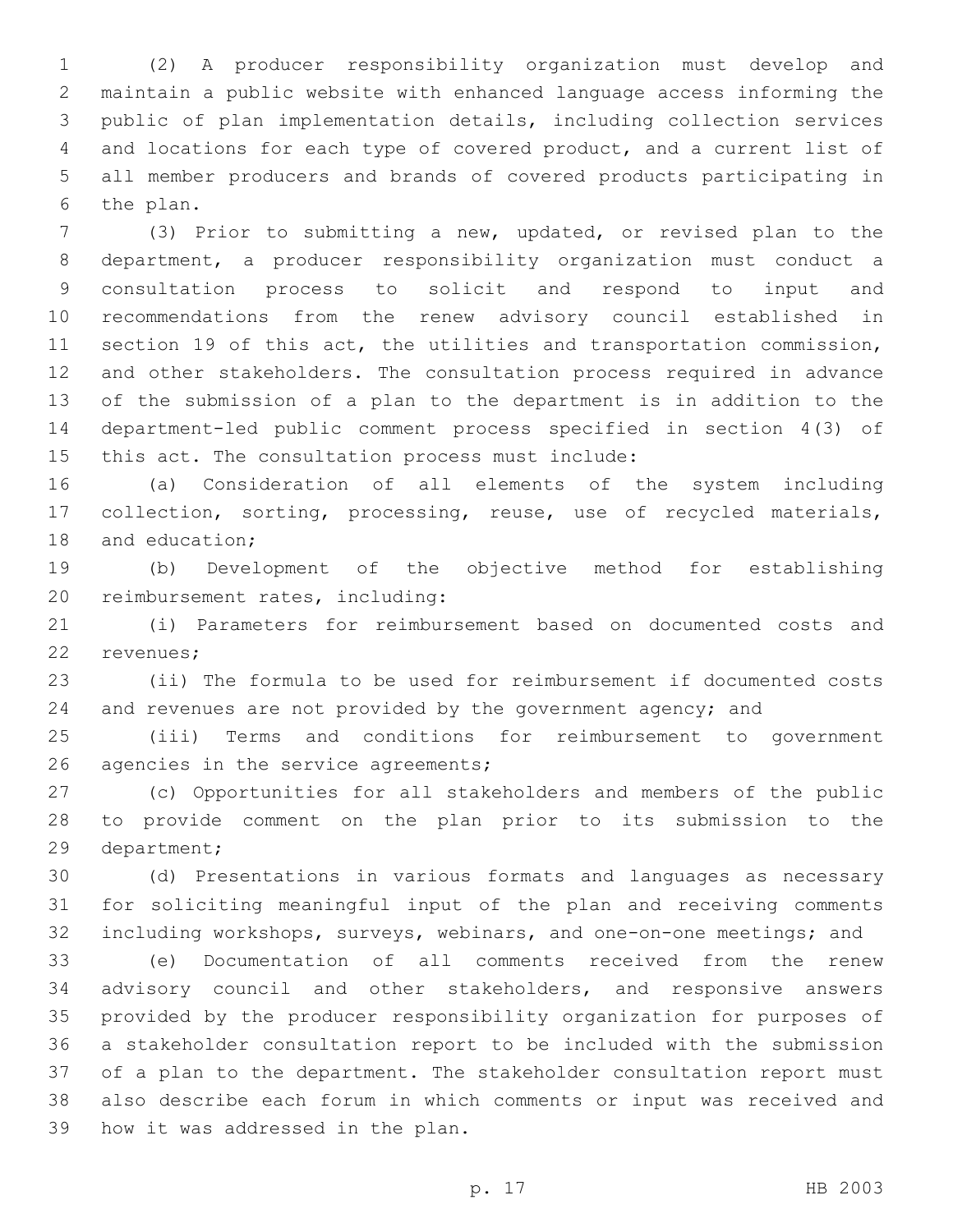(2) A producer responsibility organization must develop and maintain a public website with enhanced language access informing the public of plan implementation details, including collection services and locations for each type of covered product, and a current list of all member producers and brands of covered products participating in the plan.

(3) Prior to submitting a new, updated, or revised plan to the department, a producer responsibility organization must conduct a consultation process to solicit and respond to input and recommendations from the renew advisory council established in section 19 of this act, the utilities and transportation commission, and other stakeholders. The consultation process required in advance of the submission of a plan to the department is in addition to the department-led public comment process specified in section 4(3) of this act. The consultation process must include:

(a) Consideration of all elements of the system including collection, sorting, processing, reuse, use of recycled materials, and education;

(b) Development of the objective method for establishing reimbursement rates, including:

(i) Parameters for reimbursement based on documented costs and revenues;

(ii) The formula to be used for reimbursement if documented costs and revenues are not provided by the government agency; and

(iii) Terms and conditions for reimbursement to government agencies in the service agreements;

(c) Opportunities for all stakeholders and members of the public to provide comment on the plan prior to its submission to the department;

(d) Presentations in various formats and languages as necessary for soliciting meaningful input of the plan and receiving comments including workshops, surveys, webinars, and one-on-one meetings; and

(e) Documentation of all comments received from the renew advisory council and other stakeholders, and responsive answers provided by the producer responsibility organization for purposes of a stakeholder consultation report to be included with the submission of a plan to the department. The stakeholder consultation report must also describe each forum in which comments or input was received and how it was addressed in the plan.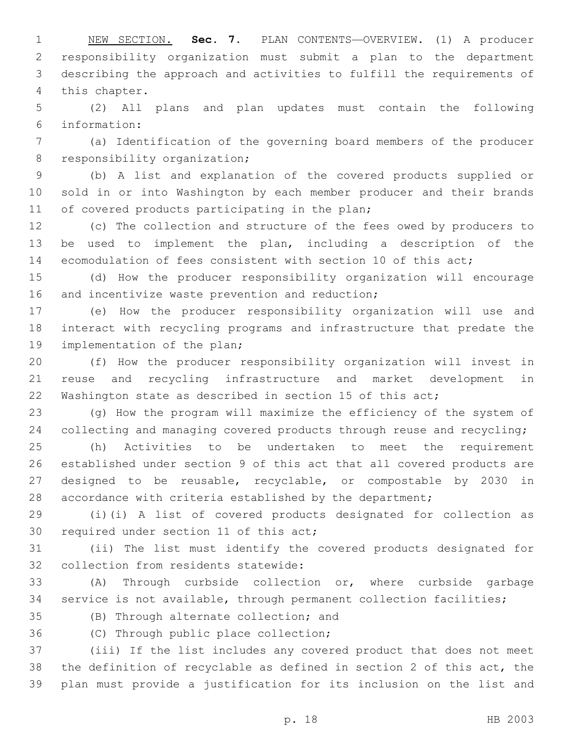NEW SECTION. **Sec. 7.** PLAN CONTENTS—OVERVIEW. (1) A producer responsibility organization must submit a plan to the department describing the approach and activities to fulfill the requirements of this chapter.

(2) All plans and plan updates must contain the following information:

(a) Identification of the governing board members of the producer responsibility organization;

(b) A list and explanation of the covered products supplied or sold in or into Washington by each member producer and their brands of covered products participating in the plan;

(c) The collection and structure of the fees owed by producers to be used to implement the plan, including a description of the ecomodulation of fees consistent with section 10 of this act;

(d) How the producer responsibility organization will encourage and incentivize waste prevention and reduction;

(e) How the producer responsibility organization will use and interact with recycling programs and infrastructure that predate the implementation of the plan;

(f) How the producer responsibility organization will invest in reuse and recycling infrastructure and market development in Washington state as described in section 15 of this act;

(g) How the program will maximize the efficiency of the system of collecting and managing covered products through reuse and recycling;

(h) Activities to be undertaken to meet the requirement established under section 9 of this act that all covered products are designed to be reusable, recyclable, or compostable by 2030 in accordance with criteria established by the department;

(i)(i) A list of covered products designated for collection as required under section 11 of this act;

(ii) The list must identify the covered products designated for collection from residents statewide:

(A) Through curbside collection or, where curbside garbage service is not available, through permanent collection facilities;

(B) Through alternate collection; and

(C) Through public place collection;

(iii) If the list includes any covered product that does not meet the definition of recyclable as defined in section 2 of this act, the plan must provide a justification for its inclusion on the list and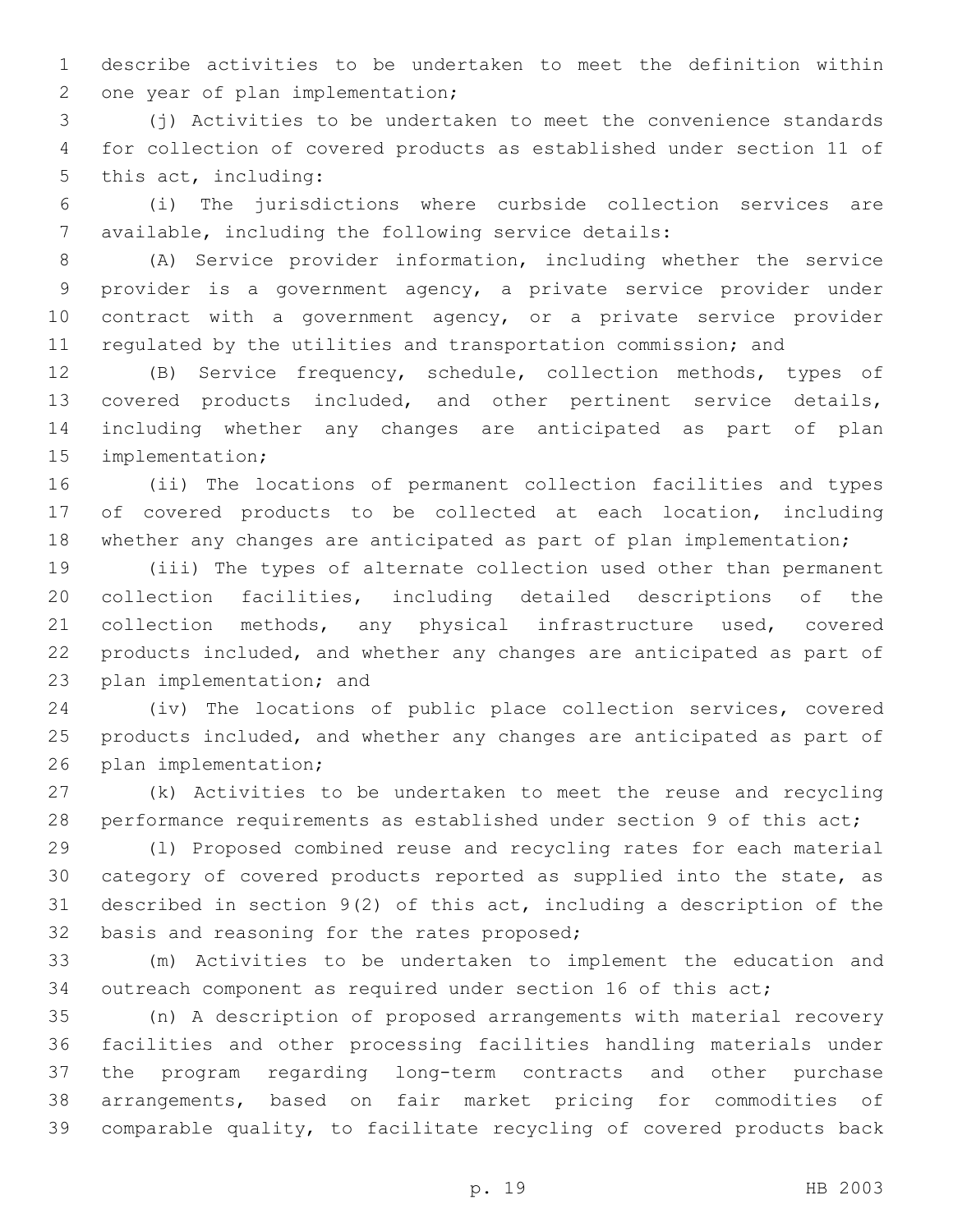describe activities to be undertaken to meet the definition within one year of plan implementation;

(j) Activities to be undertaken to meet the convenience standards for collection of covered products as established under section 11 of this act, including:

(i) The jurisdictions where curbside collection services are available, including the following service details:

(A) Service provider information, including whether the service provider is a government agency, a private service provider under contract with a government agency, or a private service provider regulated by the utilities and transportation commission; and

(B) Service frequency, schedule, collection methods, types of covered products included, and other pertinent service details, including whether any changes are anticipated as part of plan implementation;

(ii) The locations of permanent collection facilities and types of covered products to be collected at each location, including whether any changes are anticipated as part of plan implementation;

(iii) The types of alternate collection used other than permanent collection facilities, including detailed descriptions of the collection methods, any physical infrastructure used, covered products included, and whether any changes are anticipated as part of plan implementation; and

(iv) The locations of public place collection services, covered products included, and whether any changes are anticipated as part of plan implementation;

(k) Activities to be undertaken to meet the reuse and recycling performance requirements as established under section 9 of this act;

(l) Proposed combined reuse and recycling rates for each material category of covered products reported as supplied into the state, as described in section 9(2) of this act, including a description of the basis and reasoning for the rates proposed;

(m) Activities to be undertaken to implement the education and outreach component as required under section 16 of this act;

(n) A description of proposed arrangements with material recovery facilities and other processing facilities handling materials under the program regarding long-term contracts and other purchase arrangements, based on fair market pricing for commodities of comparable quality, to facilitate recycling of covered products back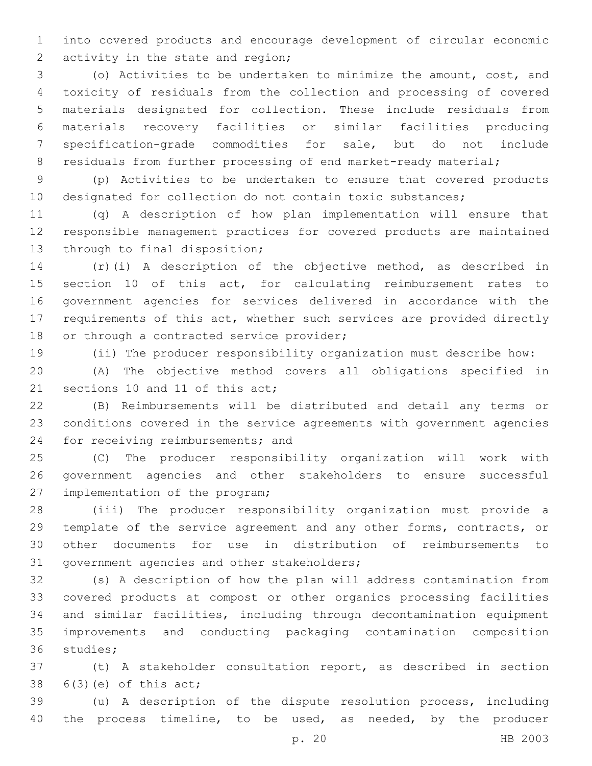into covered products and encourage development of circular economic activity in the state and region;

(o) Activities to be undertaken to minimize the amount, cost, and toxicity of residuals from the collection and processing of covered materials designated for collection. These include residuals from materials recovery facilities or similar facilities producing specification-grade commodities for sale, but do not include residuals from further processing of end market-ready material;

(p) Activities to be undertaken to ensure that covered products designated for collection do not contain toxic substances;

(q) A description of how plan implementation will ensure that responsible management practices for covered products are maintained through to final disposition;

(r)(i) A description of the objective method, as described in section 10 of this act, for calculating reimbursement rates to government agencies for services delivered in accordance with the requirements of this act, whether such services are provided directly or through a contracted service provider;

(ii) The producer responsibility organization must describe how:

(A) The objective method covers all obligations specified in sections 10 and 11 of this act;

(B) Reimbursements will be distributed and detail any terms or conditions covered in the service agreements with government agencies for receiving reimbursements; and

(C) The producer responsibility organization will work with government agencies and other stakeholders to ensure successful implementation of the program;

(iii) The producer responsibility organization must provide a template of the service agreement and any other forms, contracts, or other documents for use in distribution of reimbursements to government agencies and other stakeholders;

(s) A description of how the plan will address contamination from covered products at compost or other organics processing facilities and similar facilities, including through decontamination equipment improvements and conducting packaging contamination composition studies;

(t) A stakeholder consultation report, as described in section 6(3)(e) of this act;

(u) A description of the dispute resolution process, including the process timeline, to be used, as needed, by the producer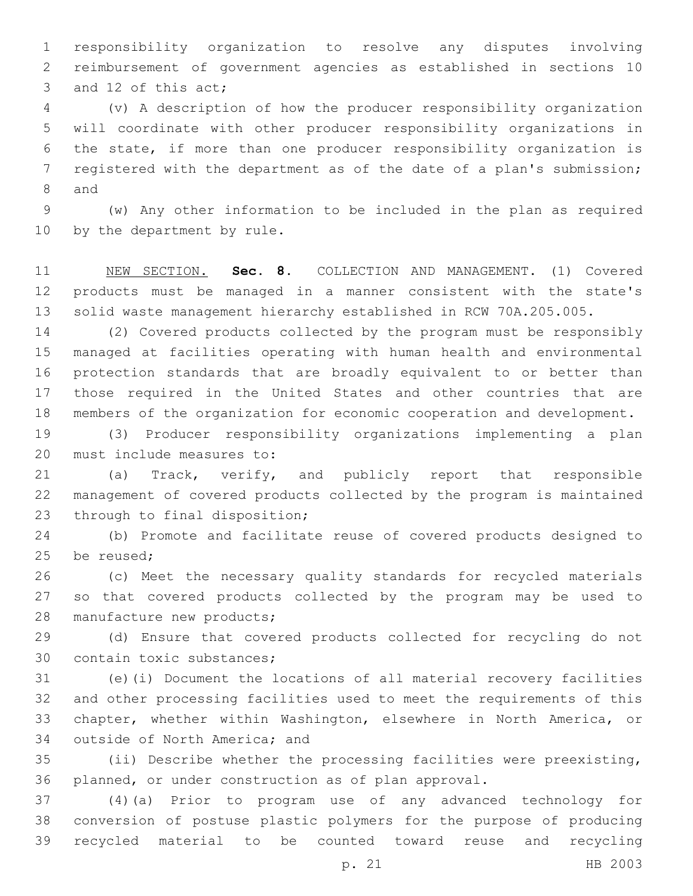responsibility organization to resolve any disputes involving reimbursement of government agencies as established in sections 10 and 12 of this act;

(v) A description of how the producer responsibility organization will coordinate with other producer responsibility organizations in the state, if more than one producer responsibility organization is registered with the department as of the date of a plan's submission; and

(w) Any other information to be included in the plan as required by the department by rule.

NEW SECTION. **Sec. 8.** COLLECTION AND MANAGEMENT. (1) Covered products must be managed in a manner consistent with the state's solid waste management hierarchy established in RCW 70A.205.005.

(2) Covered products collected by the program must be responsibly managed at facilities operating with human health and environmental protection standards that are broadly equivalent to or better than those required in the United States and other countries that are members of the organization for economic cooperation and development.

(3) Producer responsibility organizations implementing a plan must include measures to:

(a) Track, verify, and publicly report that responsible management of covered products collected by the program is maintained through to final disposition;

(b) Promote and facilitate reuse of covered products designed to be reused;

(c) Meet the necessary quality standards for recycled materials so that covered products collected by the program may be used to manufacture new products;

(d) Ensure that covered products collected for recycling do not contain toxic substances;

(e)(i) Document the locations of all material recovery facilities and other processing facilities used to meet the requirements of this chapter, whether within Washington, elsewhere in North America, or outside of North America; and

(ii) Describe whether the processing facilities were preexisting, planned, or under construction as of plan approval.

(4)(a) Prior to program use of any advanced technology for conversion of postuse plastic polymers for the purpose of producing recycled material to be counted toward reuse and recycling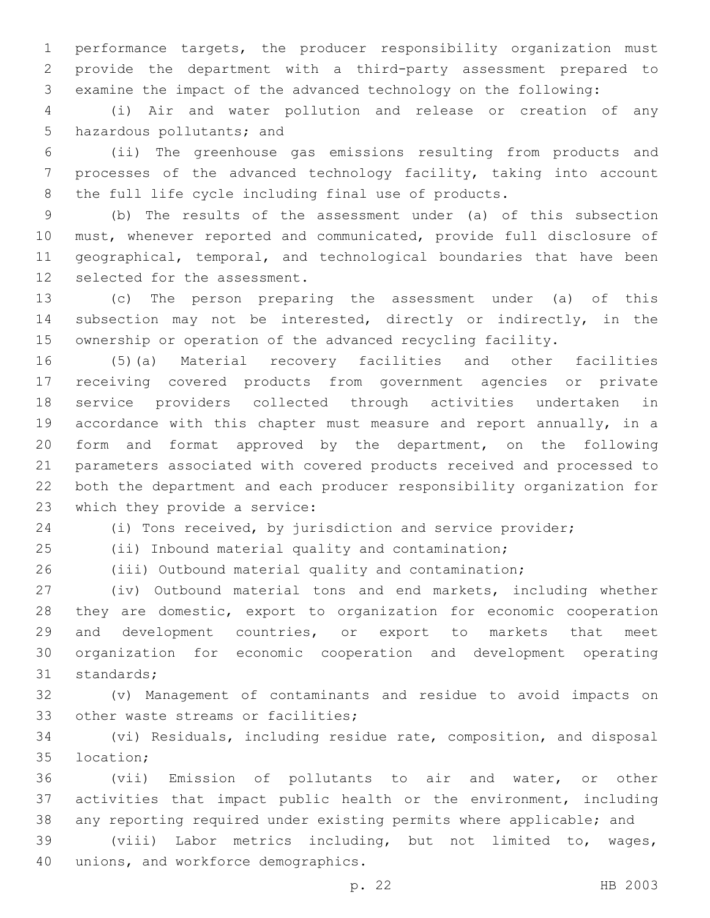performance targets, the producer responsibility organization must provide the department with a third-party assessment prepared to examine the impact of the advanced technology on the following:

(i) Air and water pollution and release or creation of any hazardous pollutants; and

(ii) The greenhouse gas emissions resulting from products and processes of the advanced technology facility, taking into account the full life cycle including final use of products.

(b) The results of the assessment under (a) of this subsection must, whenever reported and communicated, provide full disclosure of geographical, temporal, and technological boundaries that have been selected for the assessment.

(c) The person preparing the assessment under (a) of this subsection may not be interested, directly or indirectly, in the ownership or operation of the advanced recycling facility.

(5)(a) Material recovery facilities and other facilities receiving covered products from government agencies or private service providers collected through activities undertaken in accordance with this chapter must measure and report annually, in a form and format approved by the department, on the following parameters associated with covered products received and processed to both the department and each producer responsibility organization for which they provide a service:

(i) Tons received, by jurisdiction and service provider;

(ii) Inbound material quality and contamination;

(iii) Outbound material quality and contamination;

(iv) Outbound material tons and end markets, including whether they are domestic, export to organization for economic cooperation and development countries, or export to markets that meet organization for economic cooperation and development operating standards;

(v) Management of contaminants and residue to avoid impacts on other waste streams or facilities;

(vi) Residuals, including residue rate, composition, and disposal location;

(vii) Emission of pollutants to air and water, or other activities that impact public health or the environment, including any reporting required under existing permits where applicable; and

(viii) Labor metrics including, but not limited to, wages, unions, and workforce demographics.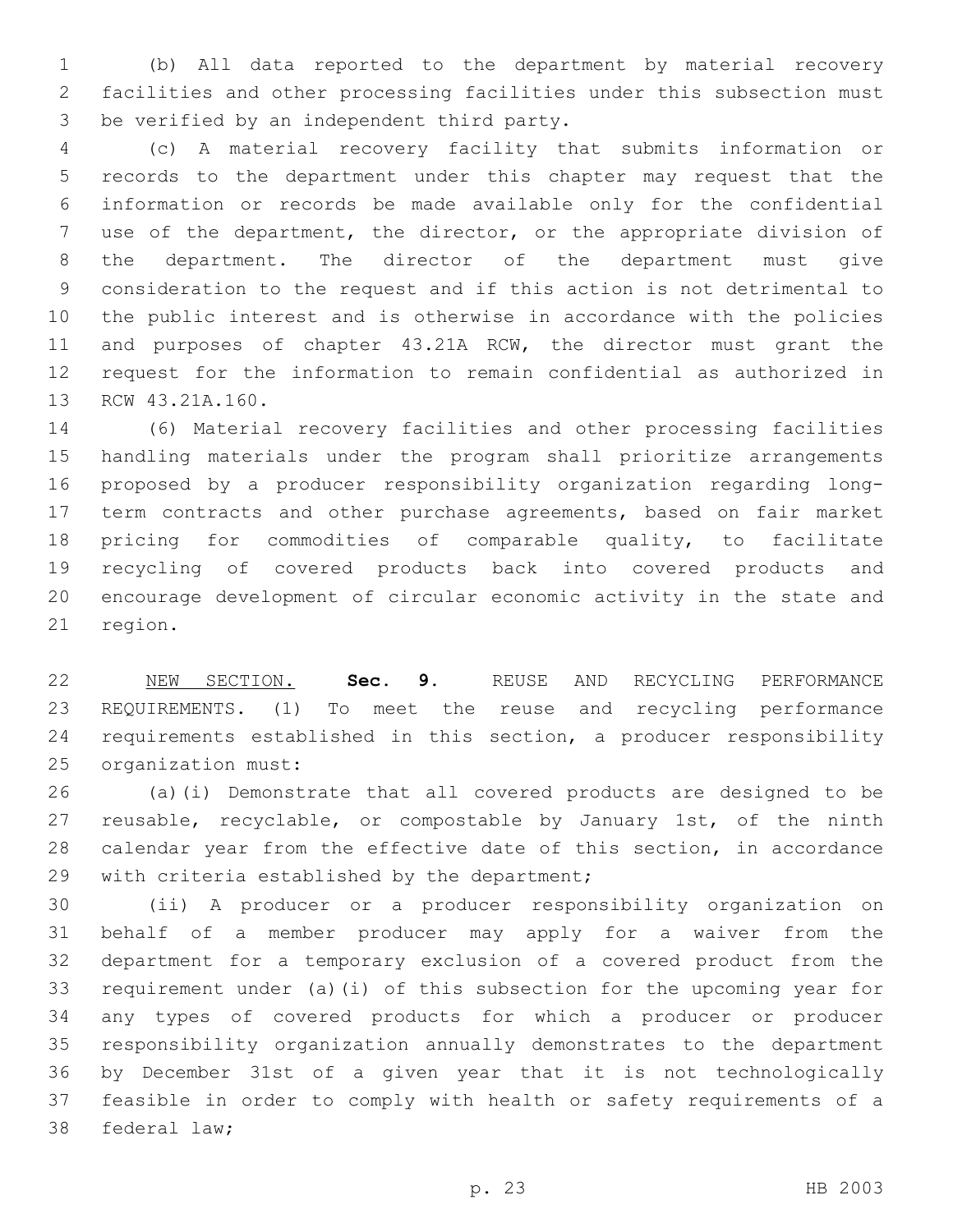(b) All data reported to the department by material recovery facilities and other processing facilities under this subsection must be verified by an independent third party.

(c) A material recovery facility that submits information or records to the department under this chapter may request that the information or records be made available only for the confidential use of the department, the director, or the appropriate division of the department. The director of the department must give consideration to the request and if this action is not detrimental to the public interest and is otherwise in accordance with the policies and purposes of chapter 43.21A RCW, the director must grant the request for the information to remain confidential as authorized in RCW 43.21A.160.

(6) Material recovery facilities and other processing facilities handling materials under the program shall prioritize arrangements proposed by a producer responsibility organization regarding long-term contracts and other purchase agreements, based on fair market pricing for commodities of comparable quality, to facilitate recycling of covered products back into covered products and encourage development of circular economic activity in the state and region.

NEW SECTION. **Sec. 9.** REUSE AND RECYCLING PERFORMANCE REQUIREMENTS. (1) To meet the reuse and recycling performance requirements established in this section, a producer responsibility organization must:

(a)(i) Demonstrate that all covered products are designed to be reusable, recyclable, or compostable by January 1st, of the ninth calendar year from the effective date of this section, in accordance with criteria established by the department;

(ii) A producer or a producer responsibility organization on behalf of a member producer may apply for a waiver from the department for a temporary exclusion of a covered product from the requirement under (a)(i) of this subsection for the upcoming year for any types of covered products for which a producer or producer responsibility organization annually demonstrates to the department by December 31st of a given year that it is not technologically feasible in order to comply with health or safety requirements of a federal law;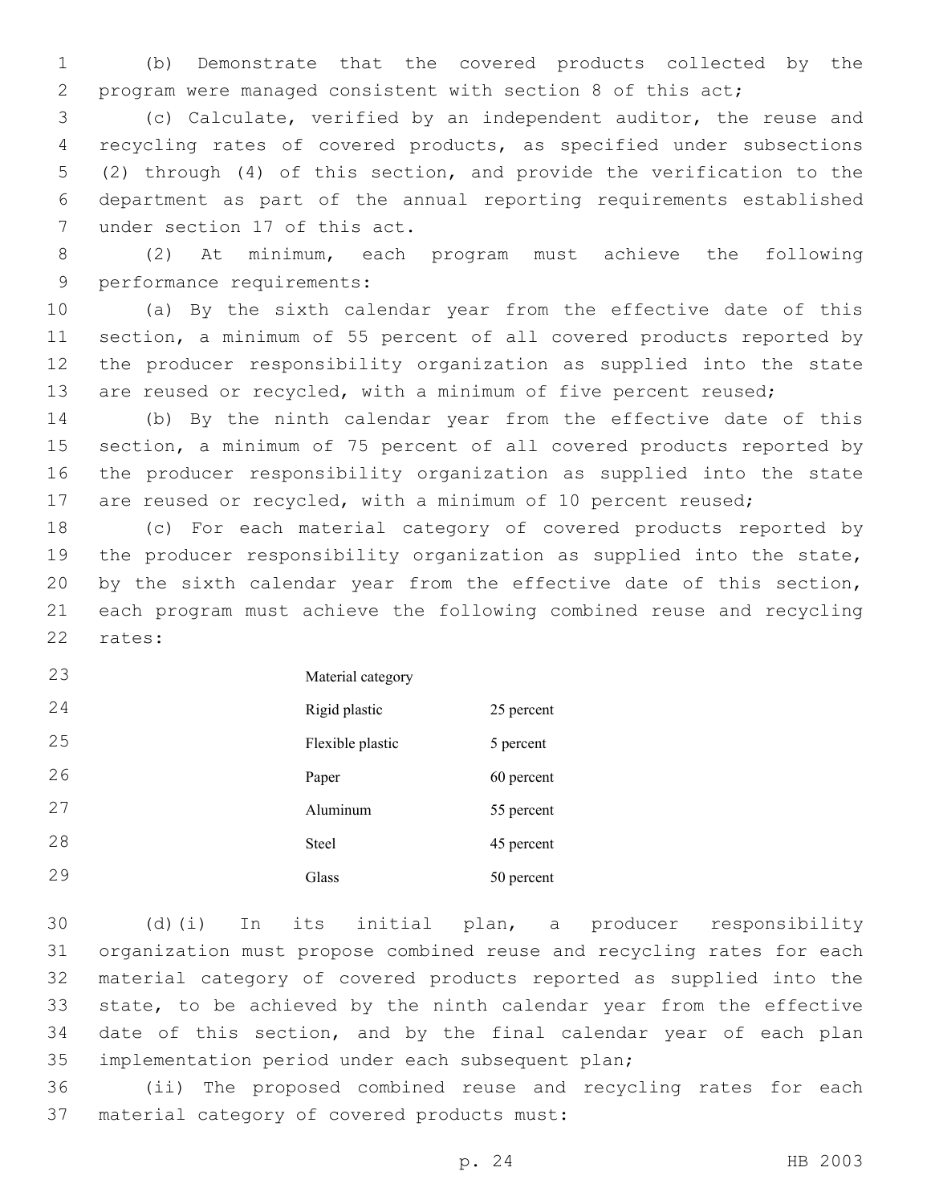(b) Demonstrate that the covered products collected by the program were managed consistent with section 8 of this act;

(c) Calculate, verified by an independent auditor, the reuse and recycling rates of covered products, as specified under subsections (2) through (4) of this section, and provide the verification to the department as part of the annual reporting requirements established under section 17 of this act.

(2) At minimum, each program must achieve the following performance requirements:

(a) By the sixth calendar year from the effective date of this section, a minimum of 55 percent of all covered products reported by the producer responsibility organization as supplied into the state are reused or recycled, with a minimum of five percent reused;

(b) By the ninth calendar year from the effective date of this section, a minimum of 75 percent of all covered products reported by the producer responsibility organization as supplied into the state are reused or recycled, with a minimum of 10 percent reused;

(c) For each material category of covered products reported by the producer responsibility organization as supplied into the state, by the sixth calendar year from the effective date of this section, each program must achieve the following combined reuse and recycling rates:

| Material category | |
|---|---|
| Rigid plastic | 25 percent |
| Flexible plastic | 5 percent |
| Paper | 60 percent |
| Aluminum | 55 percent |
| Steel | 45 percent |
| Glass | 50 percent |

(d)(i) In its initial plan, a producer responsibility organization must propose combined reuse and recycling rates for each material category of covered products reported as supplied into the state, to be achieved by the ninth calendar year from the effective date of this section, and by the final calendar year of each plan implementation period under each subsequent plan;

(ii) The proposed combined reuse and recycling rates for each material category of covered products must: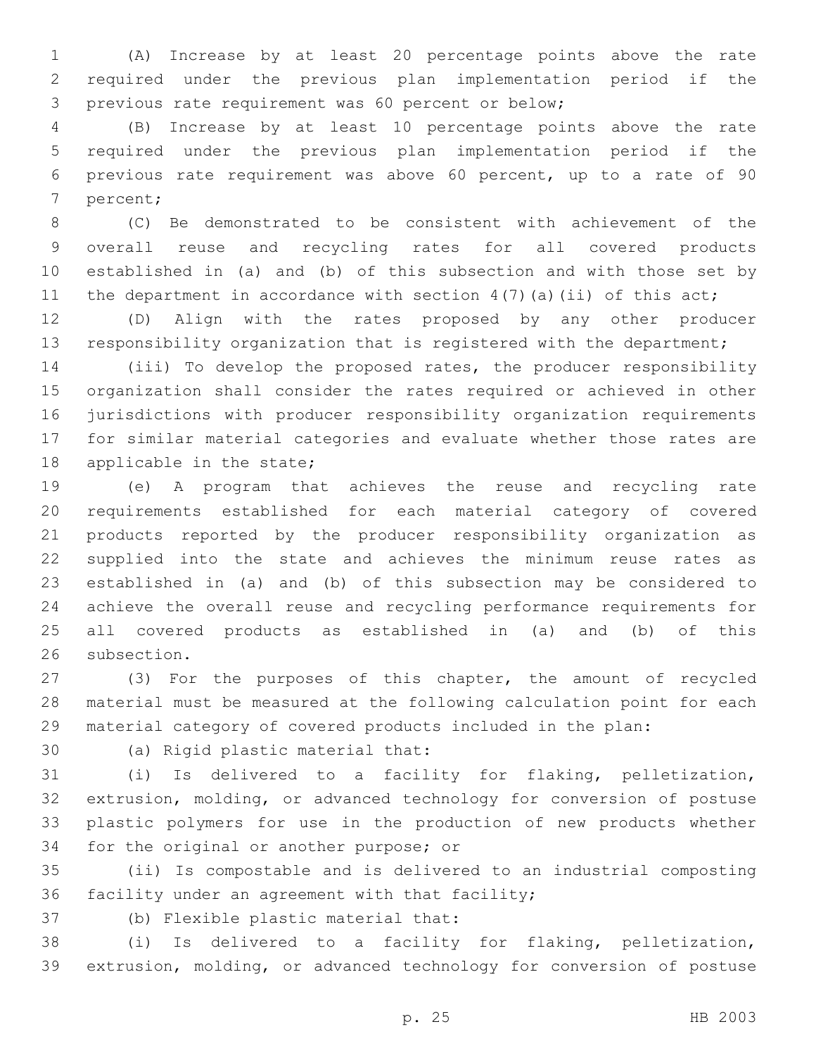(A) Increase by at least 20 percentage points above the rate required under the previous plan implementation period if the previous rate requirement was 60 percent or below;

(B) Increase by at least 10 percentage points above the rate required under the previous plan implementation period if the previous rate requirement was above 60 percent, up to a rate of 90 percent;

(C) Be demonstrated to be consistent with achievement of the overall reuse and recycling rates for all covered products established in (a) and (b) of this subsection and with those set by the department in accordance with section 4(7)(a)(ii) of this act;

(D) Align with the rates proposed by any other producer responsibility organization that is registered with the department;

(iii) To develop the proposed rates, the producer responsibility organization shall consider the rates required or achieved in other jurisdictions with producer responsibility organization requirements for similar material categories and evaluate whether those rates are applicable in the state;

(e) A program that achieves the reuse and recycling rate requirements established for each material category of covered products reported by the producer responsibility organization as supplied into the state and achieves the minimum reuse rates as established in (a) and (b) of this subsection may be considered to achieve the overall reuse and recycling performance requirements for all covered products as established in (a) and (b) of this subsection.

(3) For the purposes of this chapter, the amount of recycled material must be measured at the following calculation point for each material category of covered products included in the plan:

(a) Rigid plastic material that:

(i) Is delivered to a facility for flaking, pelletization, extrusion, molding, or advanced technology for conversion of postuse plastic polymers for use in the production of new products whether for the original or another purpose; or

(ii) Is compostable and is delivered to an industrial composting facility under an agreement with that facility;

(b) Flexible plastic material that:

(i) Is delivered to a facility for flaking, pelletization, extrusion, molding, or advanced technology for conversion of postuse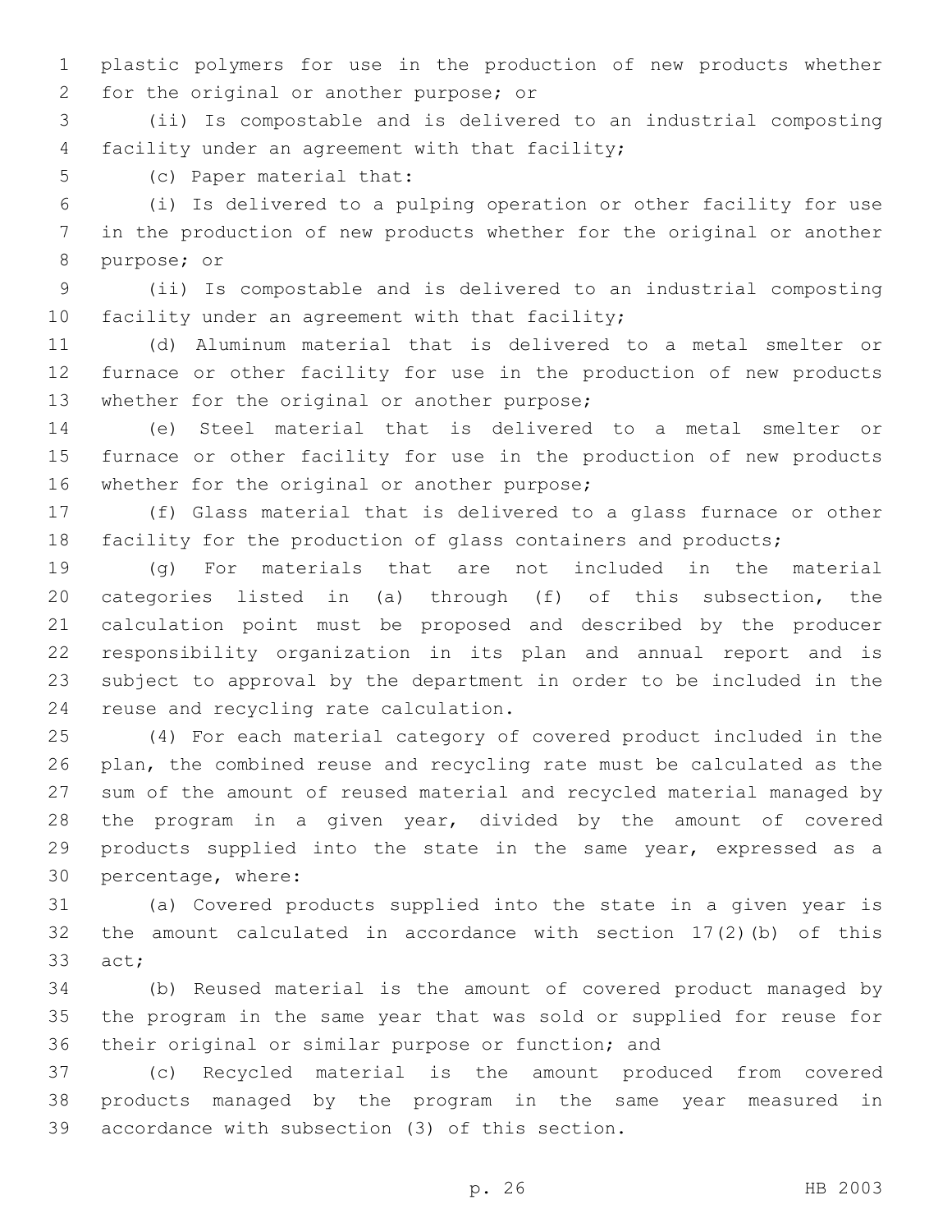plastic polymers for use in the production of new products whether for the original or another purpose; or

(ii) Is compostable and is delivered to an industrial composting facility under an agreement with that facility;

(c) Paper material that:

(i) Is delivered to a pulping operation or other facility for use in the production of new products whether for the original or another purpose; or

(ii) Is compostable and is delivered to an industrial composting facility under an agreement with that facility;

(d) Aluminum material that is delivered to a metal smelter or furnace or other facility for use in the production of new products whether for the original or another purpose;

(e) Steel material that is delivered to a metal smelter or furnace or other facility for use in the production of new products whether for the original or another purpose;

(f) Glass material that is delivered to a glass furnace or other facility for the production of glass containers and products;

(g) For materials that are not included in the material categories listed in (a) through (f) of this subsection, the calculation point must be proposed and described by the producer responsibility organization in its plan and annual report and is subject to approval by the department in order to be included in the reuse and recycling rate calculation.

(4) For each material category of covered product included in the plan, the combined reuse and recycling rate must be calculated as the sum of the amount of reused material and recycled material managed by the program in a given year, divided by the amount of covered products supplied into the state in the same year, expressed as a percentage, where:

(a) Covered products supplied into the state in a given year is the amount calculated in accordance with section 17(2)(b) of this act;

(b) Reused material is the amount of covered product managed by the program in the same year that was sold or supplied for reuse for their original or similar purpose or function; and

(c) Recycled material is the amount produced from covered products managed by the program in the same year measured in accordance with subsection (3) of this section.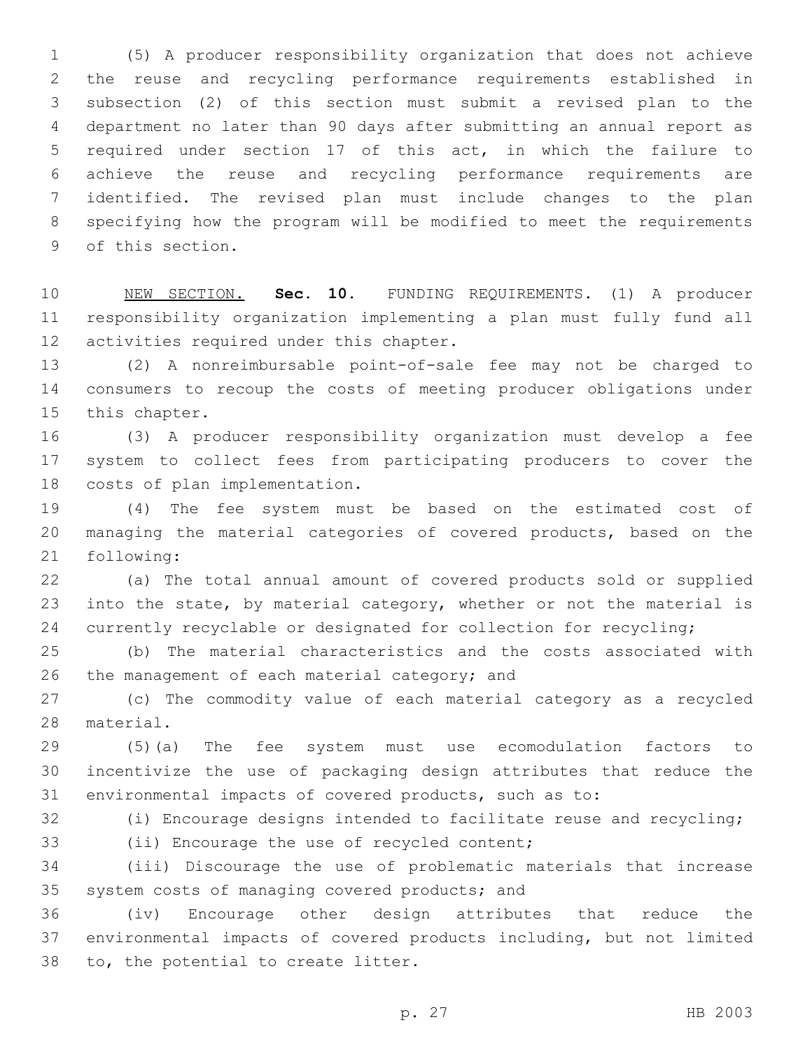(5) A producer responsibility organization that does not achieve the reuse and recycling performance requirements established in subsection (2) of this section must submit a revised plan to the department no later than 90 days after submitting an annual report as required under section 17 of this act, in which the failure to achieve the reuse and recycling performance requirements are identified. The revised plan must include changes to the plan specifying how the program will be modified to meet the requirements of this section.

NEW SECTION. **Sec. 10.** FUNDING REQUIREMENTS. (1) A producer responsibility organization implementing a plan must fully fund all activities required under this chapter.

(2) A nonreimbursable point-of-sale fee may not be charged to consumers to recoup the costs of meeting producer obligations under this chapter.

(3) A producer responsibility organization must develop a fee system to collect fees from participating producers to cover the costs of plan implementation.

(4) The fee system must be based on the estimated cost of managing the material categories of covered products, based on the following:

(a) The total annual amount of covered products sold or supplied into the state, by material category, whether or not the material is currently recyclable or designated for collection for recycling;

(b) The material characteristics and the costs associated with the management of each material category; and

(c) The commodity value of each material category as a recycled material.

(5)(a) The fee system must use ecomodulation factors to incentivize the use of packaging design attributes that reduce the environmental impacts of covered products, such as to:

(i) Encourage designs intended to facilitate reuse and recycling;

(ii) Encourage the use of recycled content;

(iii) Discourage the use of problematic materials that increase system costs of managing covered products; and

(iv) Encourage other design attributes that reduce the environmental impacts of covered products including, but not limited to, the potential to create litter.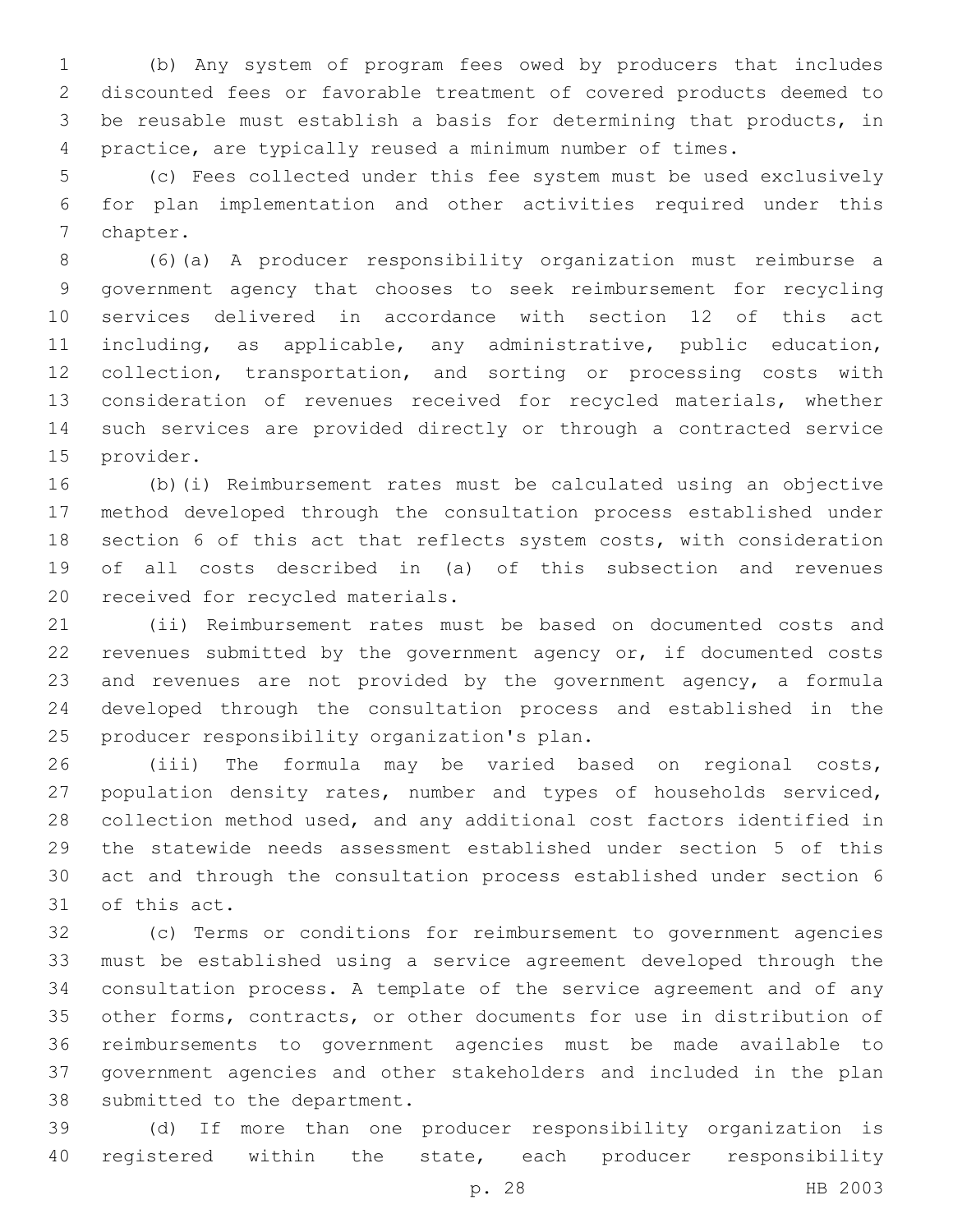(b) Any system of program fees owed by producers that includes discounted fees or favorable treatment of covered products deemed to be reusable must establish a basis for determining that products, in practice, are typically reused a minimum number of times.

(c) Fees collected under this fee system must be used exclusively for plan implementation and other activities required under this chapter.

(6)(a) A producer responsibility organization must reimburse a government agency that chooses to seek reimbursement for recycling services delivered in accordance with section 12 of this act including, as applicable, any administrative, public education, collection, transportation, and sorting or processing costs with consideration of revenues received for recycled materials, whether such services are provided directly or through a contracted service provider.

(b)(i) Reimbursement rates must be calculated using an objective method developed through the consultation process established under section 6 of this act that reflects system costs, with consideration of all costs described in (a) of this subsection and revenues received for recycled materials.

(ii) Reimbursement rates must be based on documented costs and revenues submitted by the government agency or, if documented costs and revenues are not provided by the government agency, a formula developed through the consultation process and established in the producer responsibility organization's plan.

(iii) The formula may be varied based on regional costs, population density rates, number and types of households serviced, collection method used, and any additional cost factors identified in the statewide needs assessment established under section 5 of this act and through the consultation process established under section 6 of this act.

(c) Terms or conditions for reimbursement to government agencies must be established using a service agreement developed through the consultation process. A template of the service agreement and of any other forms, contracts, or other documents for use in distribution of reimbursements to government agencies must be made available to government agencies and other stakeholders and included in the plan submitted to the department.

(d) If more than one producer responsibility organization is registered within the state, each producer responsibility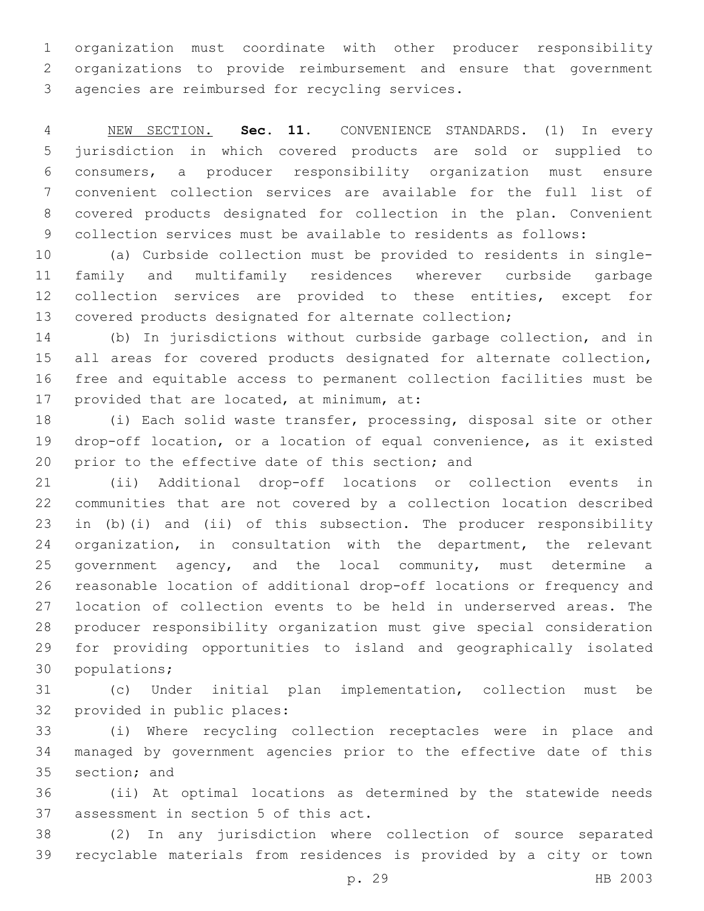organization must coordinate with other producer responsibility organizations to provide reimbursement and ensure that government agencies are reimbursed for recycling services.

NEW SECTION. **Sec. 11.** CONVENIENCE STANDARDS. (1) In every jurisdiction in which covered products are sold or supplied to consumers, a producer responsibility organization must ensure convenient collection services are available for the full list of covered products designated for collection in the plan. Convenient collection services must be available to residents as follows:

(a) Curbside collection must be provided to residents in single-family and multifamily residences wherever curbside garbage collection services are provided to these entities, except for covered products designated for alternate collection;

(b) In jurisdictions without curbside garbage collection, and in all areas for covered products designated for alternate collection, free and equitable access to permanent collection facilities must be provided that are located, at minimum, at:

(i) Each solid waste transfer, processing, disposal site or other drop-off location, or a location of equal convenience, as it existed prior to the effective date of this section; and

(ii) Additional drop-off locations or collection events in communities that are not covered by a collection location described in (b)(i) and (ii) of this subsection. The producer responsibility organization, in consultation with the department, the relevant government agency, and the local community, must determine a reasonable location of additional drop-off locations or frequency and location of collection events to be held in underserved areas. The producer responsibility organization must give special consideration for providing opportunities to island and geographically isolated populations;

(c) Under initial plan implementation, collection must be provided in public places:

(i) Where recycling collection receptacles were in place and managed by government agencies prior to the effective date of this section; and

(ii) At optimal locations as determined by the statewide needs assessment in section 5 of this act.

(2) In any jurisdiction where collection of source separated recyclable materials from residences is provided by a city or town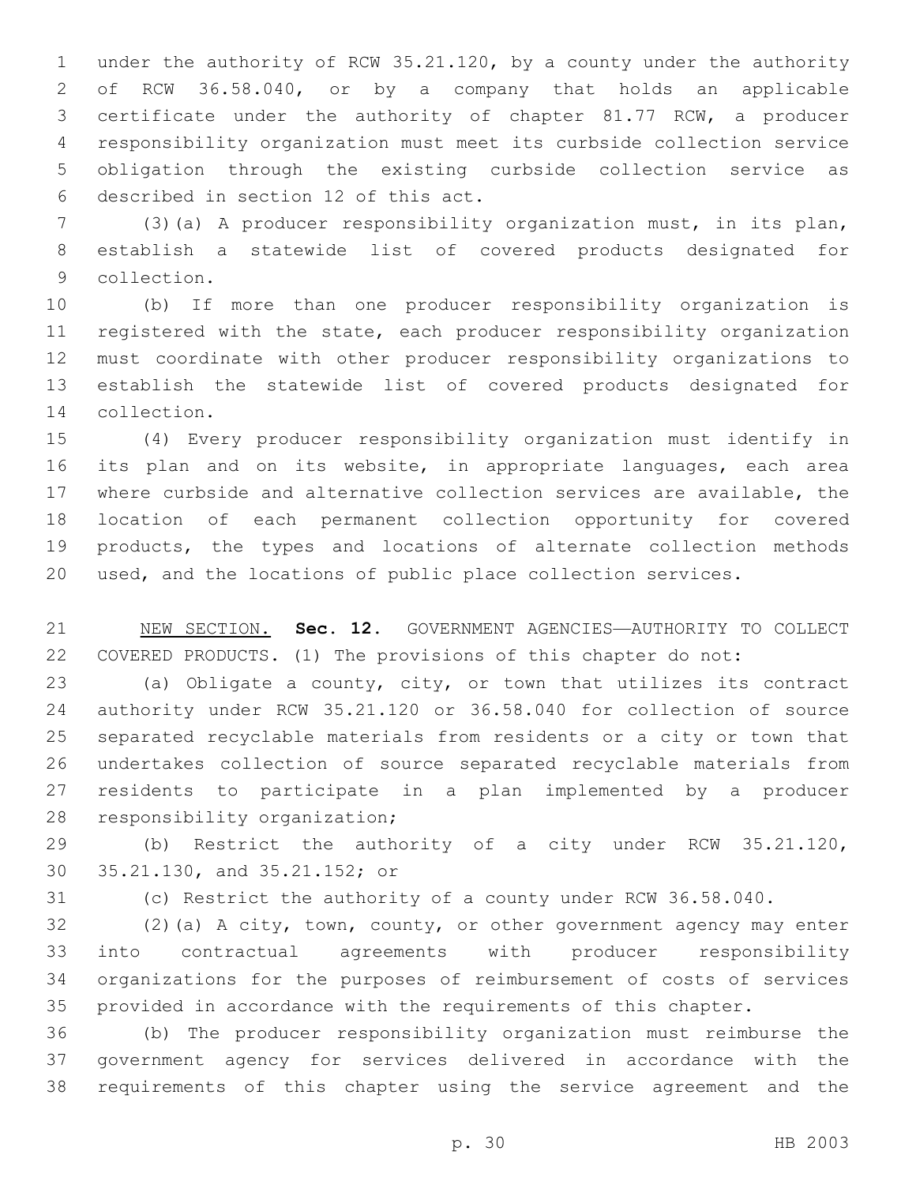under the authority of RCW 35.21.120, by a county under the authority of RCW 36.58.040, or by a company that holds an applicable certificate under the authority of chapter 81.77 RCW, a producer responsibility organization must meet its curbside collection service obligation through the existing curbside collection service as described in section 12 of this act.

(3)(a) A producer responsibility organization must, in its plan, establish a statewide list of covered products designated for collection.

(b) If more than one producer responsibility organization is registered with the state, each producer responsibility organization must coordinate with other producer responsibility organizations to establish the statewide list of covered products designated for collection.

(4) Every producer responsibility organization must identify in its plan and on its website, in appropriate languages, each area where curbside and alternative collection services are available, the location of each permanent collection opportunity for covered products, the types and locations of alternate collection methods used, and the locations of public place collection services.

NEW SECTION. **Sec. 12.** GOVERNMENT AGENCIES—AUTHORITY TO COLLECT COVERED PRODUCTS. (1) The provisions of this chapter do not:

(a) Obligate a county, city, or town that utilizes its contract authority under RCW 35.21.120 or 36.58.040 for collection of source separated recyclable materials from residents or a city or town that undertakes collection of source separated recyclable materials from residents to participate in a plan implemented by a producer responsibility organization;

(b) Restrict the authority of a city under RCW 35.21.120, 35.21.130, and 35.21.152; or

(c) Restrict the authority of a county under RCW 36.58.040.

(2)(a) A city, town, county, or other government agency may enter into contractual agreements with producer responsibility organizations for the purposes of reimbursement of costs of services provided in accordance with the requirements of this chapter.

(b) The producer responsibility organization must reimburse the government agency for services delivered in accordance with the requirements of this chapter using the service agreement and the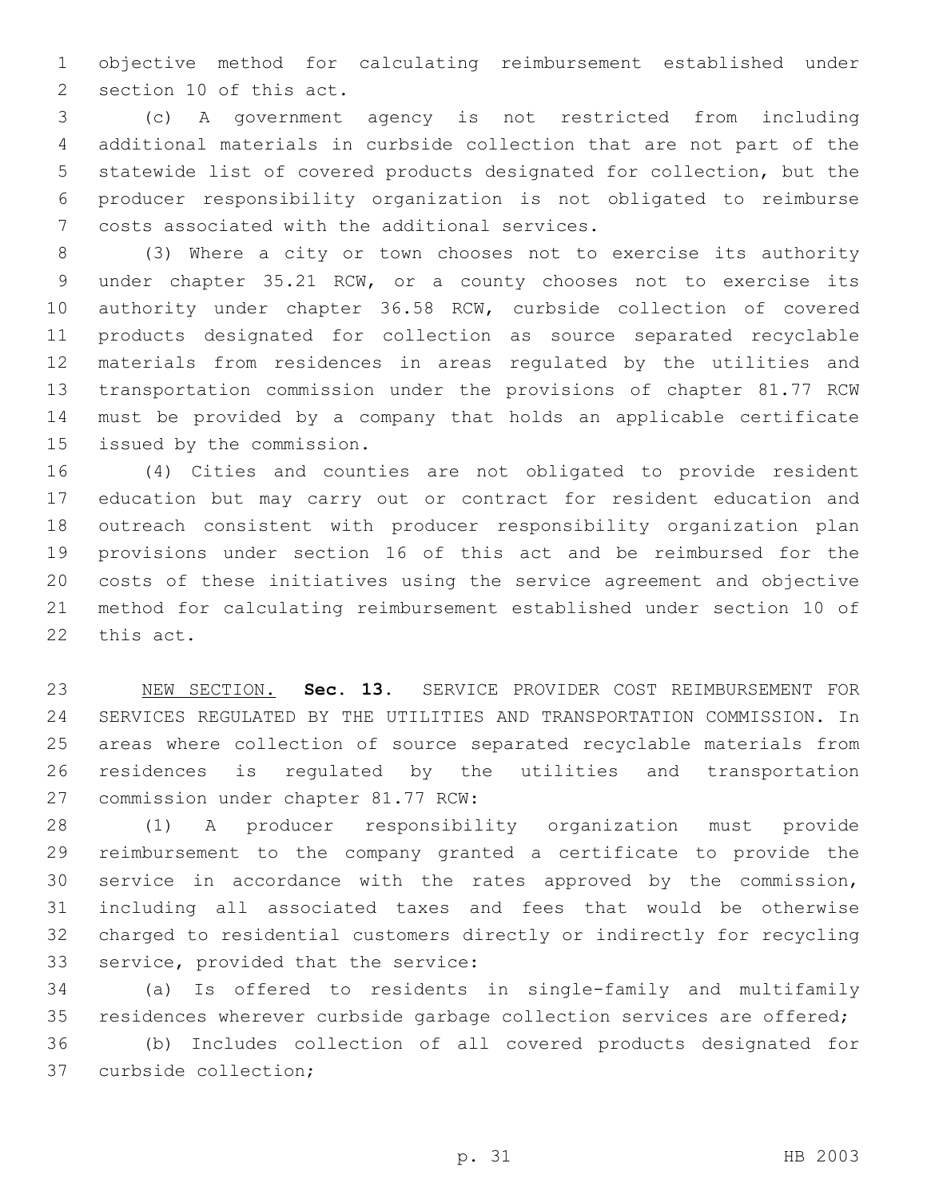objective method for calculating reimbursement established under section 10 of this act.

(c) A government agency is not restricted from including additional materials in curbside collection that are not part of the statewide list of covered products designated for collection, but the producer responsibility organization is not obligated to reimburse costs associated with the additional services.

(3) Where a city or town chooses not to exercise its authority under chapter 35.21 RCW, or a county chooses not to exercise its authority under chapter 36.58 RCW, curbside collection of covered products designated for collection as source separated recyclable materials from residences in areas regulated by the utilities and transportation commission under the provisions of chapter 81.77 RCW must be provided by a company that holds an applicable certificate issued by the commission.

(4) Cities and counties are not obligated to provide resident education but may carry out or contract for resident education and outreach consistent with producer responsibility organization plan provisions under section 16 of this act and be reimbursed for the costs of these initiatives using the service agreement and objective method for calculating reimbursement established under section 10 of this act.

NEW SECTION. **Sec. 13.** SERVICE PROVIDER COST REIMBURSEMENT FOR SERVICES REGULATED BY THE UTILITIES AND TRANSPORTATION COMMISSION. In areas where collection of source separated recyclable materials from residences is regulated by the utilities and transportation commission under chapter 81.77 RCW:

(1) A producer responsibility organization must provide reimbursement to the company granted a certificate to provide the service in accordance with the rates approved by the commission, including all associated taxes and fees that would be otherwise charged to residential customers directly or indirectly for recycling service, provided that the service:

(a) Is offered to residents in single-family and multifamily residences wherever curbside garbage collection services are offered;

(b) Includes collection of all covered products designated for curbside collection;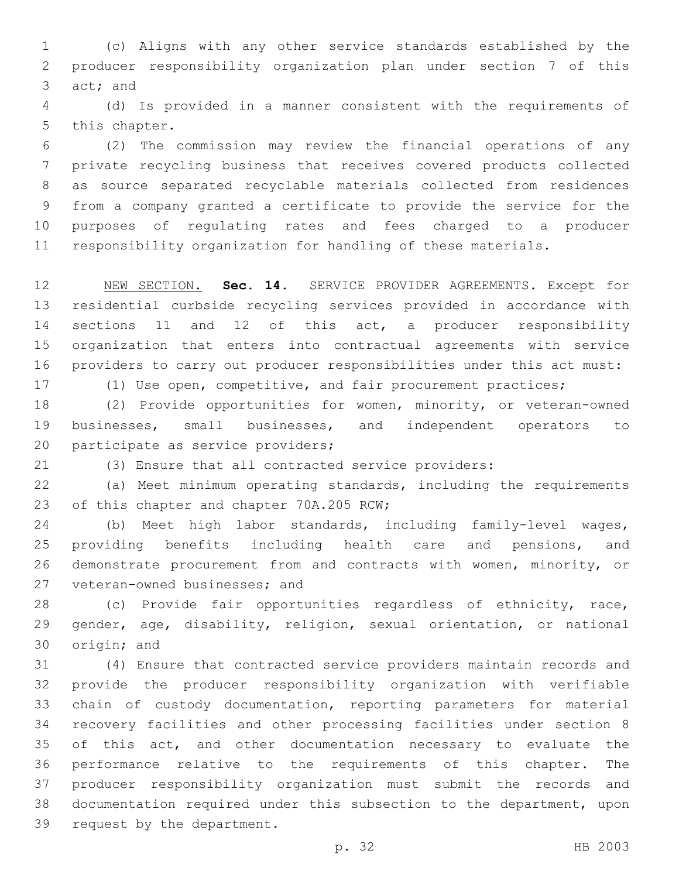(c) Aligns with any other service standards established by the producer responsibility organization plan under section 7 of this act; and

(d) Is provided in a manner consistent with the requirements of this chapter.

(2) The commission may review the financial operations of any private recycling business that receives covered products collected as source separated recyclable materials collected from residences from a company granted a certificate to provide the service for the purposes of regulating rates and fees charged to a producer responsibility organization for handling of these materials.

NEW SECTION. **Sec. 14.** SERVICE PROVIDER AGREEMENTS. Except for residential curbside recycling services provided in accordance with sections 11 and 12 of this act, a producer responsibility organization that enters into contractual agreements with service providers to carry out producer responsibilities under this act must:

(1) Use open, competitive, and fair procurement practices;

(2) Provide opportunities for women, minority, or veteran-owned businesses, small businesses, and independent operators to participate as service providers;

(3) Ensure that all contracted service providers:

(a) Meet minimum operating standards, including the requirements of this chapter and chapter 70A.205 RCW;

(b) Meet high labor standards, including family-level wages, providing benefits including health care and pensions, and demonstrate procurement from and contracts with women, minority, or veteran-owned businesses; and

(c) Provide fair opportunities regardless of ethnicity, race, gender, age, disability, religion, sexual orientation, or national origin; and

(4) Ensure that contracted service providers maintain records and provide the producer responsibility organization with verifiable chain of custody documentation, reporting parameters for material recovery facilities and other processing facilities under section 8 of this act, and other documentation necessary to evaluate the performance relative to the requirements of this chapter. The producer responsibility organization must submit the records and documentation required under this subsection to the department, upon request by the department.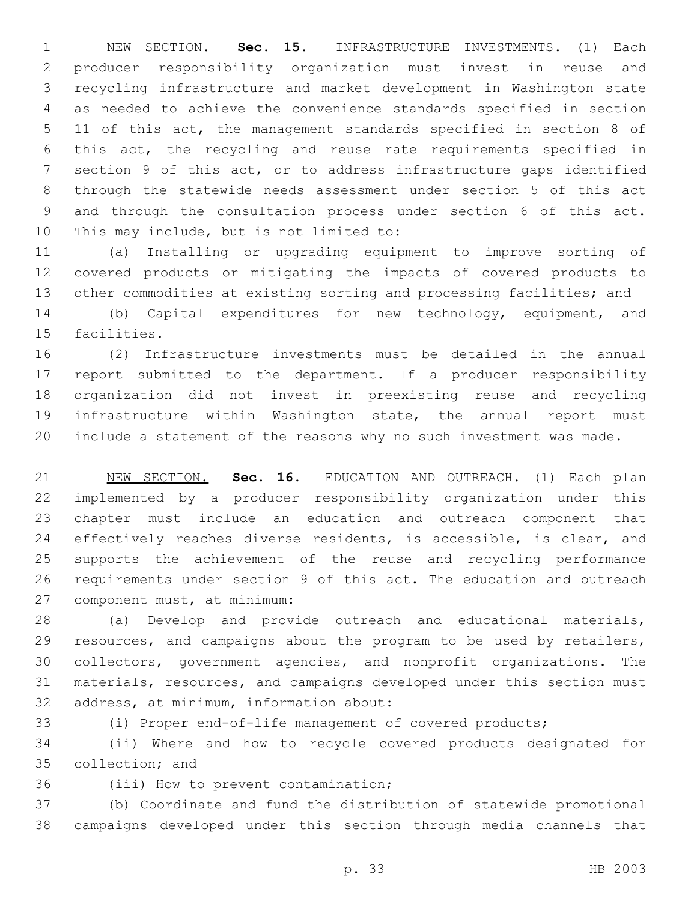NEW SECTION. **Sec. 15.** INFRASTRUCTURE INVESTMENTS. (1) Each producer responsibility organization must invest in reuse and recycling infrastructure and market development in Washington state as needed to achieve the convenience standards specified in section 11 of this act, the management standards specified in section 8 of this act, the recycling and reuse rate requirements specified in section 9 of this act, or to address infrastructure gaps identified through the statewide needs assessment under section 5 of this act and through the consultation process under section 6 of this act. This may include, but is not limited to:

(a) Installing or upgrading equipment to improve sorting of covered products or mitigating the impacts of covered products to other commodities at existing sorting and processing facilities; and

(b) Capital expenditures for new technology, equipment, and facilities.

(2) Infrastructure investments must be detailed in the annual report submitted to the department. If a producer responsibility organization did not invest in preexisting reuse and recycling infrastructure within Washington state, the annual report must include a statement of the reasons why no such investment was made.

NEW SECTION. **Sec. 16.** EDUCATION AND OUTREACH. (1) Each plan implemented by a producer responsibility organization under this chapter must include an education and outreach component that effectively reaches diverse residents, is accessible, is clear, and supports the achievement of the reuse and recycling performance requirements under section 9 of this act. The education and outreach component must, at minimum:

(a) Develop and provide outreach and educational materials, resources, and campaigns about the program to be used by retailers, collectors, government agencies, and nonprofit organizations. The materials, resources, and campaigns developed under this section must address, at minimum, information about:

(i) Proper end-of-life management of covered products;

(ii) Where and how to recycle covered products designated for collection; and

(iii) How to prevent contamination;

(b) Coordinate and fund the distribution of statewide promotional campaigns developed under this section through media channels that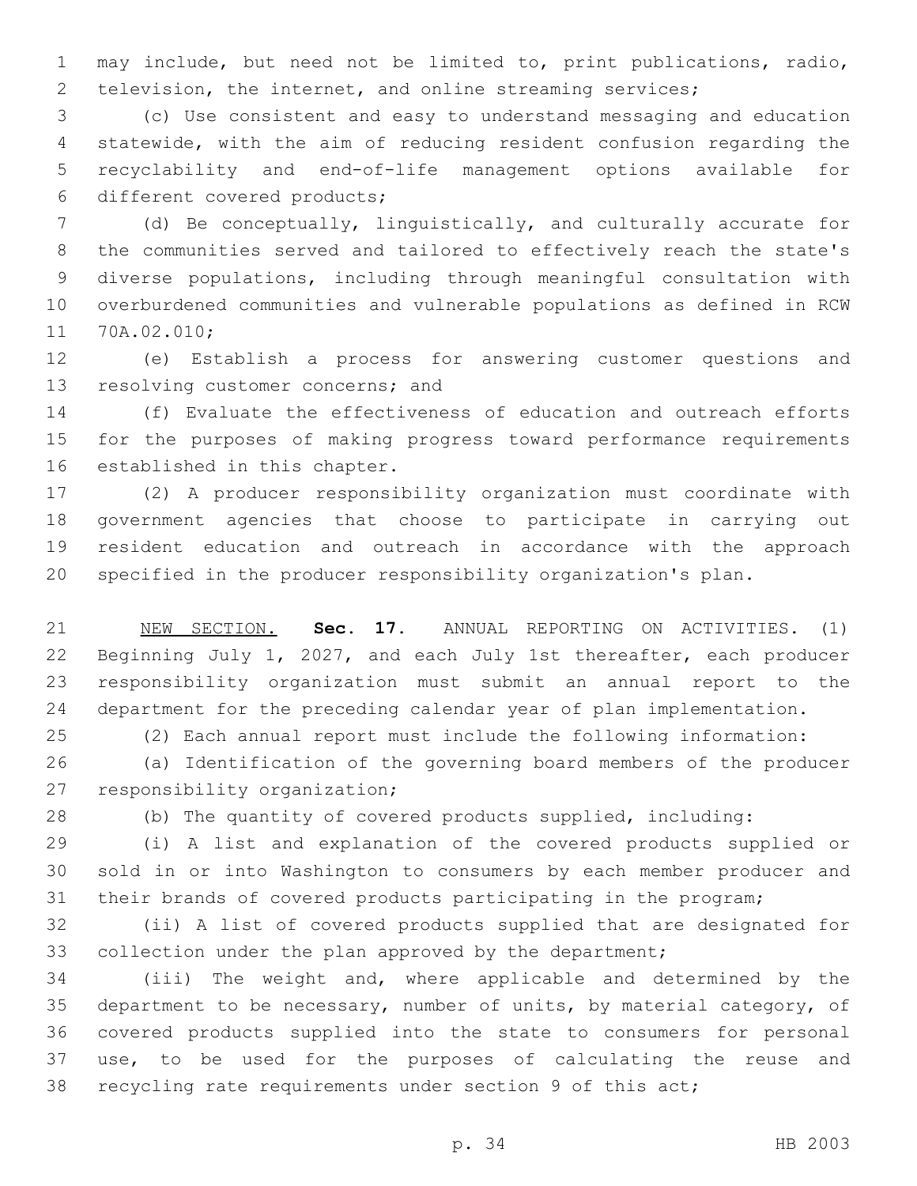may include, but need not be limited to, print publications, radio, television, the internet, and online streaming services;

(c) Use consistent and easy to understand messaging and education statewide, with the aim of reducing resident confusion regarding the recyclability and end-of-life management options available for different covered products;

(d) Be conceptually, linguistically, and culturally accurate for the communities served and tailored to effectively reach the state's diverse populations, including through meaningful consultation with overburdened communities and vulnerable populations as defined in RCW 70A.02.010;

(e) Establish a process for answering customer questions and resolving customer concerns; and

(f) Evaluate the effectiveness of education and outreach efforts for the purposes of making progress toward performance requirements established in this chapter.

(2) A producer responsibility organization must coordinate with government agencies that choose to participate in carrying out resident education and outreach in accordance with the approach specified in the producer responsibility organization's plan.

NEW SECTION. **Sec. 17.** ANNUAL REPORTING ON ACTIVITIES. (1) Beginning July 1, 2027, and each July 1st thereafter, each producer responsibility organization must submit an annual report to the department for the preceding calendar year of plan implementation.

(2) Each annual report must include the following information:

(a) Identification of the governing board members of the producer responsibility organization;

(b) The quantity of covered products supplied, including:

(i) A list and explanation of the covered products supplied or sold in or into Washington to consumers by each member producer and their brands of covered products participating in the program;

(ii) A list of covered products supplied that are designated for collection under the plan approved by the department;

(iii) The weight and, where applicable and determined by the department to be necessary, number of units, by material category, of covered products supplied into the state to consumers for personal use, to be used for the purposes of calculating the reuse and recycling rate requirements under section 9 of this act;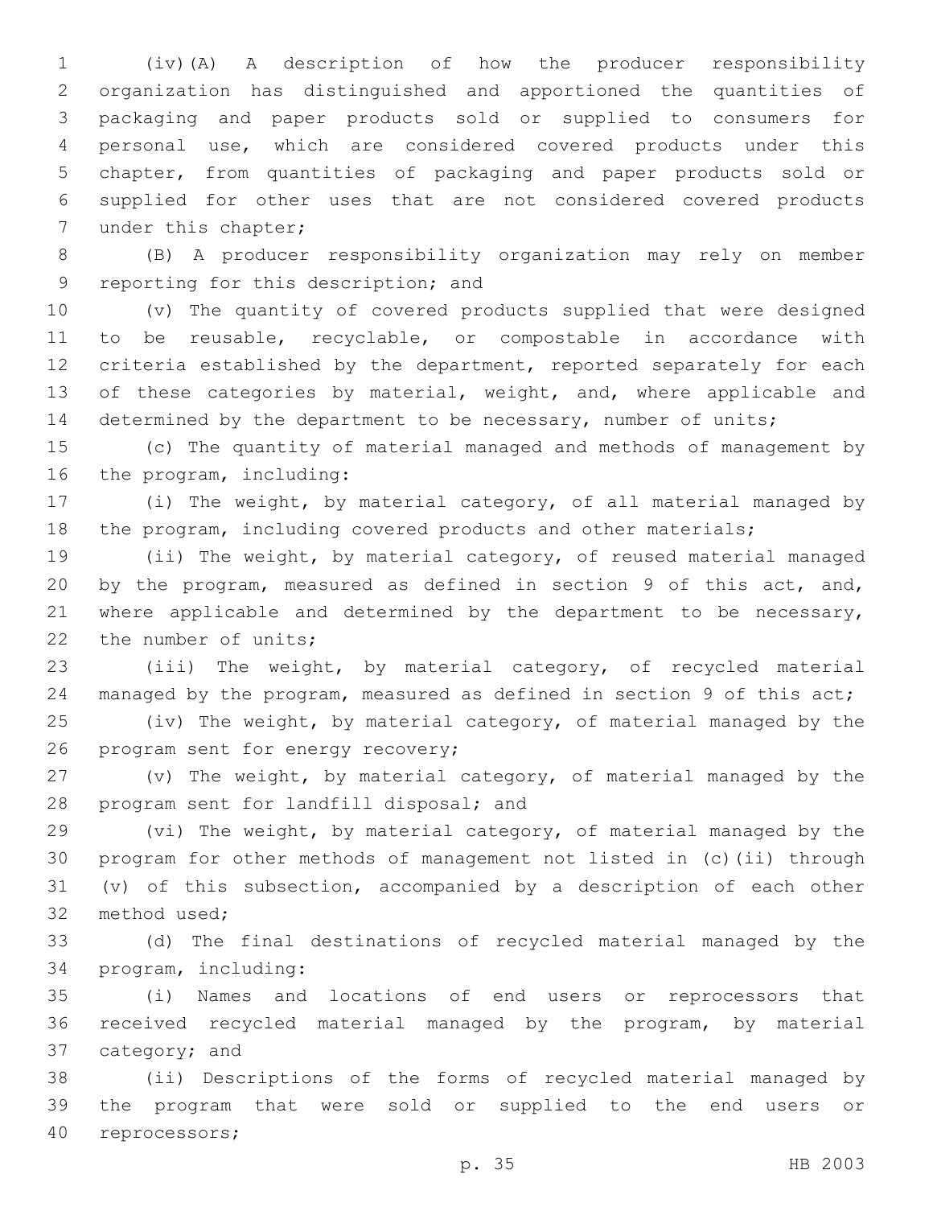(iv)(A) A description of how the producer responsibility organization has distinguished and apportioned the quantities of packaging and paper products sold or supplied to consumers for personal use, which are considered covered products under this chapter, from quantities of packaging and paper products sold or supplied for other uses that are not considered covered products under this chapter;

(B) A producer responsibility organization may rely on member reporting for this description; and

(v) The quantity of covered products supplied that were designed to be reusable, recyclable, or compostable in accordance with criteria established by the department, reported separately for each of these categories by material, weight, and, where applicable and determined by the department to be necessary, number of units;

(c) The quantity of material managed and methods of management by the program, including:

(i) The weight, by material category, of all material managed by the program, including covered products and other materials;

(ii) The weight, by material category, of reused material managed by the program, measured as defined in section 9 of this act, and, where applicable and determined by the department to be necessary, the number of units;

(iii) The weight, by material category, of recycled material managed by the program, measured as defined in section 9 of this act;

(iv) The weight, by material category, of material managed by the program sent for energy recovery;

(v) The weight, by material category, of material managed by the program sent for landfill disposal; and

(vi) The weight, by material category, of material managed by the program for other methods of management not listed in (c)(ii) through (v) of this subsection, accompanied by a description of each other method used;

(d) The final destinations of recycled material managed by the program, including:

(i) Names and locations of end users or reprocessors that received recycled material managed by the program, by material category; and

(ii) Descriptions of the forms of recycled material managed by the program that were sold or supplied to the end users or reprocessors;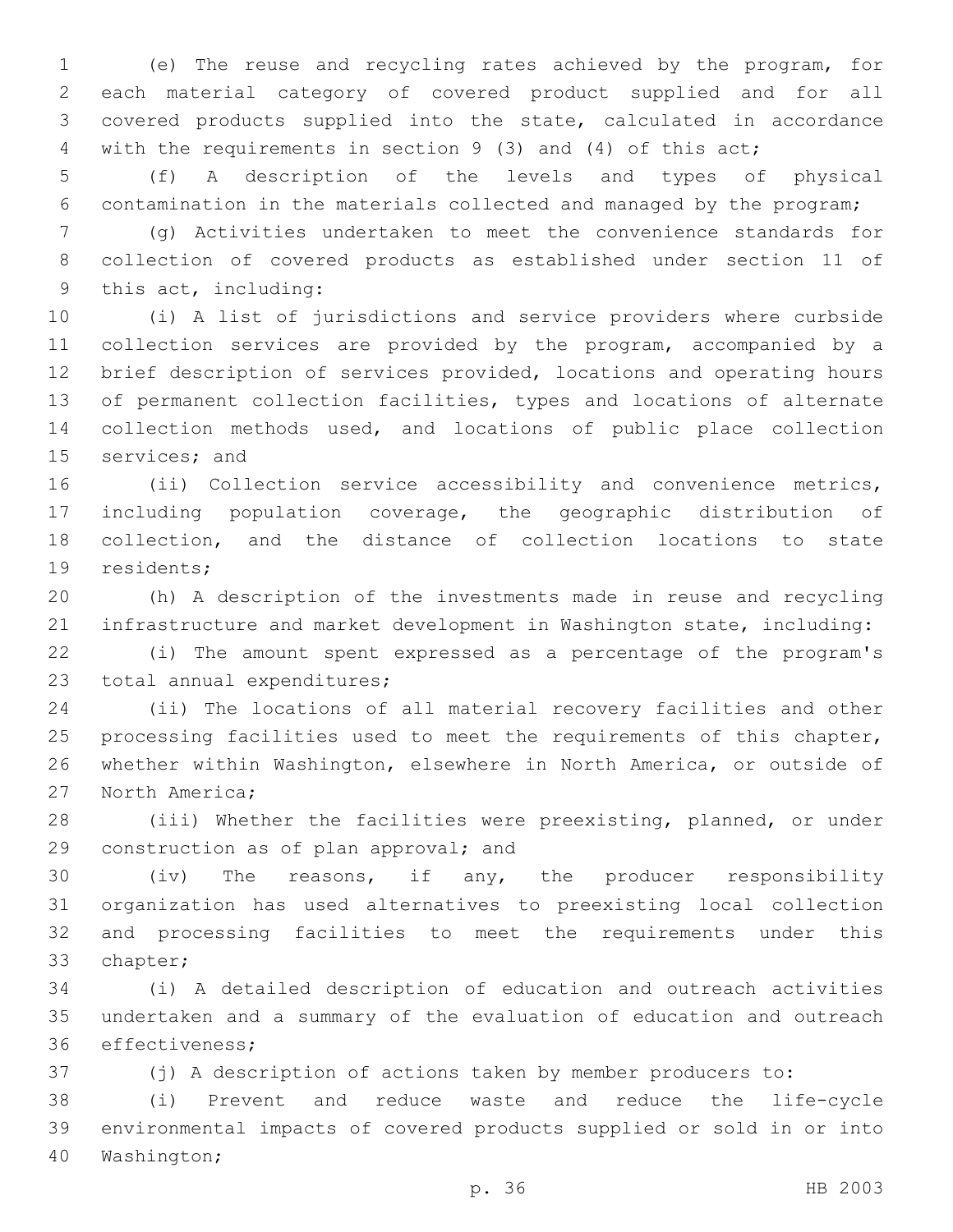(e) The reuse and recycling rates achieved by the program, for each material category of covered product supplied and for all covered products supplied into the state, calculated in accordance with the requirements in section 9 (3) and (4) of this act;

(f) A description of the levels and types of physical contamination in the materials collected and managed by the program;

(g) Activities undertaken to meet the convenience standards for collection of covered products as established under section 11 of this act, including:

(i) A list of jurisdictions and service providers where curbside collection services are provided by the program, accompanied by a brief description of services provided, locations and operating hours of permanent collection facilities, types and locations of alternate collection methods used, and locations of public place collection services; and

(ii) Collection service accessibility and convenience metrics, including population coverage, the geographic distribution of collection, and the distance of collection locations to state residents;

(h) A description of the investments made in reuse and recycling infrastructure and market development in Washington state, including:

(i) The amount spent expressed as a percentage of the program's total annual expenditures;

(ii) The locations of all material recovery facilities and other processing facilities used to meet the requirements of this chapter, whether within Washington, elsewhere in North America, or outside of North America;

(iii) Whether the facilities were preexisting, planned, or under construction as of plan approval; and

(iv) The reasons, if any, the producer responsibility organization has used alternatives to preexisting local collection and processing facilities to meet the requirements under this chapter;

(i) A detailed description of education and outreach activities undertaken and a summary of the evaluation of education and outreach effectiveness;

(j) A description of actions taken by member producers to:

(i) Prevent and reduce waste and reduce the life-cycle environmental impacts of covered products supplied or sold in or into Washington;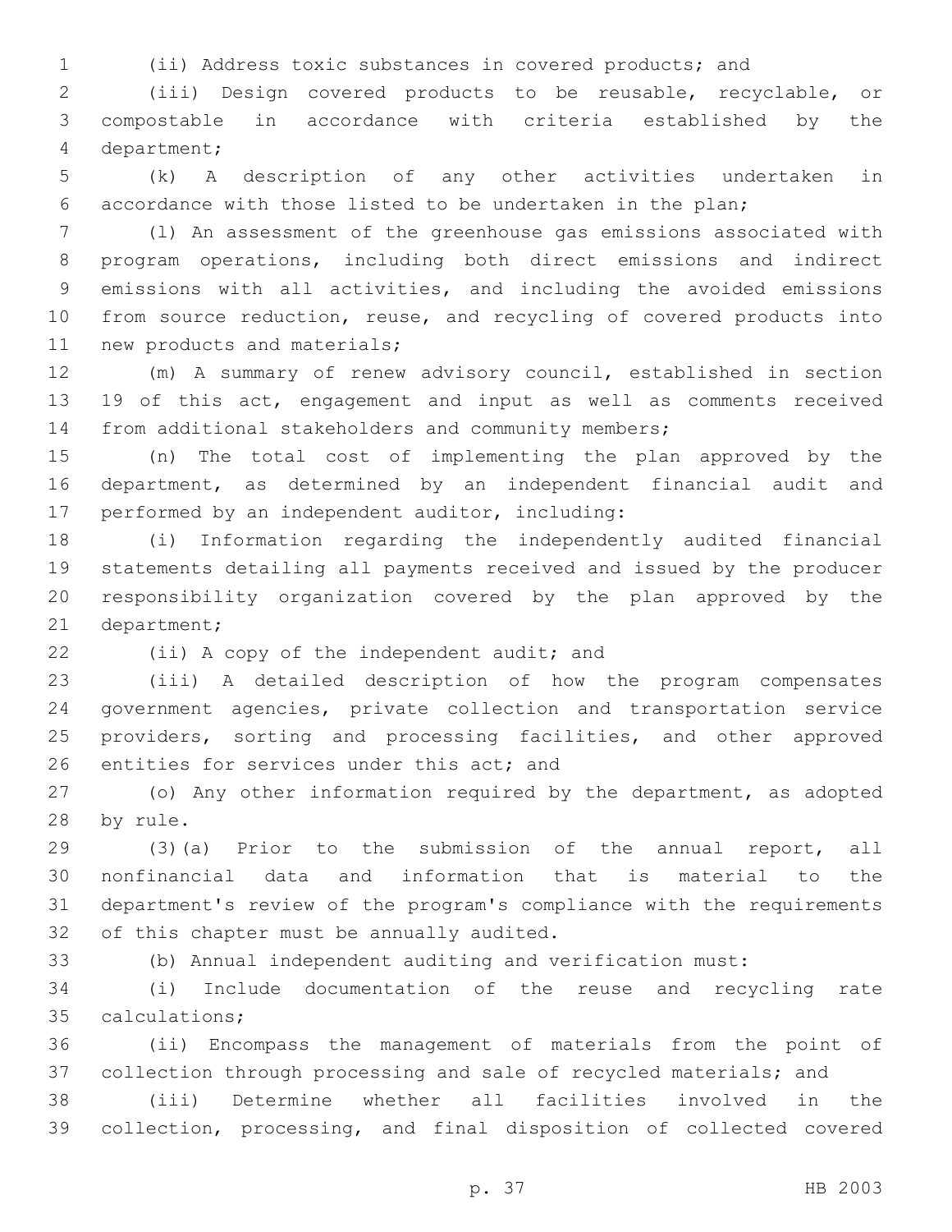(ii) Address toxic substances in covered products; and

(iii) Design covered products to be reusable, recyclable, or compostable in accordance with criteria established by the department;

(k) A description of any other activities undertaken in accordance with those listed to be undertaken in the plan;

(l) An assessment of the greenhouse gas emissions associated with program operations, including both direct emissions and indirect emissions with all activities, and including the avoided emissions from source reduction, reuse, and recycling of covered products into new products and materials;

(m) A summary of renew advisory council, established in section 19 of this act, engagement and input as well as comments received from additional stakeholders and community members;

(n) The total cost of implementing the plan approved by the department, as determined by an independent financial audit and performed by an independent auditor, including:

(i) Information regarding the independently audited financial statements detailing all payments received and issued by the producer responsibility organization covered by the plan approved by the department;

(ii) A copy of the independent audit; and

(iii) A detailed description of how the program compensates government agencies, private collection and transportation service providers, sorting and processing facilities, and other approved entities for services under this act; and

(o) Any other information required by the department, as adopted by rule.

(3)(a) Prior to the submission of the annual report, all nonfinancial data and information that is material to the department's review of the program's compliance with the requirements of this chapter must be annually audited.

(b) Annual independent auditing and verification must:

(i) Include documentation of the reuse and recycling rate calculations;

(ii) Encompass the management of materials from the point of collection through processing and sale of recycled materials; and

(iii) Determine whether all facilities involved in the collection, processing, and final disposition of collected covered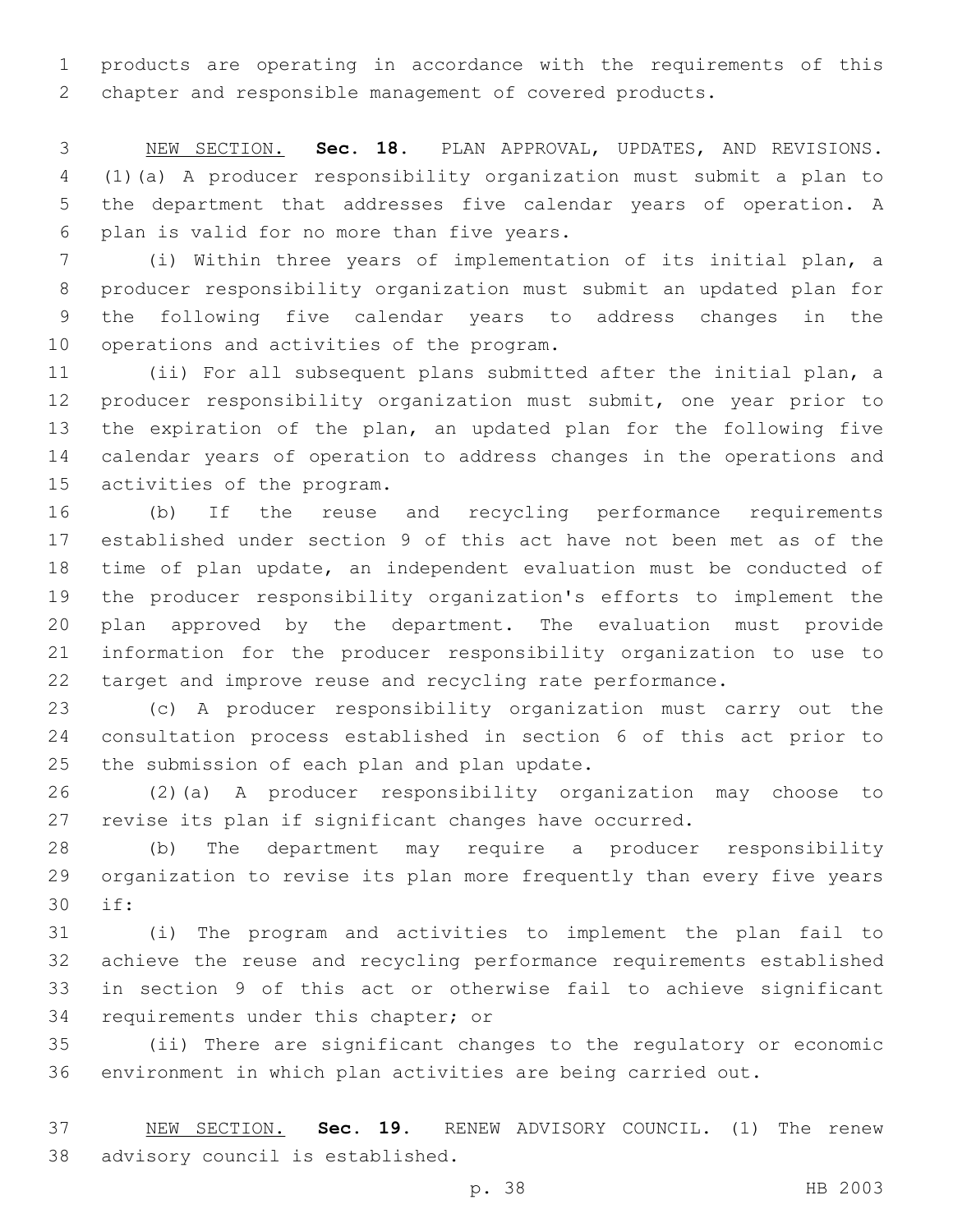products are operating in accordance with the requirements of this chapter and responsible management of covered products.

NEW SECTION. **Sec. 18.** PLAN APPROVAL, UPDATES, AND REVISIONS. (1)(a) A producer responsibility organization must submit a plan to the department that addresses five calendar years of operation. A plan is valid for no more than five years.

(i) Within three years of implementation of its initial plan, a producer responsibility organization must submit an updated plan for the following five calendar years to address changes in the operations and activities of the program.

(ii) For all subsequent plans submitted after the initial plan, a producer responsibility organization must submit, one year prior to the expiration of the plan, an updated plan for the following five calendar years of operation to address changes in the operations and activities of the program.

(b) If the reuse and recycling performance requirements established under section 9 of this act have not been met as of the time of plan update, an independent evaluation must be conducted of the producer responsibility organization's efforts to implement the plan approved by the department. The evaluation must provide information for the producer responsibility organization to use to target and improve reuse and recycling rate performance.

(c) A producer responsibility organization must carry out the consultation process established in section 6 of this act prior to the submission of each plan and plan update.

(2)(a) A producer responsibility organization may choose to revise its plan if significant changes have occurred.

(b) The department may require a producer responsibility organization to revise its plan more frequently than every five years if:

(i) The program and activities to implement the plan fail to achieve the reuse and recycling performance requirements established in section 9 of this act or otherwise fail to achieve significant requirements under this chapter; or

(ii) There are significant changes to the regulatory or economic environment in which plan activities are being carried out.

NEW SECTION. **Sec. 19.** RENEW ADVISORY COUNCIL. (1) The renew advisory council is established.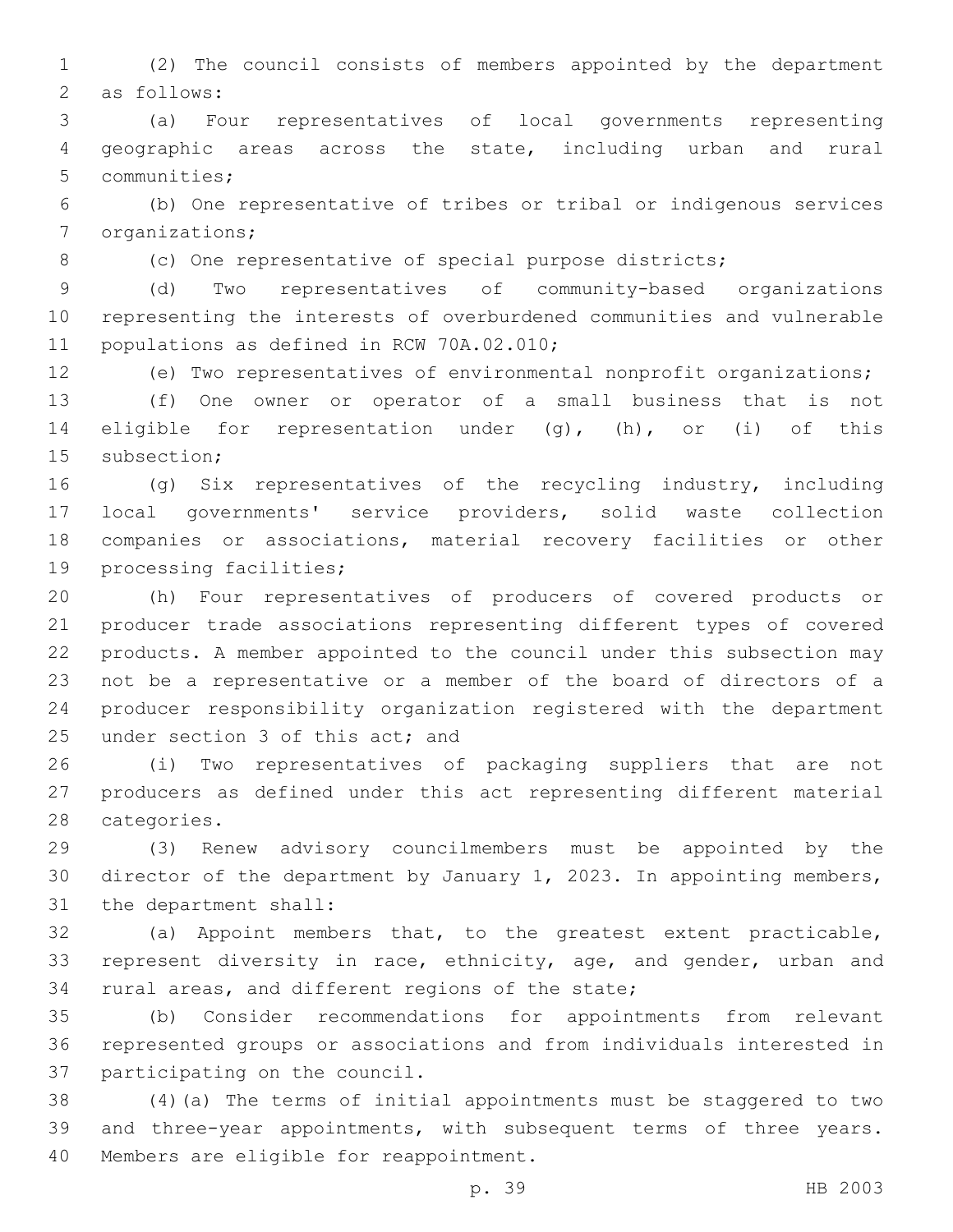(2) The council consists of members appointed by the department as follows:

(a) Four representatives of local governments representing geographic areas across the state, including urban and rural communities;

(b) One representative of tribes or tribal or indigenous services organizations;

(c) One representative of special purpose districts;

(d) Two representatives of community-based organizations representing the interests of overburdened communities and vulnerable populations as defined in RCW 70A.02.010;

(e) Two representatives of environmental nonprofit organizations;

(f) One owner or operator of a small business that is not eligible for representation under (g), (h), or (i) of this subsection;

(g) Six representatives of the recycling industry, including local governments' service providers, solid waste collection companies or associations, material recovery facilities or other processing facilities;

(h) Four representatives of producers of covered products or producer trade associations representing different types of covered products. A member appointed to the council under this subsection may not be a representative or a member of the board of directors of a producer responsibility organization registered with the department under section 3 of this act; and

(i) Two representatives of packaging suppliers that are not producers as defined under this act representing different material categories.

(3) Renew advisory councilmembers must be appointed by the director of the department by January 1, 2023. In appointing members, the department shall:

(a) Appoint members that, to the greatest extent practicable, represent diversity in race, ethnicity, age, and gender, urban and rural areas, and different regions of the state;

(b) Consider recommendations for appointments from relevant represented groups or associations and from individuals interested in participating on the council.

(4)(a) The terms of initial appointments must be staggered to two and three-year appointments, with subsequent terms of three years. Members are eligible for reappointment.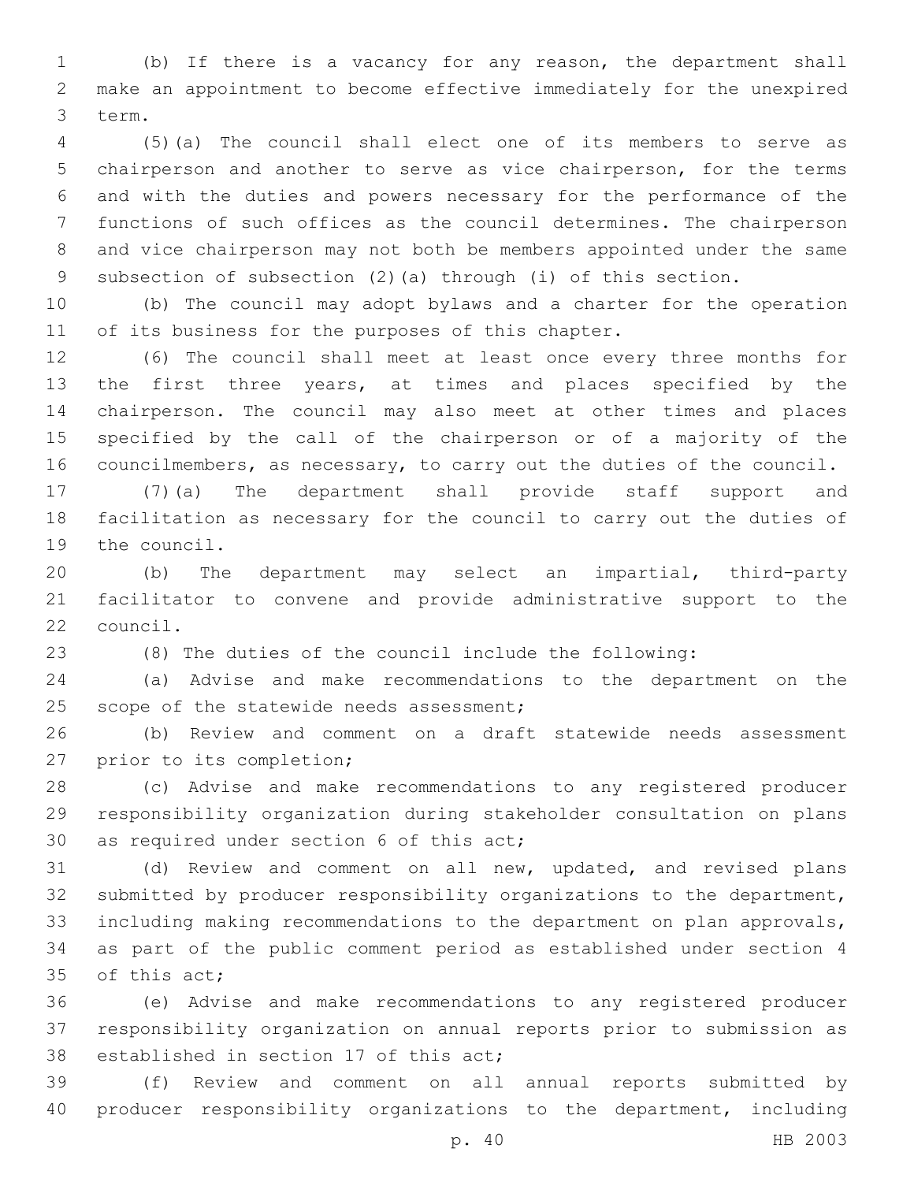(b) If there is a vacancy for any reason, the department shall make an appointment to become effective immediately for the unexpired term.

(5)(a) The council shall elect one of its members to serve as chairperson and another to serve as vice chairperson, for the terms and with the duties and powers necessary for the performance of the functions of such offices as the council determines. The chairperson and vice chairperson may not both be members appointed under the same subsection of subsection (2)(a) through (i) of this section.

(b) The council may adopt bylaws and a charter for the operation of its business for the purposes of this chapter.

(6) The council shall meet at least once every three months for the first three years, at times and places specified by the chairperson. The council may also meet at other times and places specified by the call of the chairperson or of a majority of the councilmembers, as necessary, to carry out the duties of the council.

(7)(a) The department shall provide staff support and facilitation as necessary for the council to carry out the duties of the council.

(b) The department may select an impartial, third-party facilitator to convene and provide administrative support to the council.

(8) The duties of the council include the following:

(a) Advise and make recommendations to the department on the scope of the statewide needs assessment;

(b) Review and comment on a draft statewide needs assessment prior to its completion;

(c) Advise and make recommendations to any registered producer responsibility organization during stakeholder consultation on plans as required under section 6 of this act;

(d) Review and comment on all new, updated, and revised plans submitted by producer responsibility organizations to the department, including making recommendations to the department on plan approvals, as part of the public comment period as established under section 4 of this act;

(e) Advise and make recommendations to any registered producer responsibility organization on annual reports prior to submission as established in section 17 of this act;

(f) Review and comment on all annual reports submitted by producer responsibility organizations to the department, including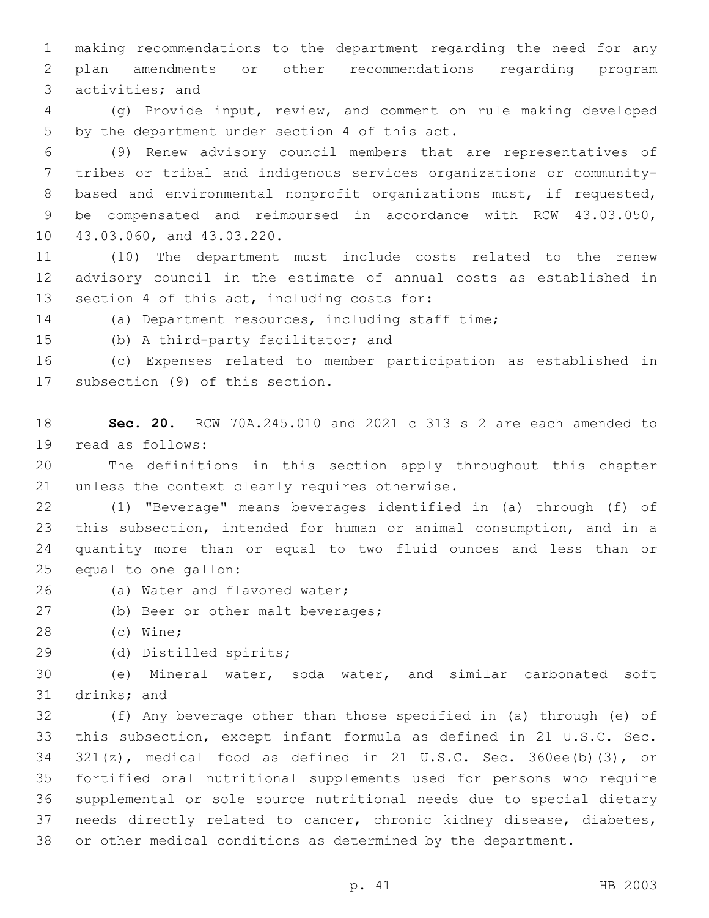making recommendations to the department regarding the need for any plan amendments or other recommendations regarding program activities; and

(g) Provide input, review, and comment on rule making developed by the department under section 4 of this act.

(9) Renew advisory council members that are representatives of tribes or tribal and indigenous services organizations or community-based and environmental nonprofit organizations must, if requested, be compensated and reimbursed in accordance with RCW 43.03.050, 43.03.060, and 43.03.220.

(10) The department must include costs related to the renew advisory council in the estimate of annual costs as established in section 4 of this act, including costs for:

(a) Department resources, including staff time;

(b) A third-party facilitator; and

(c) Expenses related to member participation as established in subsection (9) of this section.

**Sec. 20.** RCW 70A.245.010 and 2021 c 313 s 2 are each amended to read as follows:

The definitions in this section apply throughout this chapter unless the context clearly requires otherwise.

(1) "Beverage" means beverages identified in (a) through (f) of this subsection, intended for human or animal consumption, and in a quantity more than or equal to two fluid ounces and less than or equal to one gallon:

(a) Water and flavored water;

(b) Beer or other malt beverages;

(c) Wine;

(d) Distilled spirits;

(e) Mineral water, soda water, and similar carbonated soft drinks; and

(f) Any beverage other than those specified in (a) through (e) of this subsection, except infant formula as defined in 21 U.S.C. Sec. 321(z), medical food as defined in 21 U.S.C. Sec. 360ee(b)(3), or fortified oral nutritional supplements used for persons who require supplemental or sole source nutritional needs due to special dietary needs directly related to cancer, chronic kidney disease, diabetes, or other medical conditions as determined by the department.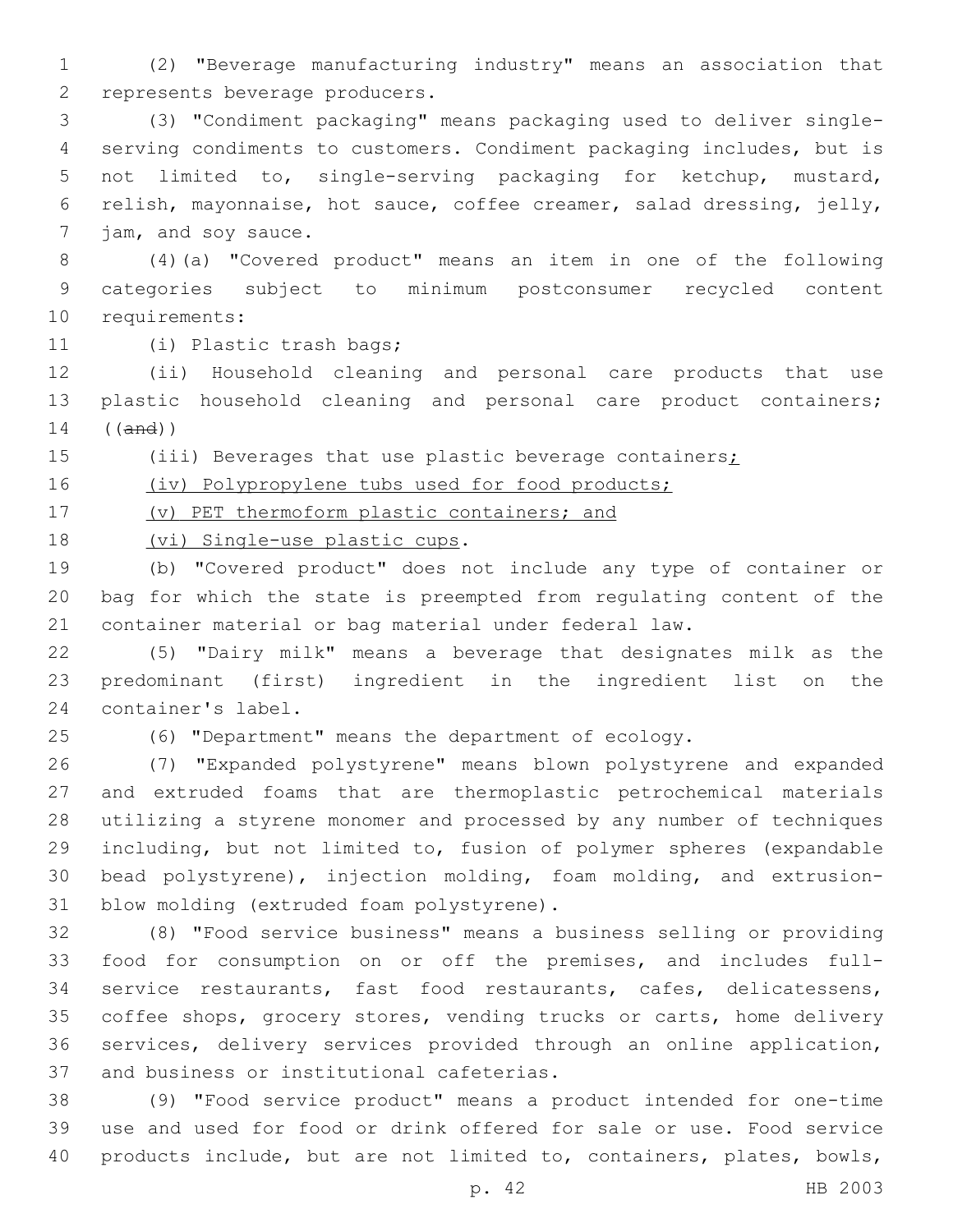(2) "Beverage manufacturing industry" means an association that represents beverage producers.

(3) "Condiment packaging" means packaging used to deliver single-serving condiments to customers. Condiment packaging includes, but is not limited to, single-serving packaging for ketchup, mustard, relish, mayonnaise, hot sauce, coffee creamer, salad dressing, jelly, jam, and soy sauce.

(4)(a) "Covered product" means an item in one of the following categories subject to minimum postconsumer recycled content requirements:

(i) Plastic trash bags;

(ii) Household cleaning and personal care products that use plastic household cleaning and personal care product containers; ((~~and~~))

(iii) Beverages that use plastic beverage containers;

(iv) Polypropylene tubs used for food products;

(v) PET thermoform plastic containers; and

(vi) Single-use plastic cups.

(b) "Covered product" does not include any type of container or bag for which the state is preempted from regulating content of the container material or bag material under federal law.

(5) "Dairy milk" means a beverage that designates milk as the predominant (first) ingredient in the ingredient list on the container's label.

(6) "Department" means the department of ecology.

(7) "Expanded polystyrene" means blown polystyrene and expanded and extruded foams that are thermoplastic petrochemical materials utilizing a styrene monomer and processed by any number of techniques including, but not limited to, fusion of polymer spheres (expandable bead polystyrene), injection molding, foam molding, and extrusion-blow molding (extruded foam polystyrene).

(8) "Food service business" means a business selling or providing food for consumption on or off the premises, and includes full-service restaurants, fast food restaurants, cafes, delicatessens, coffee shops, grocery stores, vending trucks or carts, home delivery services, delivery services provided through an online application, and business or institutional cafeterias.

(9) "Food service product" means a product intended for one-time use and used for food or drink offered for sale or use. Food service products include, but are not limited to, containers, plates, bowls,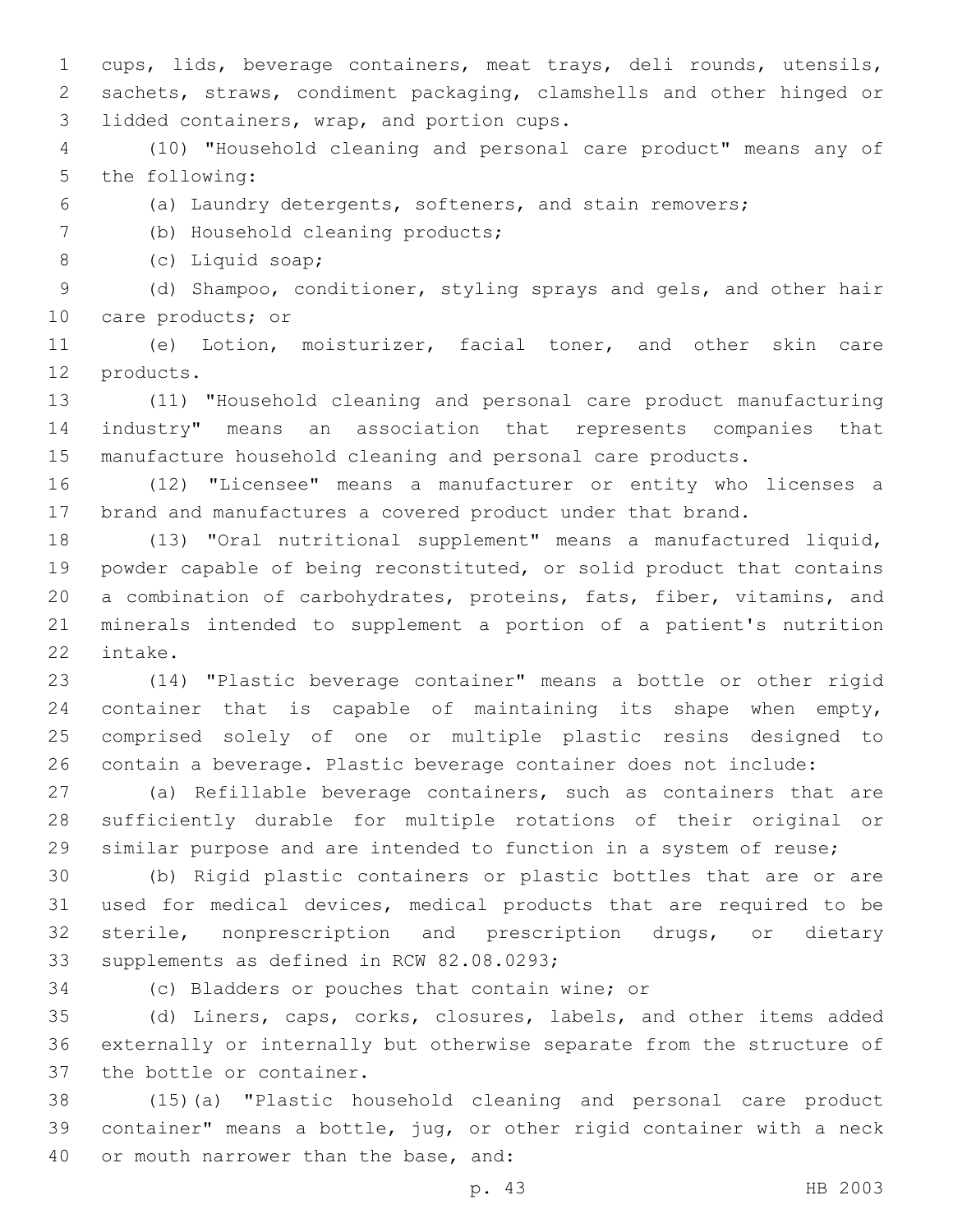cups, lids, beverage containers, meat trays, deli rounds, utensils, sachets, straws, condiment packaging, clamshells and other hinged or lidded containers, wrap, and portion cups.

(10) "Household cleaning and personal care product" means any of the following:

(a) Laundry detergents, softeners, and stain removers;

(b) Household cleaning products;

(c) Liquid soap;

(d) Shampoo, conditioner, styling sprays and gels, and other hair care products; or

(e) Lotion, moisturizer, facial toner, and other skin care products.

(11) "Household cleaning and personal care product manufacturing industry" means an association that represents companies that manufacture household cleaning and personal care products.

(12) "Licensee" means a manufacturer or entity who licenses a brand and manufactures a covered product under that brand.

(13) "Oral nutritional supplement" means a manufactured liquid, powder capable of being reconstituted, or solid product that contains a combination of carbohydrates, proteins, fats, fiber, vitamins, and minerals intended to supplement a portion of a patient's nutrition intake.

(14) "Plastic beverage container" means a bottle or other rigid container that is capable of maintaining its shape when empty, comprised solely of one or multiple plastic resins designed to contain a beverage. Plastic beverage container does not include:

(a) Refillable beverage containers, such as containers that are sufficiently durable for multiple rotations of their original or similar purpose and are intended to function in a system of reuse;

(b) Rigid plastic containers or plastic bottles that are or are used for medical devices, medical products that are required to be sterile, nonprescription and prescription drugs, or dietary supplements as defined in RCW 82.08.0293;

(c) Bladders or pouches that contain wine; or

(d) Liners, caps, corks, closures, labels, and other items added externally or internally but otherwise separate from the structure of the bottle or container.

(15)(a) "Plastic household cleaning and personal care product container" means a bottle, jug, or other rigid container with a neck or mouth narrower than the base, and: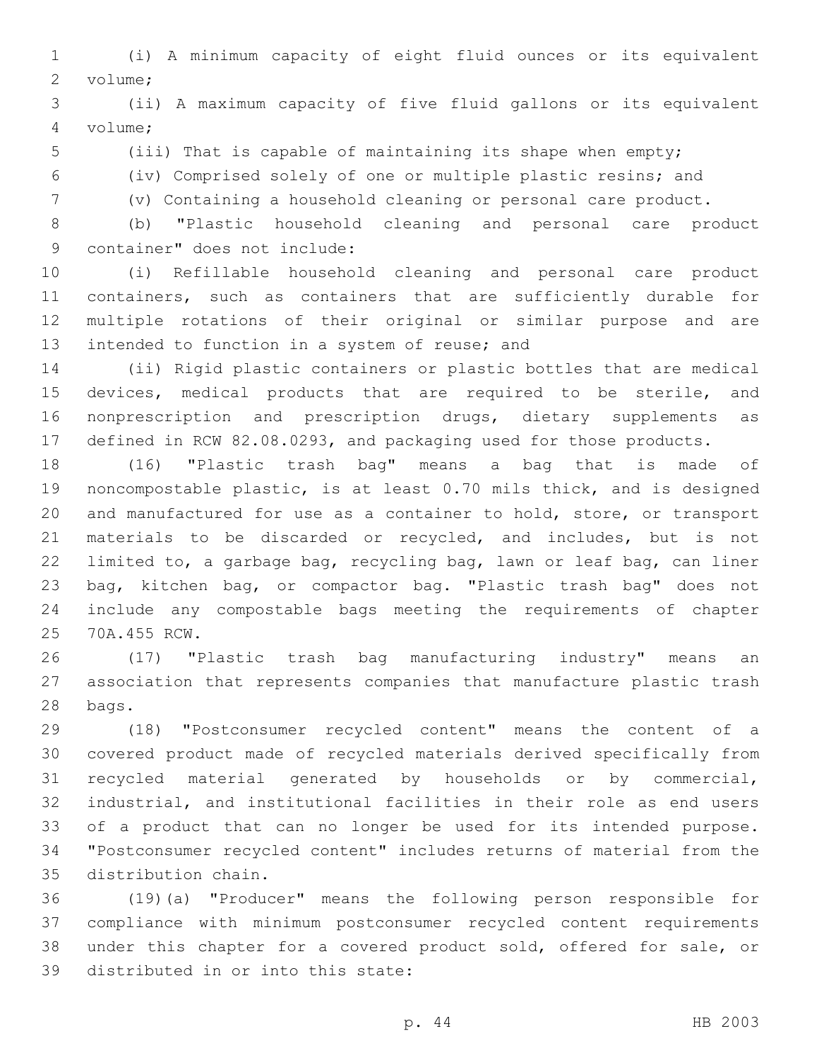(i) A minimum capacity of eight fluid ounces or its equivalent volume;

(ii) A maximum capacity of five fluid gallons or its equivalent volume;

(iii) That is capable of maintaining its shape when empty;

(iv) Comprised solely of one or multiple plastic resins; and

(v) Containing a household cleaning or personal care product.

(b) "Plastic household cleaning and personal care product container" does not include:

(i) Refillable household cleaning and personal care product containers, such as containers that are sufficiently durable for multiple rotations of their original or similar purpose and are intended to function in a system of reuse; and

(ii) Rigid plastic containers or plastic bottles that are medical devices, medical products that are required to be sterile, and nonprescription and prescription drugs, dietary supplements as defined in RCW 82.08.0293, and packaging used for those products.

(16) "Plastic trash bag" means a bag that is made of noncompostable plastic, is at least 0.70 mils thick, and is designed and manufactured for use as a container to hold, store, or transport materials to be discarded or recycled, and includes, but is not limited to, a garbage bag, recycling bag, lawn or leaf bag, can liner bag, kitchen bag, or compactor bag. "Plastic trash bag" does not include any compostable bags meeting the requirements of chapter 70A.455 RCW.

(17) "Plastic trash bag manufacturing industry" means an association that represents companies that manufacture plastic trash bags.

(18) "Postconsumer recycled content" means the content of a covered product made of recycled materials derived specifically from recycled material generated by households or by commercial, industrial, and institutional facilities in their role as end users of a product that can no longer be used for its intended purpose. "Postconsumer recycled content" includes returns of material from the distribution chain.

(19)(a) "Producer" means the following person responsible for compliance with minimum postconsumer recycled content requirements under this chapter for a covered product sold, offered for sale, or distributed in or into this state: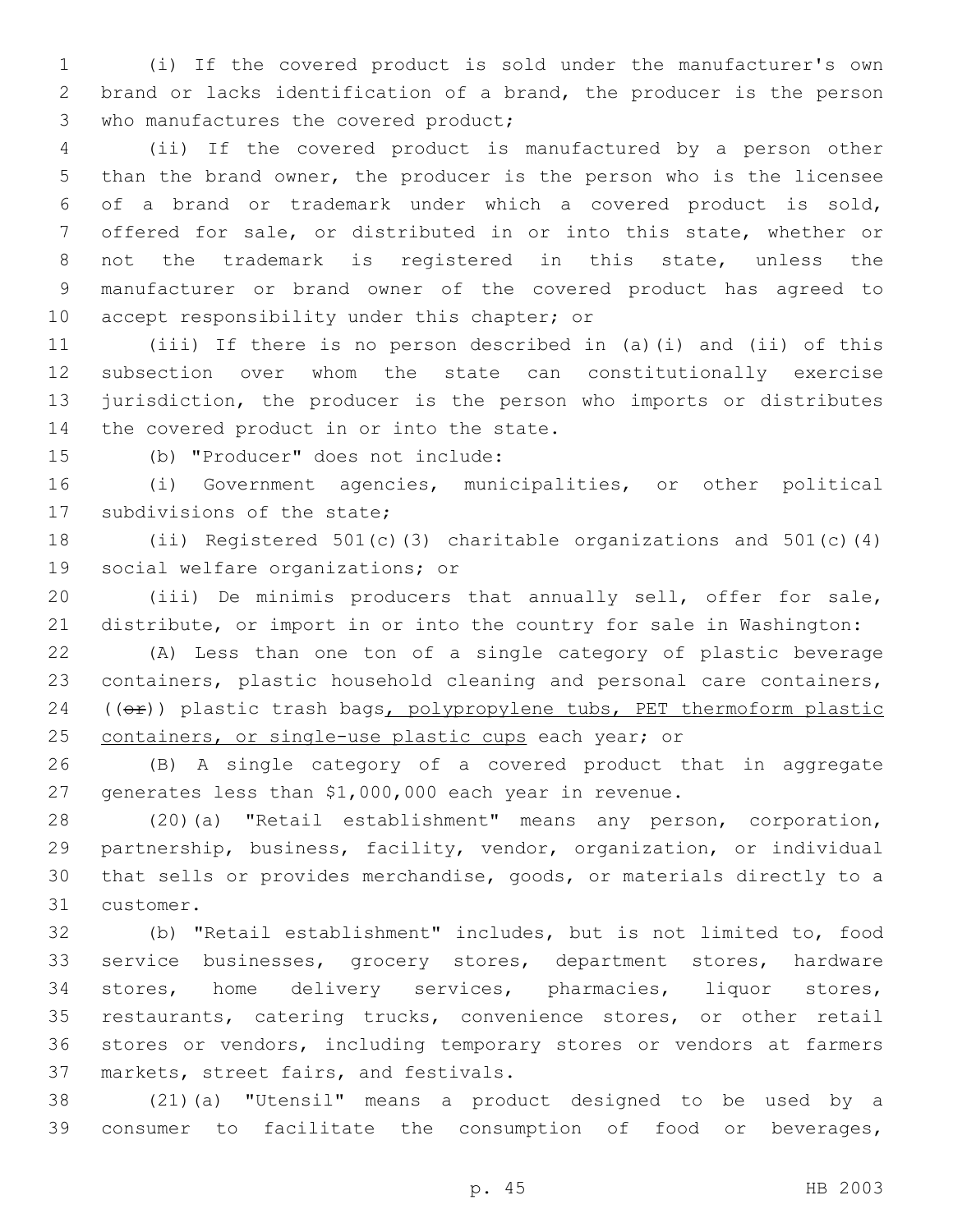(i) If the covered product is sold under the manufacturer's own brand or lacks identification of a brand, the producer is the person who manufactures the covered product;

(ii) If the covered product is manufactured by a person other than the brand owner, the producer is the person who is the licensee of a brand or trademark under which a covered product is sold, offered for sale, or distributed in or into this state, whether or not the trademark is registered in this state, unless the manufacturer or brand owner of the covered product has agreed to accept responsibility under this chapter; or

(iii) If there is no person described in (a)(i) and (ii) of this subsection over whom the state can constitutionally exercise jurisdiction, the producer is the person who imports or distributes the covered product in or into the state.

(b) "Producer" does not include:

(i) Government agencies, municipalities, or other political subdivisions of the state;

(ii) Registered 501(c)(3) charitable organizations and 501(c)(4) social welfare organizations; or

(iii) De minimis producers that annually sell, offer for sale, distribute, or import in or into the country for sale in Washington:

(A) Less than one ton of a single category of plastic beverage containers, plastic household cleaning and personal care containers, ((~~or~~)) plastic trash bags, polypropylene tubs, PET thermoform plastic containers, or single-use plastic cups each year; or

(B) A single category of a covered product that in aggregate generates less than $1,000,000 each year in revenue.

(20)(a) "Retail establishment" means any person, corporation, partnership, business, facility, vendor, organization, or individual that sells or provides merchandise, goods, or materials directly to a customer.

(b) "Retail establishment" includes, but is not limited to, food service businesses, grocery stores, department stores, hardware stores, home delivery services, pharmacies, liquor stores, restaurants, catering trucks, convenience stores, or other retail stores or vendors, including temporary stores or vendors at farmers markets, street fairs, and festivals.

(21)(a) "Utensil" means a product designed to be used by a consumer to facilitate the consumption of food or beverages,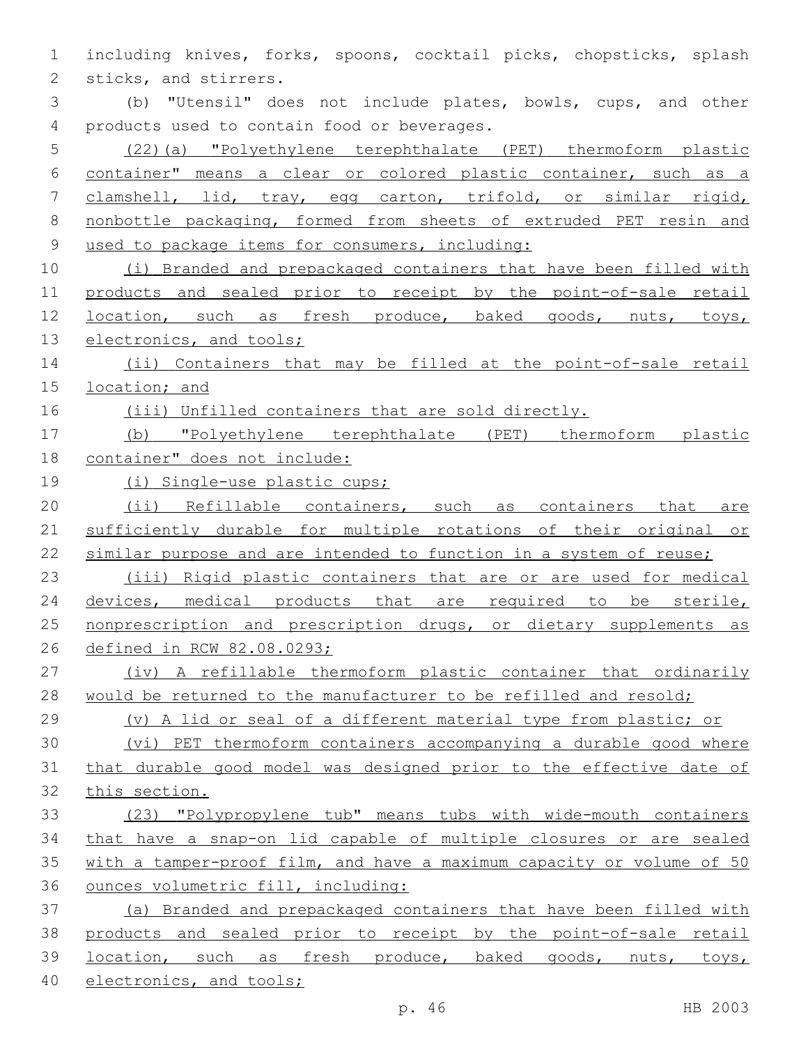including knives, forks, spoons, cocktail picks, chopsticks, splash sticks, and stirrers.

(b) "Utensil" does not include plates, bowls, cups, and other products used to contain food or beverages.

(22)(a) "Polyethylene terephthalate (PET) thermoform plastic container" means a clear or colored plastic container, such as a clamshell, lid, tray, egg carton, trifold, or similar rigid, nonbottle packaging, formed from sheets of extruded PET resin and used to package items for consumers, including:

(i) Branded and prepackaged containers that have been filled with products and sealed prior to receipt by the point-of-sale retail location, such as fresh produce, baked goods, nuts, toys, electronics, and tools;

(ii) Containers that may be filled at the point-of-sale retail location; and

(iii) Unfilled containers that are sold directly.

(b) "Polyethylene terephthalate (PET) thermoform plastic container" does not include:

(i) Single-use plastic cups;

(ii) Refillable containers, such as containers that are sufficiently durable for multiple rotations of their original or similar purpose and are intended to function in a system of reuse;

(iii) Rigid plastic containers that are or are used for medical devices, medical products that are required to be sterile, nonprescription and prescription drugs, or dietary supplements as defined in RCW 82.08.0293;

(iv) A refillable thermoform plastic container that ordinarily would be returned to the manufacturer to be refilled and resold;

(v) A lid or seal of a different material type from plastic; or

(vi) PET thermoform containers accompanying a durable good where that durable good model was designed prior to the effective date of this section.

(23) "Polypropylene tub" means tubs with wide-mouth containers that have a snap-on lid capable of multiple closures or are sealed with a tamper-proof film, and have a maximum capacity or volume of 50 ounces volumetric fill, including:

(a) Branded and prepackaged containers that have been filled with products and sealed prior to receipt by the point-of-sale retail location, such as fresh produce, baked goods, nuts, toys, electronics, and tools;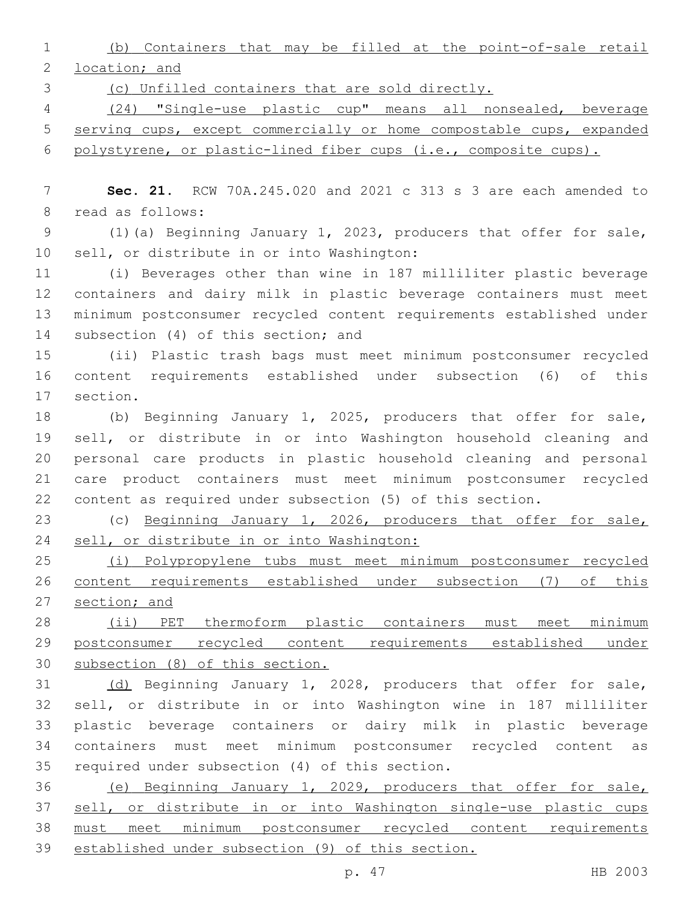(b) Containers that may be filled at the point-of-sale retail location; and

(c) Unfilled containers that are sold directly.

(24) "Single-use plastic cup" means all nonsealed, beverage serving cups, except commercially or home compostable cups, expanded polystyrene, or plastic-lined fiber cups (i.e., composite cups).

**Sec. 21.** RCW 70A.245.020 and 2021 c 313 s 3 are each amended to read as follows:

(1)(a) Beginning January 1, 2023, producers that offer for sale, sell, or distribute in or into Washington:

(i) Beverages other than wine in 187 milliliter plastic beverage containers and dairy milk in plastic beverage containers must meet minimum postconsumer recycled content requirements established under subsection (4) of this section; and

(ii) Plastic trash bags must meet minimum postconsumer recycled content requirements established under subsection (6) of this section.

(b) Beginning January 1, 2025, producers that offer for sale, sell, or distribute in or into Washington household cleaning and personal care products in plastic household cleaning and personal care product containers must meet minimum postconsumer recycled content as required under subsection (5) of this section.

(c) Beginning January 1, 2026, producers that offer for sale, sell, or distribute in or into Washington:

(i) Polypropylene tubs must meet minimum postconsumer recycled content requirements established under subsection (7) of this section; and

(ii) PET thermoform plastic containers must meet minimum postconsumer recycled content requirements established under subsection (8) of this section.

(d) Beginning January 1, 2028, producers that offer for sale, sell, or distribute in or into Washington wine in 187 milliliter plastic beverage containers or dairy milk in plastic beverage containers must meet minimum postconsumer recycled content as required under subsection (4) of this section.

(e) Beginning January 1, 2029, producers that offer for sale, sell, or distribute in or into Washington single-use plastic cups must meet minimum postconsumer recycled content requirements established under subsection (9) of this section.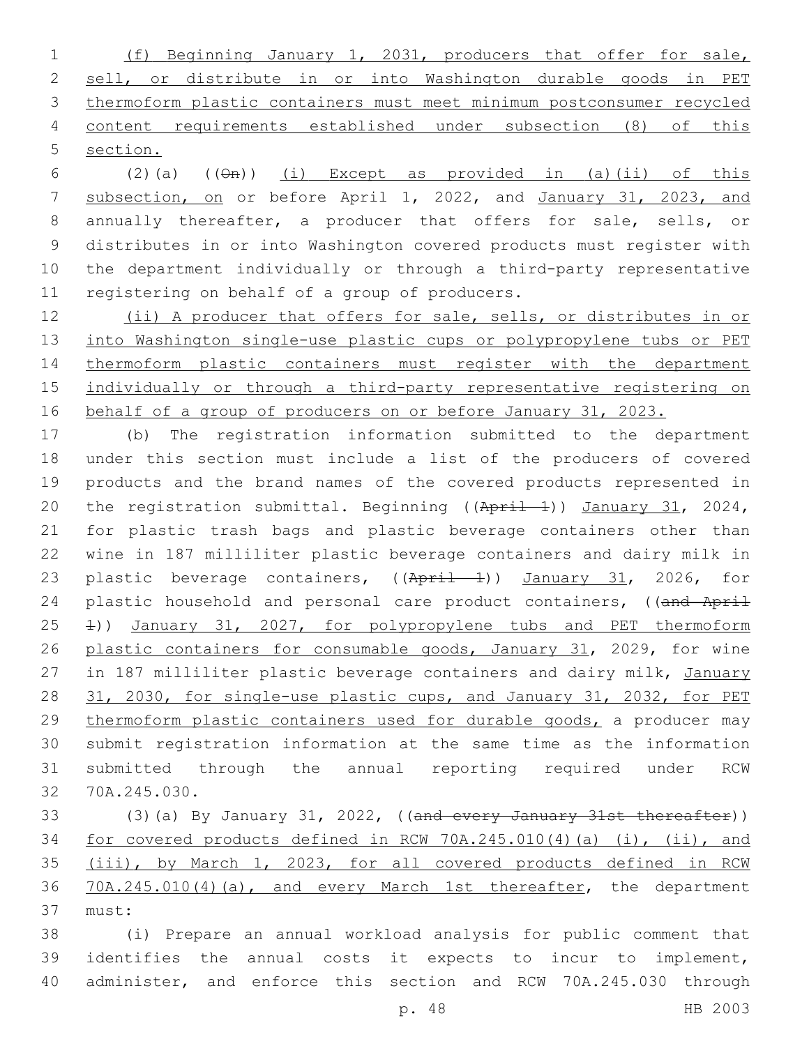(f) Beginning January 1, 2031, producers that offer for sale, sell, or distribute in or into Washington durable goods in PET thermoform plastic containers must meet minimum postconsumer recycled content requirements established under subsection (8) of this section.

(2)(a) ((On)) (i) Except as provided in (a)(ii) of this subsection, on or before April 1, 2022, and January 31, 2023, and annually thereafter, a producer that offers for sale, sells, or distributes in or into Washington covered products must register with the department individually or through a third-party representative registering on behalf of a group of producers.

(ii) A producer that offers for sale, sells, or distributes in or into Washington single-use plastic cups or polypropylene tubs or PET thermoform plastic containers must register with the department individually or through a third-party representative registering on behalf of a group of producers on or before January 31, 2023.

(b) The registration information submitted to the department under this section must include a list of the producers of covered products and the brand names of the covered products represented in the registration submittal. Beginning ((April 1)) January 31, 2024, for plastic trash bags and plastic beverage containers other than wine in 187 milliliter plastic beverage containers and dairy milk in plastic beverage containers, ((April 1)) January 31, 2026, for plastic household and personal care product containers, ((and April 1)) January 31, 2027, for polypropylene tubs and PET thermoform plastic containers for consumable goods, January 31, 2029, for wine in 187 milliliter plastic beverage containers and dairy milk, January 31, 2030, for single-use plastic cups, and January 31, 2032, for PET thermoform plastic containers used for durable goods, a producer may submit registration information at the same time as the information submitted through the annual reporting required under RCW 70A.245.030.

(3)(a) By January 31, 2022, ((and every January 31st thereafter)) for covered products defined in RCW 70A.245.010(4)(a) (i), (ii), and (iii), by March 1, 2023, for all covered products defined in RCW 70A.245.010(4)(a), and every March 1st thereafter, the department must:

(i) Prepare an annual workload analysis for public comment that identifies the annual costs it expects to incur to implement, administer, and enforce this section and RCW 70A.245.030 through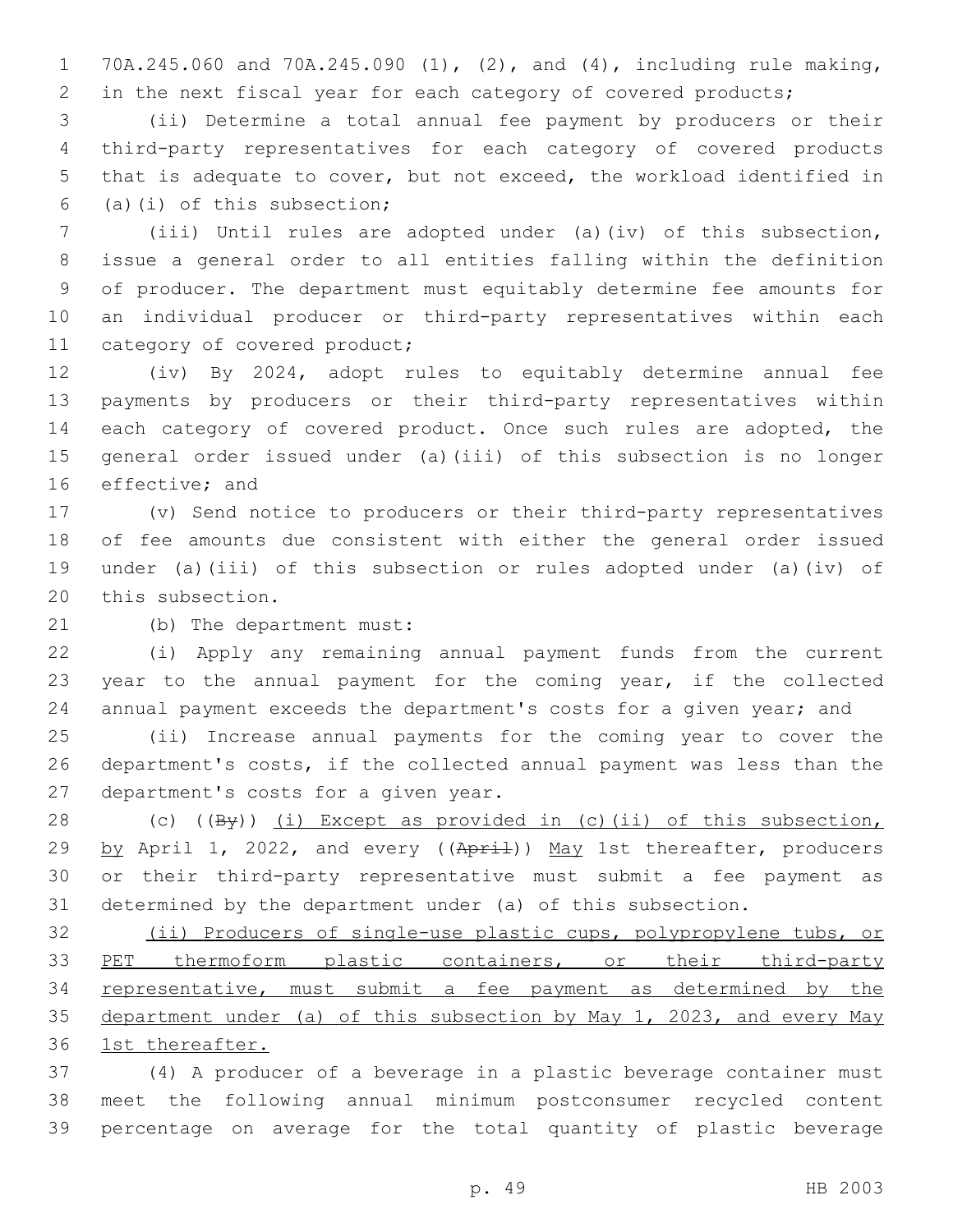70A.245.060 and 70A.245.090 (1), (2), and (4), including rule making, in the next fiscal year for each category of covered products;

(ii) Determine a total annual fee payment by producers or their third-party representatives for each category of covered products that is adequate to cover, but not exceed, the workload identified in (a)(i) of this subsection;

(iii) Until rules are adopted under (a)(iv) of this subsection, issue a general order to all entities falling within the definition of producer. The department must equitably determine fee amounts for an individual producer or third-party representatives within each category of covered product;

(iv) By 2024, adopt rules to equitably determine annual fee payments by producers or their third-party representatives within each category of covered product. Once such rules are adopted, the general order issued under (a)(iii) of this subsection is no longer effective; and

(v) Send notice to producers or their third-party representatives of fee amounts due consistent with either the general order issued under (a)(iii) of this subsection or rules adopted under (a)(iv) of this subsection.

(b) The department must:

(i) Apply any remaining annual payment funds from the current year to the annual payment for the coming year, if the collected annual payment exceeds the department's costs for a given year; and

(ii) Increase annual payments for the coming year to cover the department's costs, if the collected annual payment was less than the department's costs for a given year.

(c) ((~~By~~)) <u>(i) Except as provided in (c)(ii) of this subsection, by</u> April 1, 2022, and every ((~~April~~)) <u>May</u> 1st thereafter, producers or their third-party representative must submit a fee payment as determined by the department under (a) of this subsection.

<u>(ii) Producers of single-use plastic cups, polypropylene tubs, or PET thermoform plastic containers, or their third-party representative, must submit a fee payment as determined by the department under (a) of this subsection by May 1, 2023, and every May 1st thereafter.</u>

(4) A producer of a beverage in a plastic beverage container must meet the following annual minimum postconsumer recycled content percentage on average for the total quantity of plastic beverage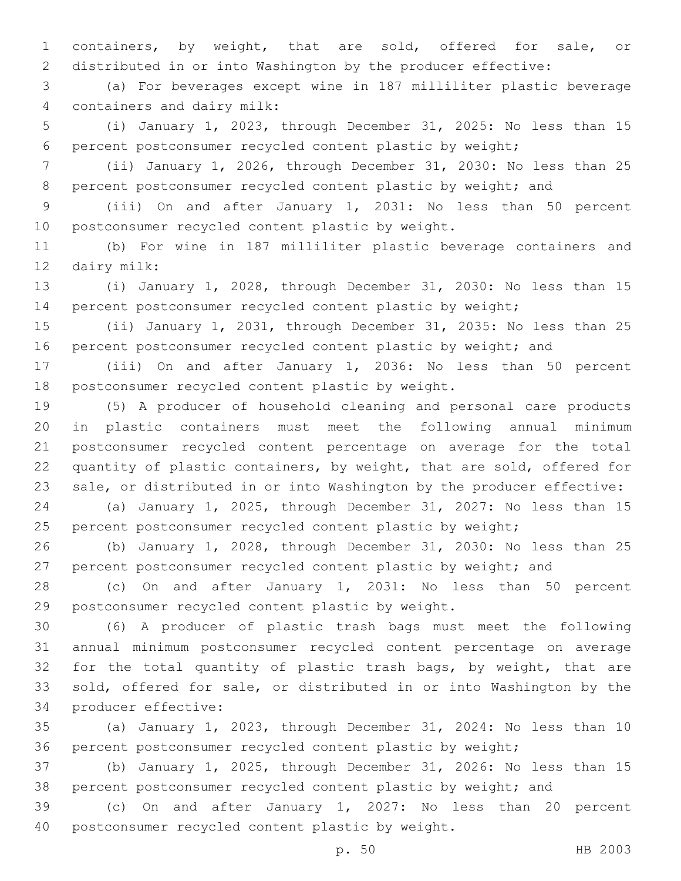containers, by weight, that are sold, offered for sale, or distributed in or into Washington by the producer effective:

(a) For beverages except wine in 187 milliliter plastic beverage containers and dairy milk:

(i) January 1, 2023, through December 31, 2025: No less than 15 percent postconsumer recycled content plastic by weight;

(ii) January 1, 2026, through December 31, 2030: No less than 25 percent postconsumer recycled content plastic by weight; and

(iii) On and after January 1, 2031: No less than 50 percent postconsumer recycled content plastic by weight.

(b) For wine in 187 milliliter plastic beverage containers and dairy milk:

(i) January 1, 2028, through December 31, 2030: No less than 15 percent postconsumer recycled content plastic by weight;

(ii) January 1, 2031, through December 31, 2035: No less than 25 percent postconsumer recycled content plastic by weight; and

(iii) On and after January 1, 2036: No less than 50 percent postconsumer recycled content plastic by weight.

(5) A producer of household cleaning and personal care products in plastic containers must meet the following annual minimum postconsumer recycled content percentage on average for the total quantity of plastic containers, by weight, that are sold, offered for sale, or distributed in or into Washington by the producer effective:

(a) January 1, 2025, through December 31, 2027: No less than 15 percent postconsumer recycled content plastic by weight;

(b) January 1, 2028, through December 31, 2030: No less than 25 percent postconsumer recycled content plastic by weight; and

(c) On and after January 1, 2031: No less than 50 percent postconsumer recycled content plastic by weight.

(6) A producer of plastic trash bags must meet the following annual minimum postconsumer recycled content percentage on average for the total quantity of plastic trash bags, by weight, that are sold, offered for sale, or distributed in or into Washington by the producer effective:

(a) January 1, 2023, through December 31, 2024: No less than 10 percent postconsumer recycled content plastic by weight;

(b) January 1, 2025, through December 31, 2026: No less than 15 percent postconsumer recycled content plastic by weight; and

(c) On and after January 1, 2027: No less than 20 percent postconsumer recycled content plastic by weight.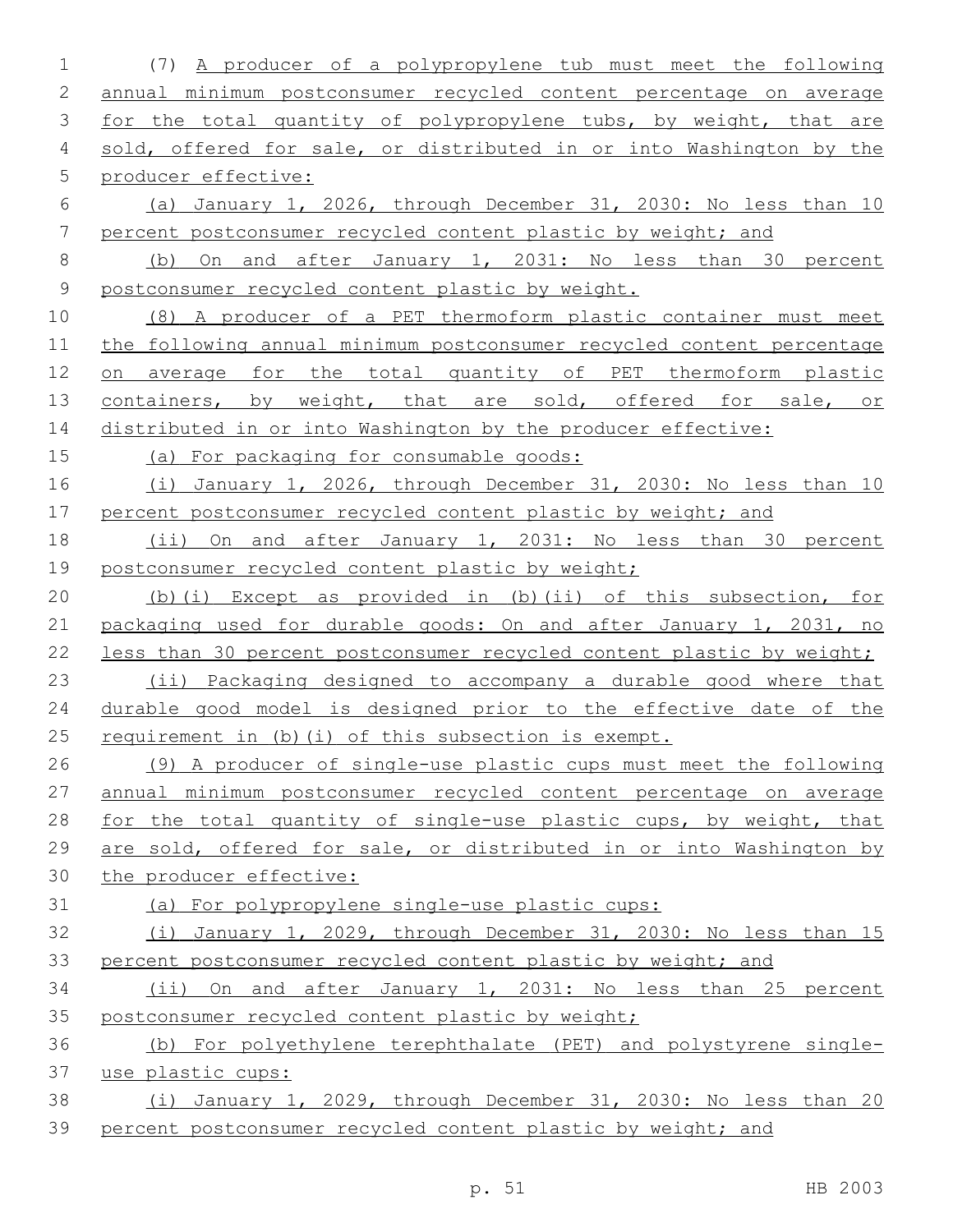(7) A producer of a polypropylene tub must meet the following annual minimum postconsumer recycled content percentage on average for the total quantity of polypropylene tubs, by weight, that are sold, offered for sale, or distributed in or into Washington by the producer effective:

(a) January 1, 2026, through December 31, 2030: No less than 10 percent postconsumer recycled content plastic by weight; and

(b) On and after January 1, 2031: No less than 30 percent postconsumer recycled content plastic by weight.

(8) A producer of a PET thermoform plastic container must meet the following annual minimum postconsumer recycled content percentage on average for the total quantity of PET thermoform plastic containers, by weight, that are sold, offered for sale, or distributed in or into Washington by the producer effective:

(a) For packaging for consumable goods:

(i) January 1, 2026, through December 31, 2030: No less than 10 percent postconsumer recycled content plastic by weight; and

(ii) On and after January 1, 2031: No less than 30 percent postconsumer recycled content plastic by weight;

(b)(i) Except as provided in (b)(ii) of this subsection, for packaging used for durable goods: On and after January 1, 2031, no less than 30 percent postconsumer recycled content plastic by weight;

(ii) Packaging designed to accompany a durable good where that durable good model is designed prior to the effective date of the requirement in (b)(i) of this subsection is exempt.

(9) A producer of single-use plastic cups must meet the following annual minimum postconsumer recycled content percentage on average for the total quantity of single-use plastic cups, by weight, that are sold, offered for sale, or distributed in or into Washington by the producer effective:

(a) For polypropylene single-use plastic cups:

(i) January 1, 2029, through December 31, 2030: No less than 15 percent postconsumer recycled content plastic by weight; and

(ii) On and after January 1, 2031: No less than 25 percent postconsumer recycled content plastic by weight;

(b) For polyethylene terephthalate (PET) and polystyrene single-use plastic cups:

(i) January 1, 2029, through December 31, 2030: No less than 20 percent postconsumer recycled content plastic by weight; and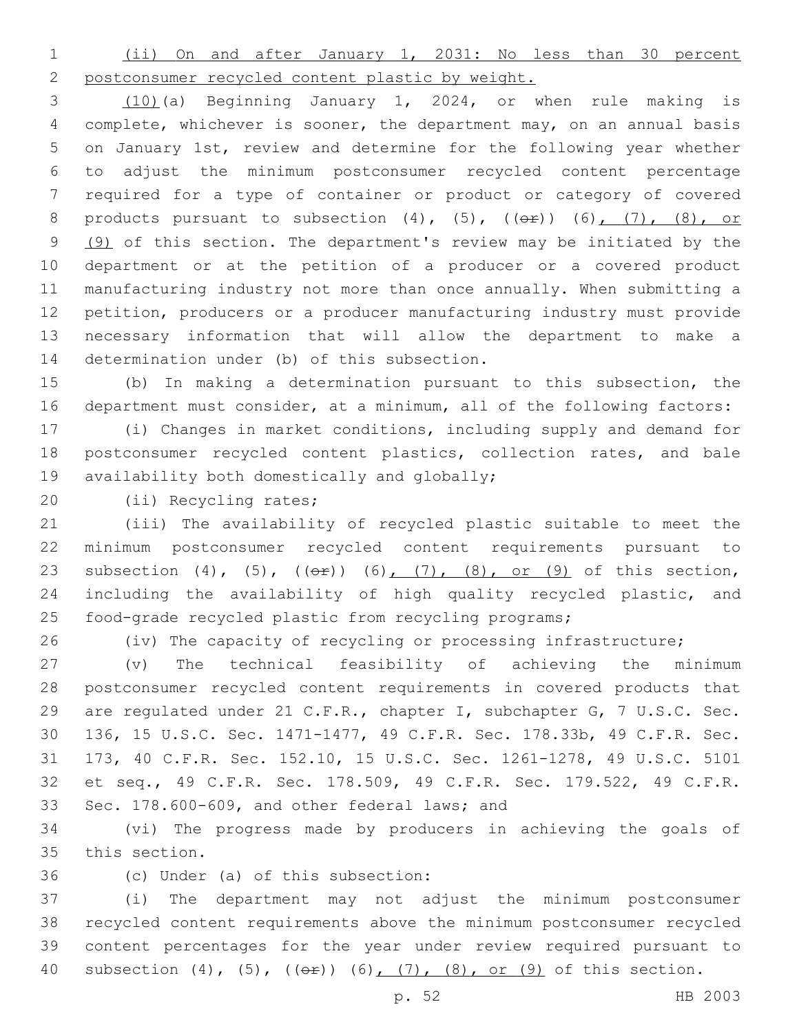(ii) On and after January 1, 2031: No less than 30 percent postconsumer recycled content plastic by weight.

(10)(a) Beginning January 1, 2024, or when rule making is complete, whichever is sooner, the department may, on an annual basis on January 1st, review and determine for the following year whether to adjust the minimum postconsumer recycled content percentage required for a type of container or product or category of covered products pursuant to subsection (4), (5), ((~~or~~)) (6), (7), (8), or (9) of this section. The department's review may be initiated by the department or at the petition of a producer or a covered product manufacturing industry not more than once annually. When submitting a petition, producers or a producer manufacturing industry must provide necessary information that will allow the department to make a determination under (b) of this subsection.

(b) In making a determination pursuant to this subsection, the department must consider, at a minimum, all of the following factors:

(i) Changes in market conditions, including supply and demand for postconsumer recycled content plastics, collection rates, and bale availability both domestically and globally;

(ii) Recycling rates;

(iii) The availability of recycled plastic suitable to meet the minimum postconsumer recycled content requirements pursuant to subsection (4), (5), ((~~or~~)) (6), (7), (8), or (9) of this section, including the availability of high quality recycled plastic, and food-grade recycled plastic from recycling programs;

(iv) The capacity of recycling or processing infrastructure;

(v) The technical feasibility of achieving the minimum postconsumer recycled content requirements in covered products that are regulated under 21 C.F.R., chapter I, subchapter G, 7 U.S.C. Sec. 136, 15 U.S.C. Sec. 1471-1477, 49 C.F.R. Sec. 178.33b, 49 C.F.R. Sec. 173, 40 C.F.R. Sec. 152.10, 15 U.S.C. Sec. 1261-1278, 49 U.S.C. 5101 et seq., 49 C.F.R. Sec. 178.509, 49 C.F.R. Sec. 179.522, 49 C.F.R. Sec. 178.600-609, and other federal laws; and

(vi) The progress made by producers in achieving the goals of this section.

(c) Under (a) of this subsection:

(i) The department may not adjust the minimum postconsumer recycled content requirements above the minimum postconsumer recycled content percentages for the year under review required pursuant to subsection (4), (5), ((~~or~~)) (6), (7), (8), or (9) of this section.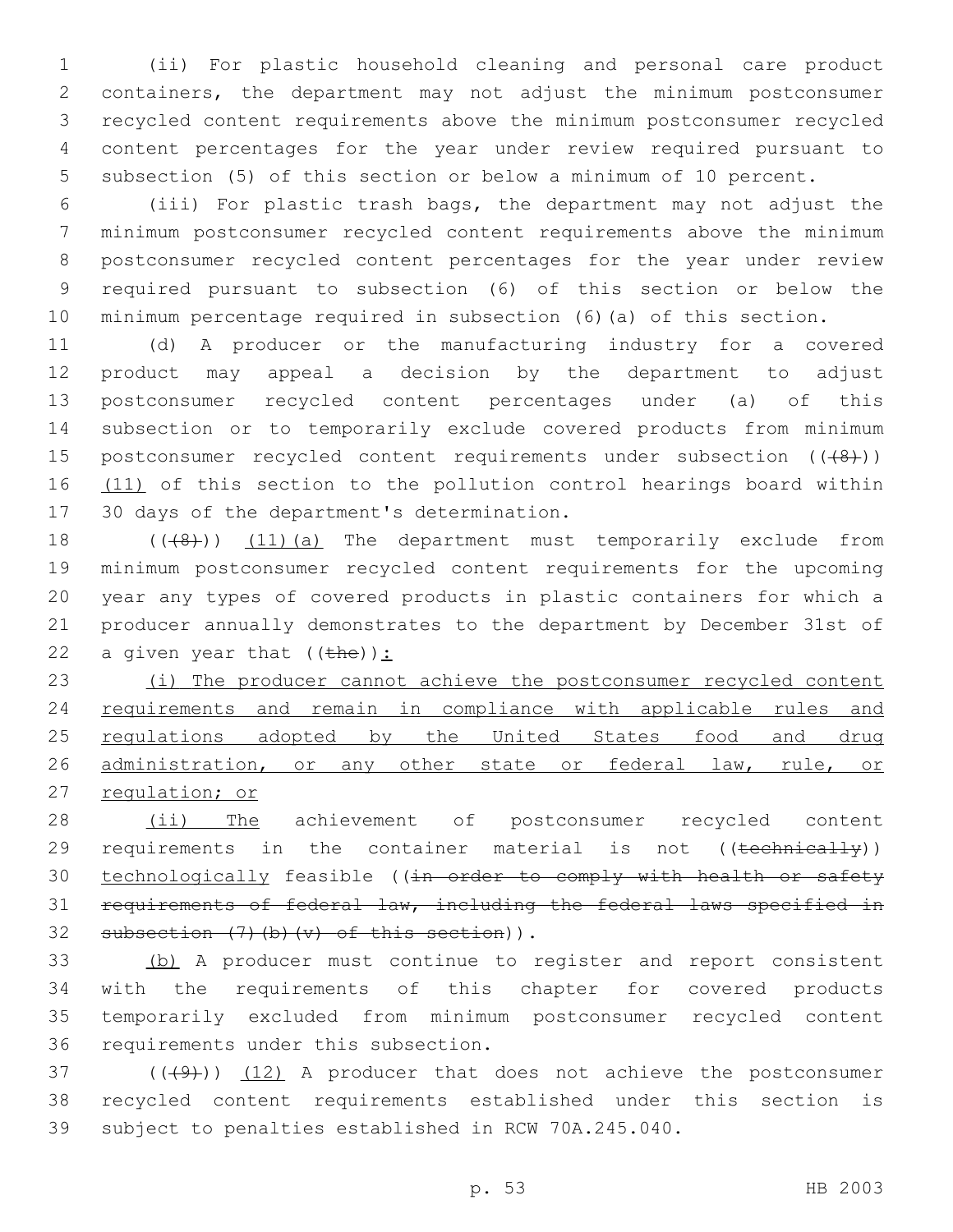(ii) For plastic household cleaning and personal care product containers, the department may not adjust the minimum postconsumer recycled content requirements above the minimum postconsumer recycled content percentages for the year under review required pursuant to subsection (5) of this section or below a minimum of 10 percent.

(iii) For plastic trash bags, the department may not adjust the minimum postconsumer recycled content requirements above the minimum postconsumer recycled content percentages for the year under review required pursuant to subsection (6) of this section or below the minimum percentage required in subsection (6)(a) of this section.

(d) A producer or the manufacturing industry for a covered product may appeal a decision by the department to adjust postconsumer recycled content percentages under (a) of this subsection or to temporarily exclude covered products from minimum postconsumer recycled content requirements under subsection ((~~(8)~~)) <u>(11)</u> of this section to the pollution control hearings board within 30 days of the department's determination.

((~~(8)~~)) <u>(11)(a)</u> The department must temporarily exclude from minimum postconsumer recycled content requirements for the upcoming year any types of covered products in plastic containers for which a producer annually demonstrates to the department by December 31st of a given year that ((~~the~~))<u>:</u>

<u>(i) The producer cannot achieve the postconsumer recycled content requirements and remain in compliance with applicable rules and regulations adopted by the United States food and drug administration, or any other state or federal law, rule, or regulation; or</u>

<u>(ii) The</u> achievement of postconsumer recycled content requirements in the container material is not ((~~technically~~)) <u>technologically</u> feasible ((~~in order to comply with health or safety requirements of federal law, including the federal laws specified in subsection (7)(b)(v) of this section~~)).

<u>(b)</u> A producer must continue to register and report consistent with the requirements of this chapter for covered products temporarily excluded from minimum postconsumer recycled content requirements under this subsection.

((~~(9)~~)) <u>(12)</u> A producer that does not achieve the postconsumer recycled content requirements established under this section is subject to penalties established in RCW 70A.245.040.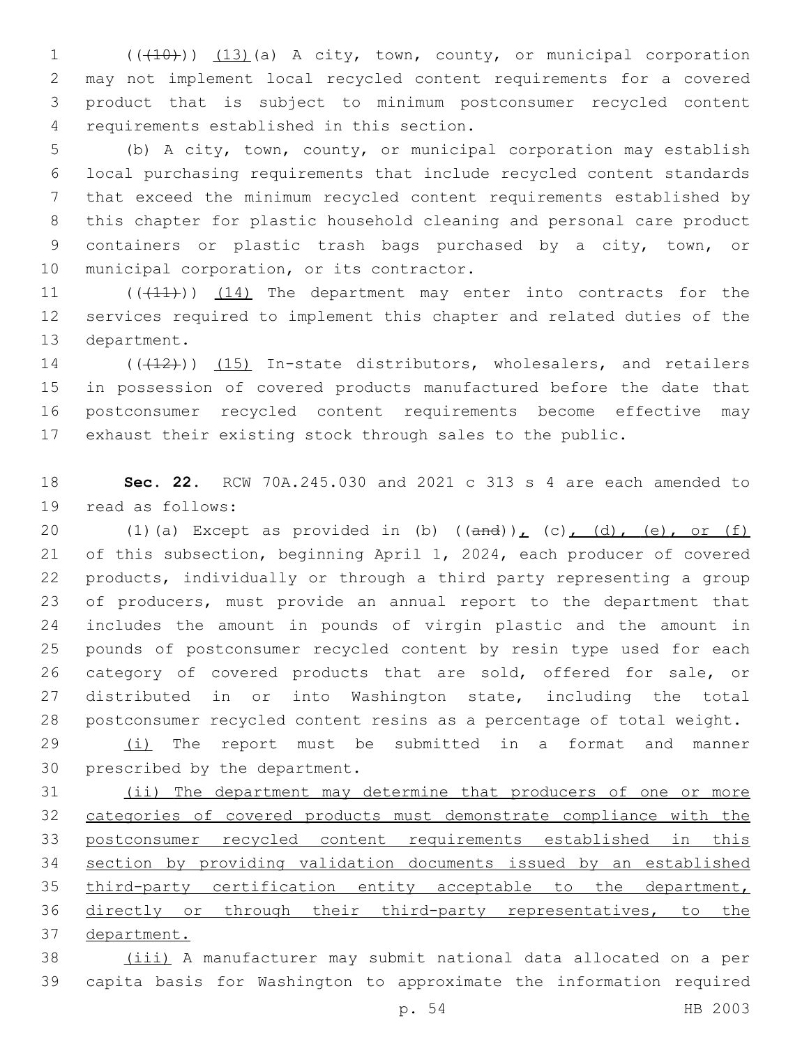((~~(10)~~)) <u>(13)</u>(a) A city, town, county, or municipal corporation may not implement local recycled content requirements for a covered product that is subject to minimum postconsumer recycled content requirements established in this section.

(b) A city, town, county, or municipal corporation may establish local purchasing requirements that include recycled content standards that exceed the minimum recycled content requirements established by this chapter for plastic household cleaning and personal care product containers or plastic trash bags purchased by a city, town, or municipal corporation, or its contractor.

((~~(11)~~)) <u>(14)</u> The department may enter into contracts for the services required to implement this chapter and related duties of the department.

((~~(12)~~)) <u>(15)</u> In-state distributors, wholesalers, and retailers in possession of covered products manufactured before the date that postconsumer recycled content requirements become effective may exhaust their existing stock through sales to the public.

**Sec. 22.** RCW 70A.245.030 and 2021 c 313 s 4 are each amended to read as follows:

(1)(a) Except as provided in (b) ((~~and~~))<u>,</u> (c)<u>, (d), (e), or (f)</u> of this subsection, beginning April 1, 2024, each producer of covered products, individually or through a third party representing a group of producers, must provide an annual report to the department that includes the amount in pounds of virgin plastic and the amount in pounds of postconsumer recycled content by resin type used for each category of covered products that are sold, offered for sale, or distributed in or into Washington state, including the total postconsumer recycled content resins as a percentage of total weight.

<u>(i)</u> The report must be submitted in a format and manner prescribed by the department.

<u>(ii) The department may determine that producers of one or more categories of covered products must demonstrate compliance with the postconsumer recycled content requirements established in this section by providing validation documents issued by an established third-party certification entity acceptable to the department, directly or through their third-party representatives, to the department.</u>

<u>(iii)</u> A manufacturer may submit national data allocated on a per capita basis for Washington to approximate the information required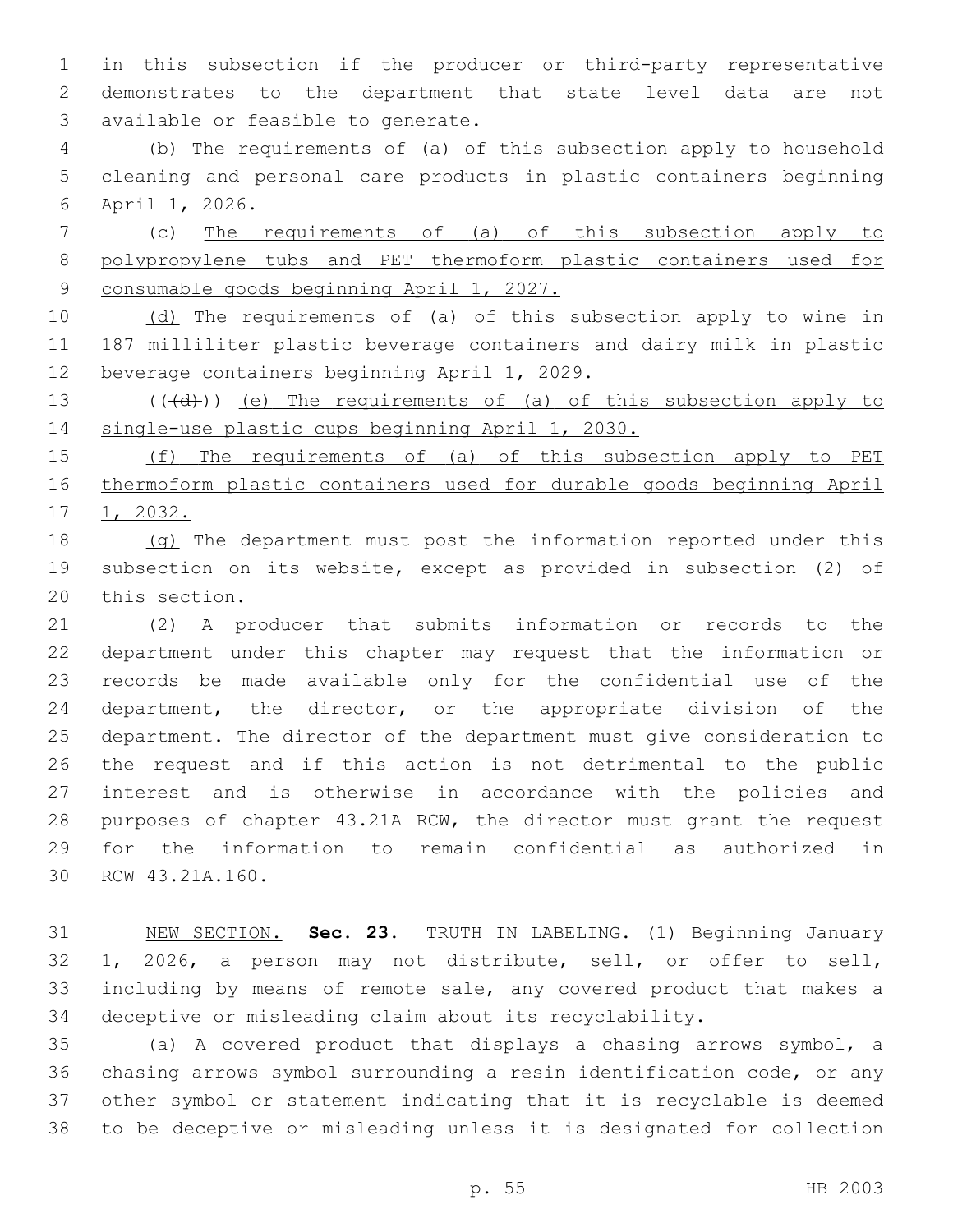in this subsection if the producer or third-party representative demonstrates to the department that state level data are not available or feasible to generate.

(b) The requirements of (a) of this subsection apply to household cleaning and personal care products in plastic containers beginning April 1, 2026.

(c) The requirements of (a) of this subsection apply to polypropylene tubs and PET thermoform plastic containers used for consumable goods beginning April 1, 2027.

(d) The requirements of (a) of this subsection apply to wine in 187 milliliter plastic beverage containers and dairy milk in plastic beverage containers beginning April 1, 2029.

(((d))) (e) The requirements of (a) of this subsection apply to single-use plastic cups beginning April 1, 2030.

(f) The requirements of (a) of this subsection apply to PET thermoform plastic containers used for durable goods beginning April 1, 2032.

(g) The department must post the information reported under this subsection on its website, except as provided in subsection (2) of this section.

(2) A producer that submits information or records to the department under this chapter may request that the information or records be made available only for the confidential use of the department, the director, or the appropriate division of the department. The director of the department must give consideration to the request and if this action is not detrimental to the public interest and is otherwise in accordance with the policies and purposes of chapter 43.21A RCW, the director must grant the request for the information to remain confidential as authorized in RCW 43.21A.160.

NEW SECTION. **Sec. 23.** TRUTH IN LABELING. (1) Beginning January 1, 2026, a person may not distribute, sell, or offer to sell, including by means of remote sale, any covered product that makes a deceptive or misleading claim about its recyclability.

(a) A covered product that displays a chasing arrows symbol, a chasing arrows symbol surrounding a resin identification code, or any other symbol or statement indicating that it is recyclable is deemed to be deceptive or misleading unless it is designated for collection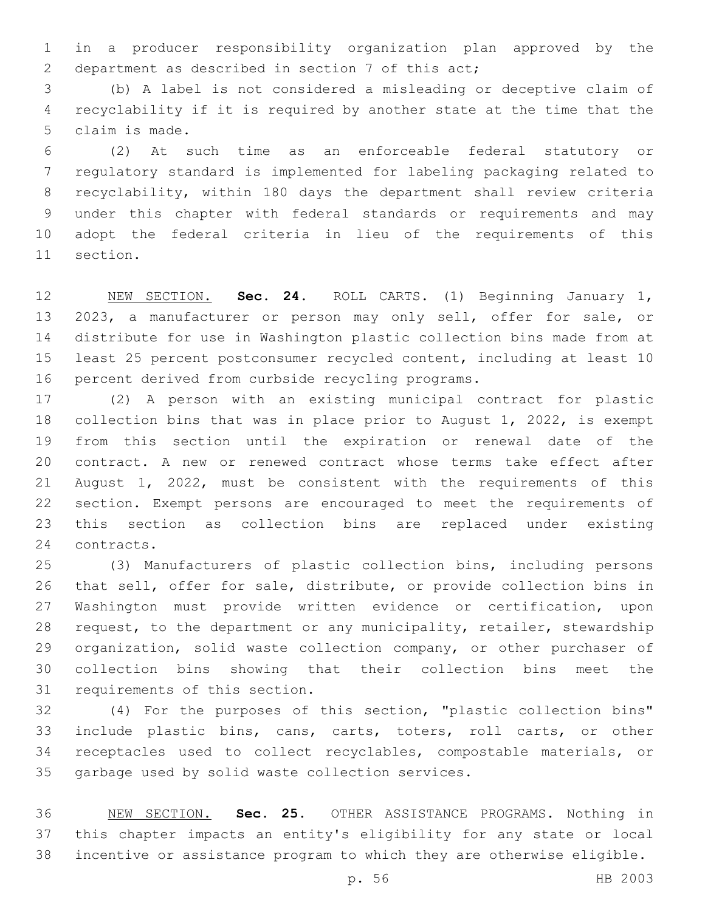in a producer responsibility organization plan approved by the department as described in section 7 of this act;

(b) A label is not considered a misleading or deceptive claim of recyclability if it is required by another state at the time that the claim is made.

(2) At such time as an enforceable federal statutory or regulatory standard is implemented for labeling packaging related to recyclability, within 180 days the department shall review criteria under this chapter with federal standards or requirements and may adopt the federal criteria in lieu of the requirements of this section.

NEW SECTION. **Sec. 24.** ROLL CARTS. (1) Beginning January 1, 2023, a manufacturer or person may only sell, offer for sale, or distribute for use in Washington plastic collection bins made from at least 25 percent postconsumer recycled content, including at least 10 percent derived from curbside recycling programs.

(2) A person with an existing municipal contract for plastic collection bins that was in place prior to August 1, 2022, is exempt from this section until the expiration or renewal date of the contract. A new or renewed contract whose terms take effect after August 1, 2022, must be consistent with the requirements of this section. Exempt persons are encouraged to meet the requirements of this section as collection bins are replaced under existing contracts.

(3) Manufacturers of plastic collection bins, including persons that sell, offer for sale, distribute, or provide collection bins in Washington must provide written evidence or certification, upon request, to the department or any municipality, retailer, stewardship organization, solid waste collection company, or other purchaser of collection bins showing that their collection bins meet the requirements of this section.

(4) For the purposes of this section, "plastic collection bins" include plastic bins, cans, carts, toters, roll carts, or other receptacles used to collect recyclables, compostable materials, or garbage used by solid waste collection services.

NEW SECTION. **Sec. 25.** OTHER ASSISTANCE PROGRAMS. Nothing in this chapter impacts an entity's eligibility for any state or local incentive or assistance program to which they are otherwise eligible.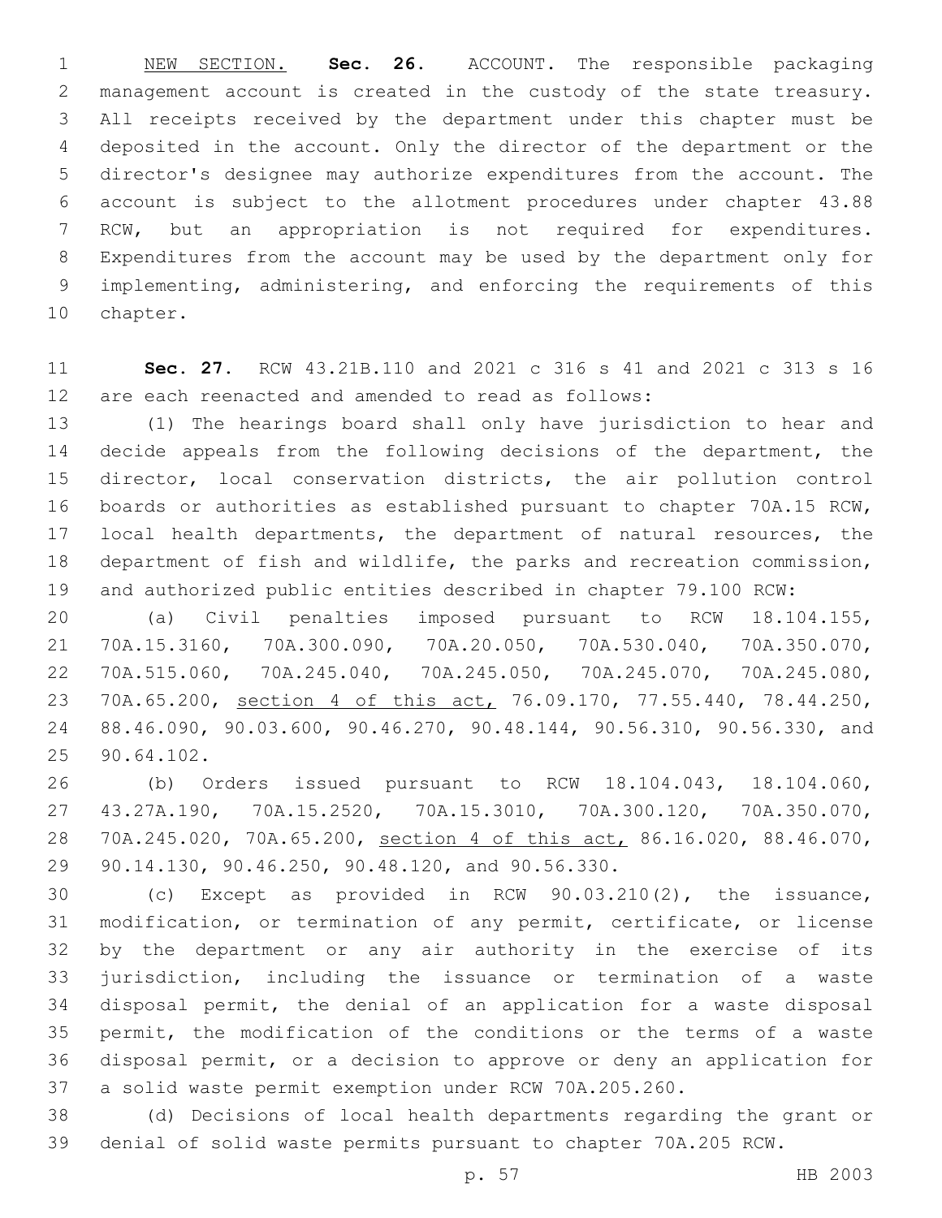NEW SECTION. **Sec. 26.** ACCOUNT. The responsible packaging management account is created in the custody of the state treasury. All receipts received by the department under this chapter must be deposited in the account. Only the director of the department or the director's designee may authorize expenditures from the account. The account is subject to the allotment procedures under chapter 43.88 RCW, but an appropriation is not required for expenditures. Expenditures from the account may be used by the department only for implementing, administering, and enforcing the requirements of this chapter.

**Sec. 27.** RCW 43.21B.110 and 2021 c 316 s 41 and 2021 c 313 s 16 are each reenacted and amended to read as follows:

(1) The hearings board shall only have jurisdiction to hear and decide appeals from the following decisions of the department, the director, local conservation districts, the air pollution control boards or authorities as established pursuant to chapter 70A.15 RCW, local health departments, the department of natural resources, the department of fish and wildlife, the parks and recreation commission, and authorized public entities described in chapter 79.100 RCW:

(a) Civil penalties imposed pursuant to RCW 18.104.155, 70A.15.3160, 70A.300.090, 70A.20.050, 70A.530.040, 70A.350.070, 70A.515.060, 70A.245.040, 70A.245.050, 70A.245.070, 70A.245.080, 70A.65.200, section 4 of this act, 76.09.170, 77.55.440, 78.44.250, 88.46.090, 90.03.600, 90.46.270, 90.48.144, 90.56.310, 90.56.330, and 90.64.102.

(b) Orders issued pursuant to RCW 18.104.043, 18.104.060, 43.27A.190, 70A.15.2520, 70A.15.3010, 70A.300.120, 70A.350.070, 70A.245.020, 70A.65.200, section 4 of this act, 86.16.020, 88.46.070, 90.14.130, 90.46.250, 90.48.120, and 90.56.330.

(c) Except as provided in RCW 90.03.210(2), the issuance, modification, or termination of any permit, certificate, or license by the department or any air authority in the exercise of its jurisdiction, including the issuance or termination of a waste disposal permit, the denial of an application for a waste disposal permit, the modification of the conditions or the terms of a waste disposal permit, or a decision to approve or deny an application for a solid waste permit exemption under RCW 70A.205.260.

(d) Decisions of local health departments regarding the grant or denial of solid waste permits pursuant to chapter 70A.205 RCW.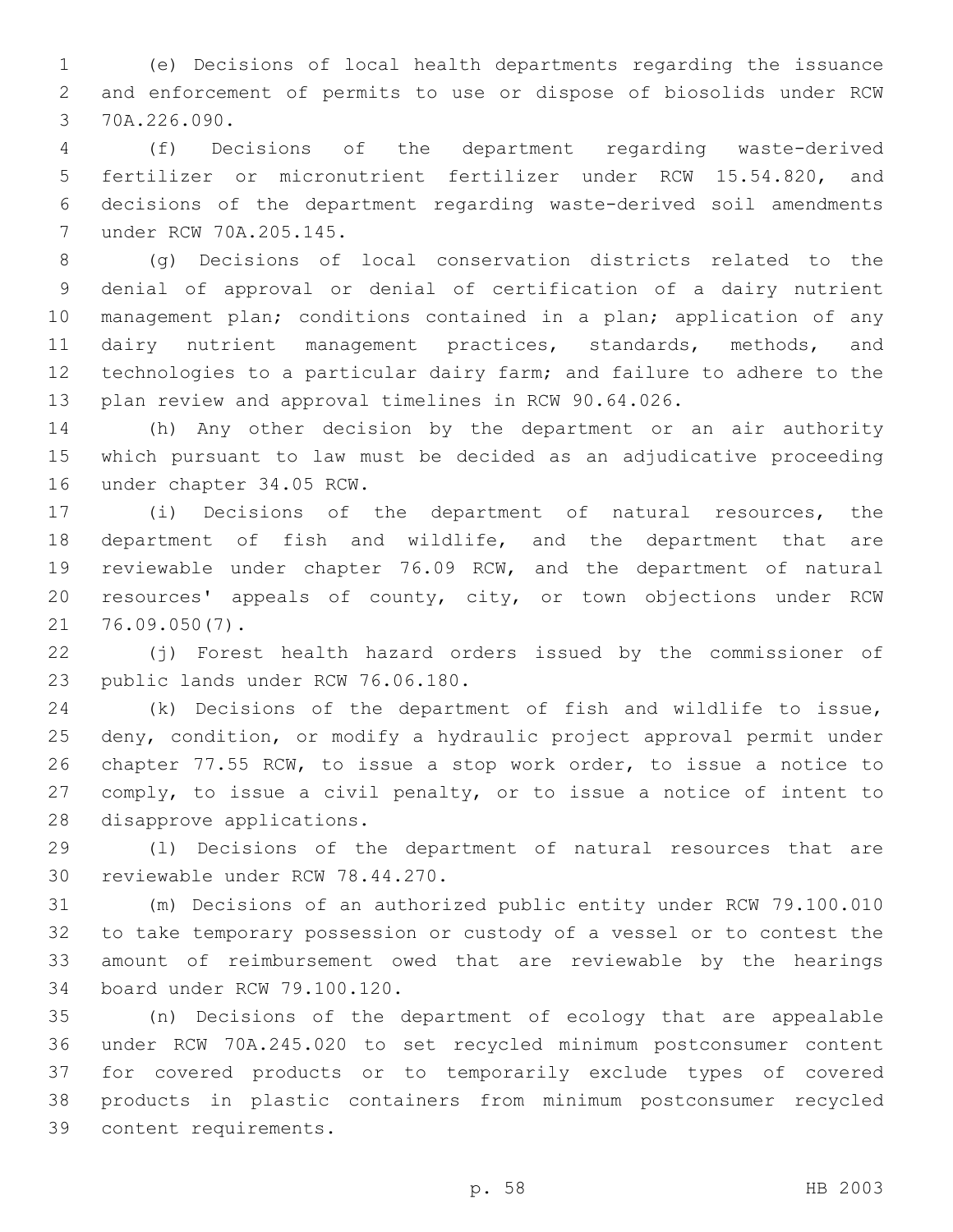(e) Decisions of local health departments regarding the issuance and enforcement of permits to use or dispose of biosolids under RCW 70A.226.090.

(f) Decisions of the department regarding waste-derived fertilizer or micronutrient fertilizer under RCW 15.54.820, and decisions of the department regarding waste-derived soil amendments under RCW 70A.205.145.

(g) Decisions of local conservation districts related to the denial of approval or denial of certification of a dairy nutrient management plan; conditions contained in a plan; application of any dairy nutrient management practices, standards, methods, and technologies to a particular dairy farm; and failure to adhere to the plan review and approval timelines in RCW 90.64.026.

(h) Any other decision by the department or an air authority which pursuant to law must be decided as an adjudicative proceeding under chapter 34.05 RCW.

(i) Decisions of the department of natural resources, the department of fish and wildlife, and the department that are reviewable under chapter 76.09 RCW, and the department of natural resources' appeals of county, city, or town objections under RCW 76.09.050(7).

(j) Forest health hazard orders issued by the commissioner of public lands under RCW 76.06.180.

(k) Decisions of the department of fish and wildlife to issue, deny, condition, or modify a hydraulic project approval permit under chapter 77.55 RCW, to issue a stop work order, to issue a notice to comply, to issue a civil penalty, or to issue a notice of intent to disapprove applications.

(l) Decisions of the department of natural resources that are reviewable under RCW 78.44.270.

(m) Decisions of an authorized public entity under RCW 79.100.010 to take temporary possession or custody of a vessel or to contest the amount of reimbursement owed that are reviewable by the hearings board under RCW 79.100.120.

(n) Decisions of the department of ecology that are appealable under RCW 70A.245.020 to set recycled minimum postconsumer content for covered products or to temporarily exclude types of covered products in plastic containers from minimum postconsumer recycled content requirements.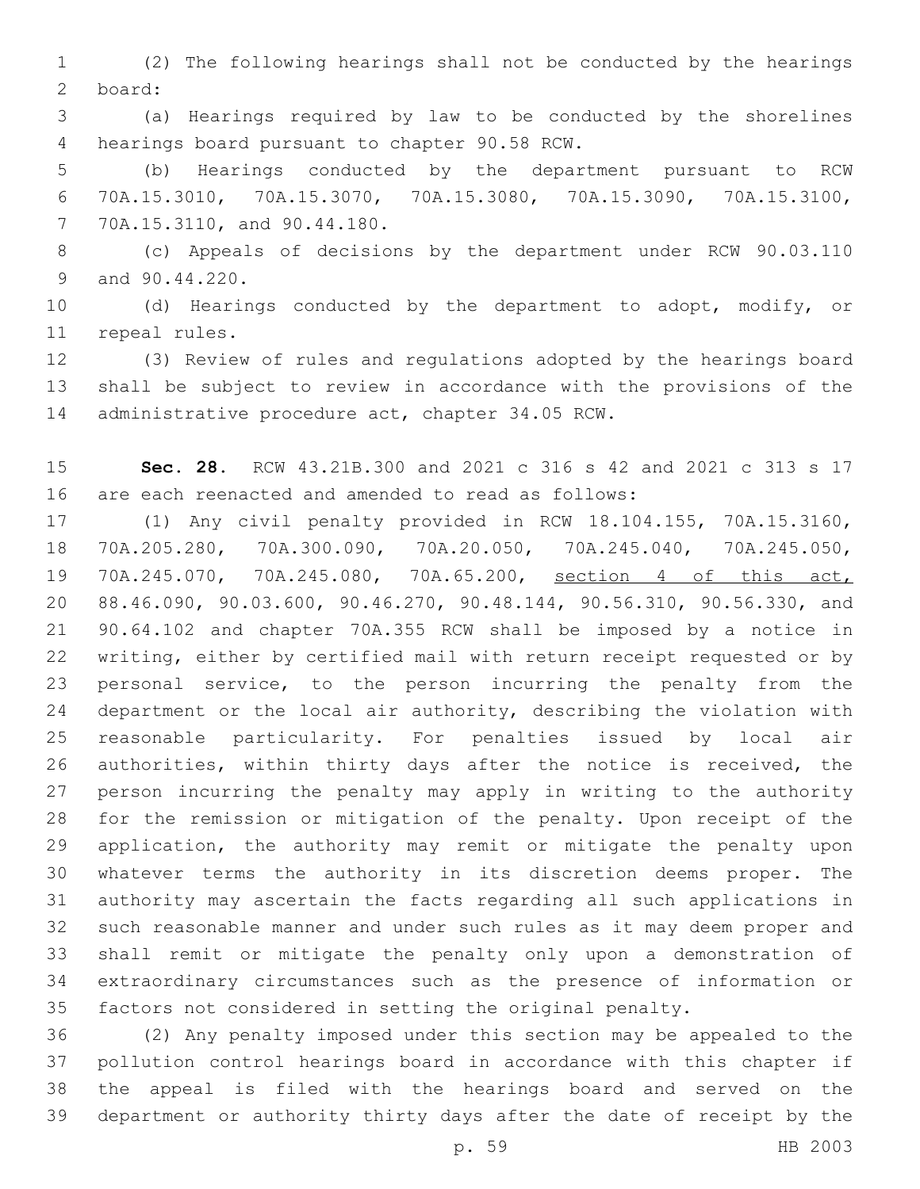(2) The following hearings shall not be conducted by the hearings board:

(a) Hearings required by law to be conducted by the shorelines hearings board pursuant to chapter 90.58 RCW.

(b) Hearings conducted by the department pursuant to RCW 70A.15.3010, 70A.15.3070, 70A.15.3080, 70A.15.3090, 70A.15.3100, 70A.15.3110, and 90.44.180.

(c) Appeals of decisions by the department under RCW 90.03.110 and 90.44.220.

(d) Hearings conducted by the department to adopt, modify, or repeal rules.

(3) Review of rules and regulations adopted by the hearings board shall be subject to review in accordance with the provisions of the administrative procedure act, chapter 34.05 RCW.

**Sec. 28.** RCW 43.21B.300 and 2021 c 316 s 42 and 2021 c 313 s 17 are each reenacted and amended to read as follows:

(1) Any civil penalty provided in RCW 18.104.155, 70A.15.3160, 70A.205.280, 70A.300.090, 70A.20.050, 70A.245.040, 70A.245.050, 70A.245.070, 70A.245.080, 70A.65.200, <u>section 4 of this act,</u> 88.46.090, 90.03.600, 90.46.270, 90.48.144, 90.56.310, 90.56.330, and 90.64.102 and chapter 70A.355 RCW shall be imposed by a notice in writing, either by certified mail with return receipt requested or by personal service, to the person incurring the penalty from the department or the local air authority, describing the violation with reasonable particularity. For penalties issued by local air authorities, within thirty days after the notice is received, the person incurring the penalty may apply in writing to the authority for the remission or mitigation of the penalty. Upon receipt of the application, the authority may remit or mitigate the penalty upon whatever terms the authority in its discretion deems proper. The authority may ascertain the facts regarding all such applications in such reasonable manner and under such rules as it may deem proper and shall remit or mitigate the penalty only upon a demonstration of extraordinary circumstances such as the presence of information or factors not considered in setting the original penalty.

(2) Any penalty imposed under this section may be appealed to the pollution control hearings board in accordance with this chapter if the appeal is filed with the hearings board and served on the department or authority thirty days after the date of receipt by the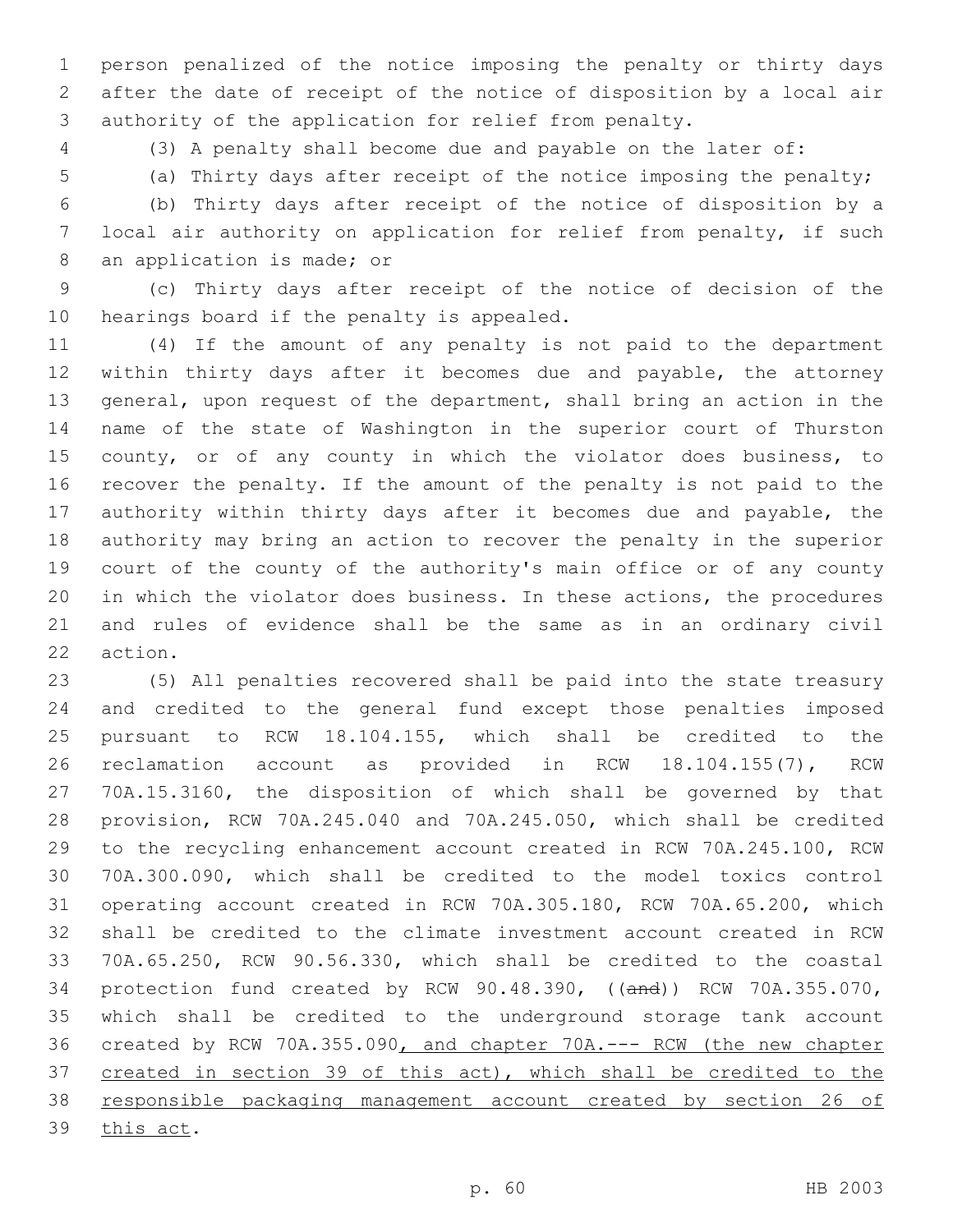person penalized of the notice imposing the penalty or thirty days after the date of receipt of the notice of disposition by a local air authority of the application for relief from penalty.

(3) A penalty shall become due and payable on the later of:

(a) Thirty days after receipt of the notice imposing the penalty;

(b) Thirty days after receipt of the notice of disposition by a local air authority on application for relief from penalty, if such an application is made; or

(c) Thirty days after receipt of the notice of decision of the hearings board if the penalty is appealed.

(4) If the amount of any penalty is not paid to the department within thirty days after it becomes due and payable, the attorney general, upon request of the department, shall bring an action in the name of the state of Washington in the superior court of Thurston county, or of any county in which the violator does business, to recover the penalty. If the amount of the penalty is not paid to the authority within thirty days after it becomes due and payable, the authority may bring an action to recover the penalty in the superior court of the county of the authority's main office or of any county in which the violator does business. In these actions, the procedures and rules of evidence shall be the same as in an ordinary civil action.

(5) All penalties recovered shall be paid into the state treasury and credited to the general fund except those penalties imposed pursuant to RCW 18.104.155, which shall be credited to the reclamation account as provided in RCW 18.104.155(7), RCW 70A.15.3160, the disposition of which shall be governed by that provision, RCW 70A.245.040 and 70A.245.050, which shall be credited to the recycling enhancement account created in RCW 70A.245.100, RCW 70A.300.090, which shall be credited to the model toxics control operating account created in RCW 70A.305.180, RCW 70A.65.200, which shall be credited to the climate investment account created in RCW 70A.65.250, RCW 90.56.330, which shall be credited to the coastal protection fund created by RCW 90.48.390, ((~~and~~)) RCW 70A.355.070, which shall be credited to the underground storage tank account created by RCW 70A.355.090<u>, and chapter 70A.--- RCW (the new chapter created in section 39 of this act), which shall be credited to the responsible packaging management account created by section 26 of this act</u>.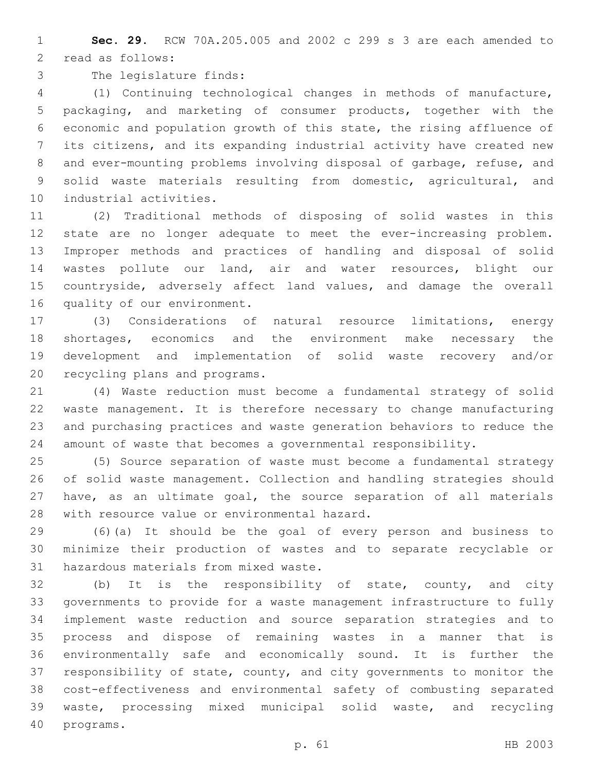**Sec. 29.** RCW 70A.205.005 and 2002 c 299 s 3 are each amended to read as follows:

The legislature finds:

(1) Continuing technological changes in methods of manufacture, packaging, and marketing of consumer products, together with the economic and population growth of this state, the rising affluence of its citizens, and its expanding industrial activity have created new and ever-mounting problems involving disposal of garbage, refuse, and solid waste materials resulting from domestic, agricultural, and industrial activities.

(2) Traditional methods of disposing of solid wastes in this state are no longer adequate to meet the ever-increasing problem. Improper methods and practices of handling and disposal of solid wastes pollute our land, air and water resources, blight our countryside, adversely affect land values, and damage the overall quality of our environment.

(3) Considerations of natural resource limitations, energy shortages, economics and the environment make necessary the development and implementation of solid waste recovery and/or recycling plans and programs.

(4) Waste reduction must become a fundamental strategy of solid waste management. It is therefore necessary to change manufacturing and purchasing practices and waste generation behaviors to reduce the amount of waste that becomes a governmental responsibility.

(5) Source separation of waste must become a fundamental strategy of solid waste management. Collection and handling strategies should have, as an ultimate goal, the source separation of all materials with resource value or environmental hazard.

(6)(a) It should be the goal of every person and business to minimize their production of wastes and to separate recyclable or hazardous materials from mixed waste.

(b) It is the responsibility of state, county, and city governments to provide for a waste management infrastructure to fully implement waste reduction and source separation strategies and to process and dispose of remaining wastes in a manner that is environmentally safe and economically sound. It is further the responsibility of state, county, and city governments to monitor the cost-effectiveness and environmental safety of combusting separated waste, processing mixed municipal solid waste, and recycling programs.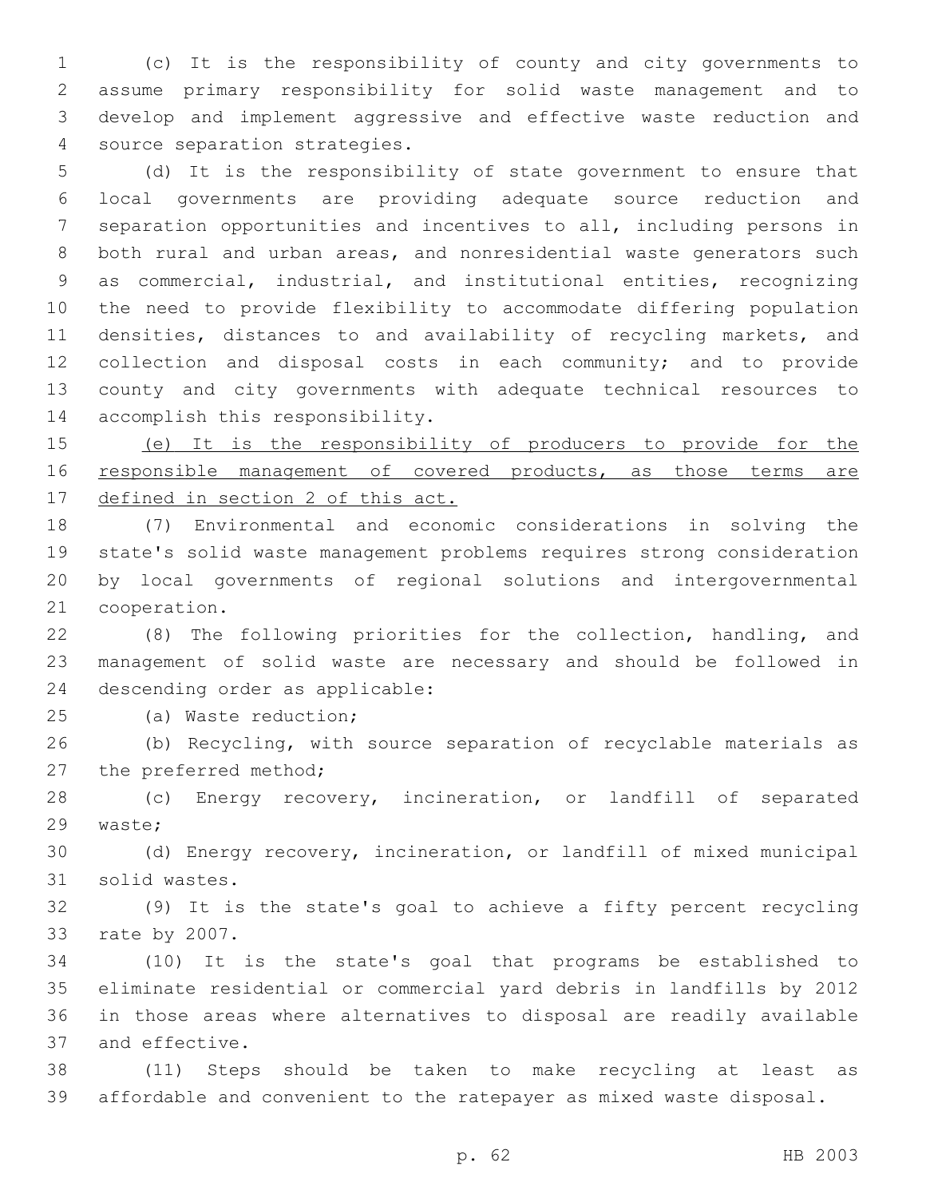(c) It is the responsibility of county and city governments to assume primary responsibility for solid waste management and to develop and implement aggressive and effective waste reduction and source separation strategies.

(d) It is the responsibility of state government to ensure that local governments are providing adequate source reduction and separation opportunities and incentives to all, including persons in both rural and urban areas, and nonresidential waste generators such as commercial, industrial, and institutional entities, recognizing the need to provide flexibility to accommodate differing population densities, distances to and availability of recycling markets, and collection and disposal costs in each community; and to provide county and city governments with adequate technical resources to accomplish this responsibility.

<u>(e) It is the responsibility of producers to provide for the responsible management of covered products, as those terms are defined in section 2 of this act.</u>

(7) Environmental and economic considerations in solving the state's solid waste management problems requires strong consideration by local governments of regional solutions and intergovernmental cooperation.

(8) The following priorities for the collection, handling, and management of solid waste are necessary and should be followed in descending order as applicable:

(a) Waste reduction;

(b) Recycling, with source separation of recyclable materials as the preferred method;

(c) Energy recovery, incineration, or landfill of separated waste;

(d) Energy recovery, incineration, or landfill of mixed municipal solid wastes.

(9) It is the state's goal to achieve a fifty percent recycling rate by 2007.

(10) It is the state's goal that programs be established to eliminate residential or commercial yard debris in landfills by 2012 in those areas where alternatives to disposal are readily available and effective.

(11) Steps should be taken to make recycling at least as affordable and convenient to the ratepayer as mixed waste disposal.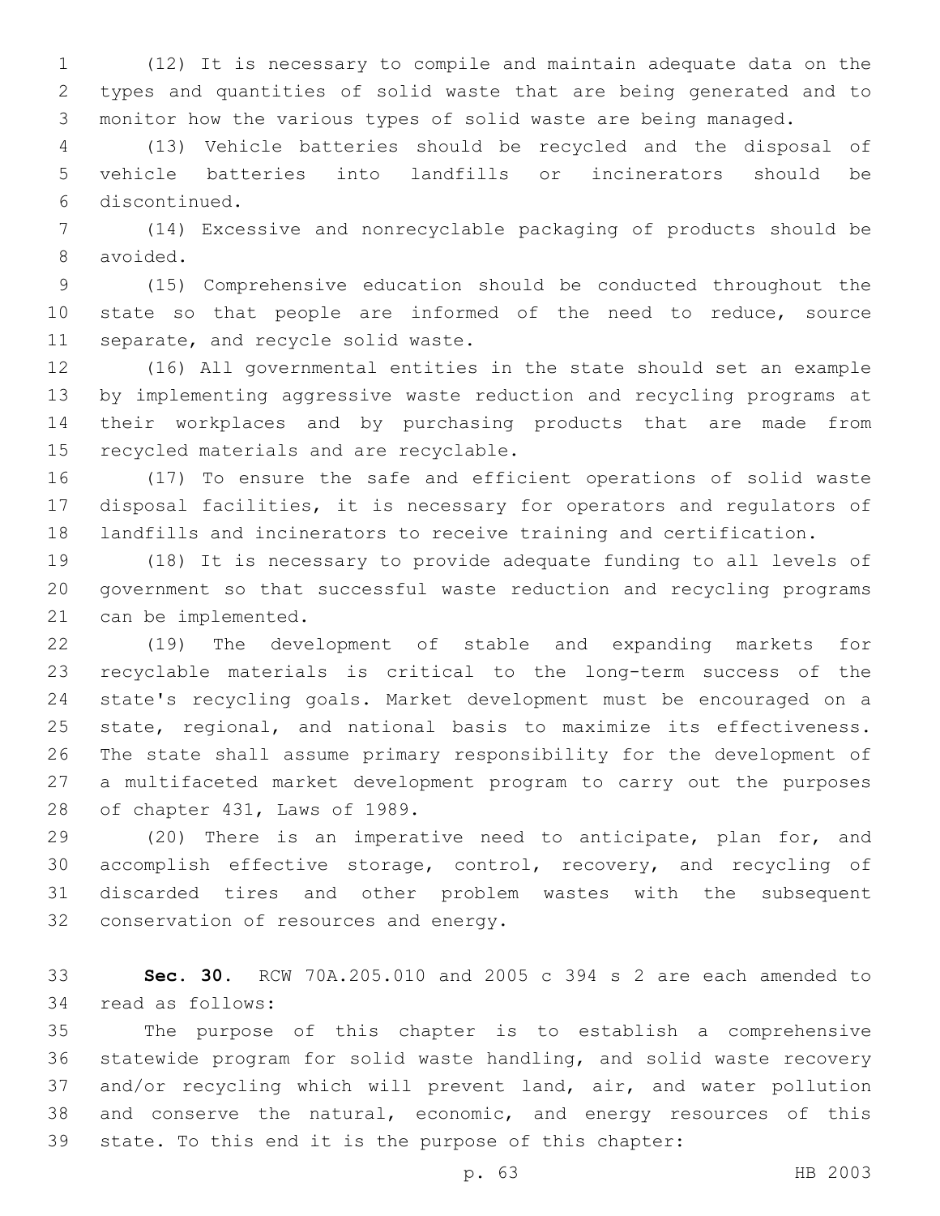(12) It is necessary to compile and maintain adequate data on the types and quantities of solid waste that are being generated and to monitor how the various types of solid waste are being managed.

(13) Vehicle batteries should be recycled and the disposal of vehicle batteries into landfills or incinerators should be discontinued.

(14) Excessive and nonrecyclable packaging of products should be avoided.

(15) Comprehensive education should be conducted throughout the state so that people are informed of the need to reduce, source separate, and recycle solid waste.

(16) All governmental entities in the state should set an example by implementing aggressive waste reduction and recycling programs at their workplaces and by purchasing products that are made from recycled materials and are recyclable.

(17) To ensure the safe and efficient operations of solid waste disposal facilities, it is necessary for operators and regulators of landfills and incinerators to receive training and certification.

(18) It is necessary to provide adequate funding to all levels of government so that successful waste reduction and recycling programs can be implemented.

(19) The development of stable and expanding markets for recyclable materials is critical to the long-term success of the state's recycling goals. Market development must be encouraged on a state, regional, and national basis to maximize its effectiveness. The state shall assume primary responsibility for the development of a multifaceted market development program to carry out the purposes of chapter 431, Laws of 1989.

(20) There is an imperative need to anticipate, plan for, and accomplish effective storage, control, recovery, and recycling of discarded tires and other problem wastes with the subsequent conservation of resources and energy.

**Sec. 30.** RCW 70A.205.010 and 2005 c 394 s 2 are each amended to read as follows:

The purpose of this chapter is to establish a comprehensive statewide program for solid waste handling, and solid waste recovery and/or recycling which will prevent land, air, and water pollution and conserve the natural, economic, and energy resources of this state. To this end it is the purpose of this chapter: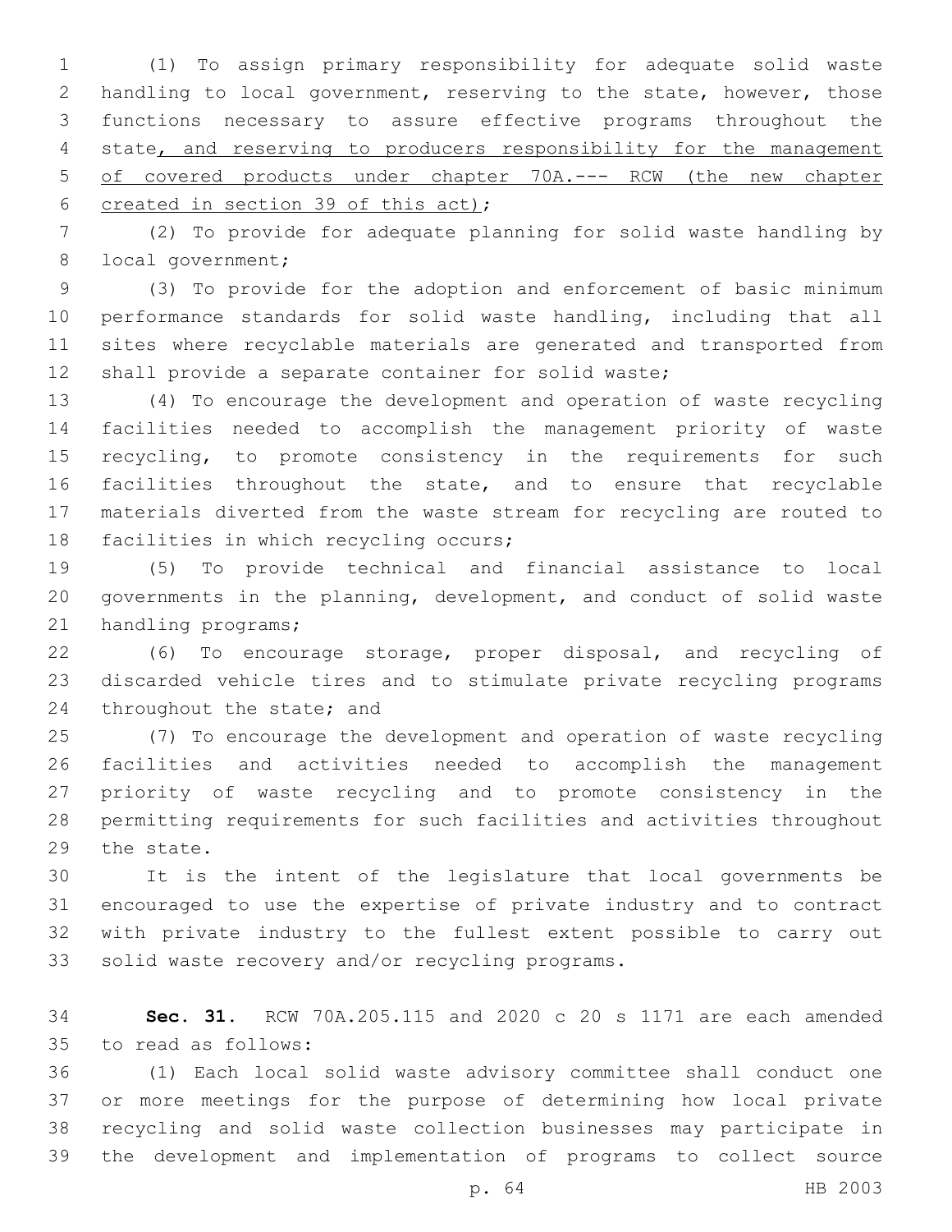(1) To assign primary responsibility for adequate solid waste handling to local government, reserving to the state, however, those functions necessary to assure effective programs throughout the state, and reserving to producers responsibility for the management of covered products under chapter 70A.--- RCW (the new chapter created in section 39 of this act);

(2) To provide for adequate planning for solid waste handling by local government;

(3) To provide for the adoption and enforcement of basic minimum performance standards for solid waste handling, including that all sites where recyclable materials are generated and transported from shall provide a separate container for solid waste;

(4) To encourage the development and operation of waste recycling facilities needed to accomplish the management priority of waste recycling, to promote consistency in the requirements for such facilities throughout the state, and to ensure that recyclable materials diverted from the waste stream for recycling are routed to facilities in which recycling occurs;

(5) To provide technical and financial assistance to local governments in the planning, development, and conduct of solid waste handling programs;

(6) To encourage storage, proper disposal, and recycling of discarded vehicle tires and to stimulate private recycling programs throughout the state; and

(7) To encourage the development and operation of waste recycling facilities and activities needed to accomplish the management priority of waste recycling and to promote consistency in the permitting requirements for such facilities and activities throughout the state.

It is the intent of the legislature that local governments be encouraged to use the expertise of private industry and to contract with private industry to the fullest extent possible to carry out solid waste recovery and/or recycling programs.

**Sec. 31.** RCW 70A.205.115 and 2020 c 20 s 1171 are each amended to read as follows:

(1) Each local solid waste advisory committee shall conduct one or more meetings for the purpose of determining how local private recycling and solid waste collection businesses may participate in the development and implementation of programs to collect source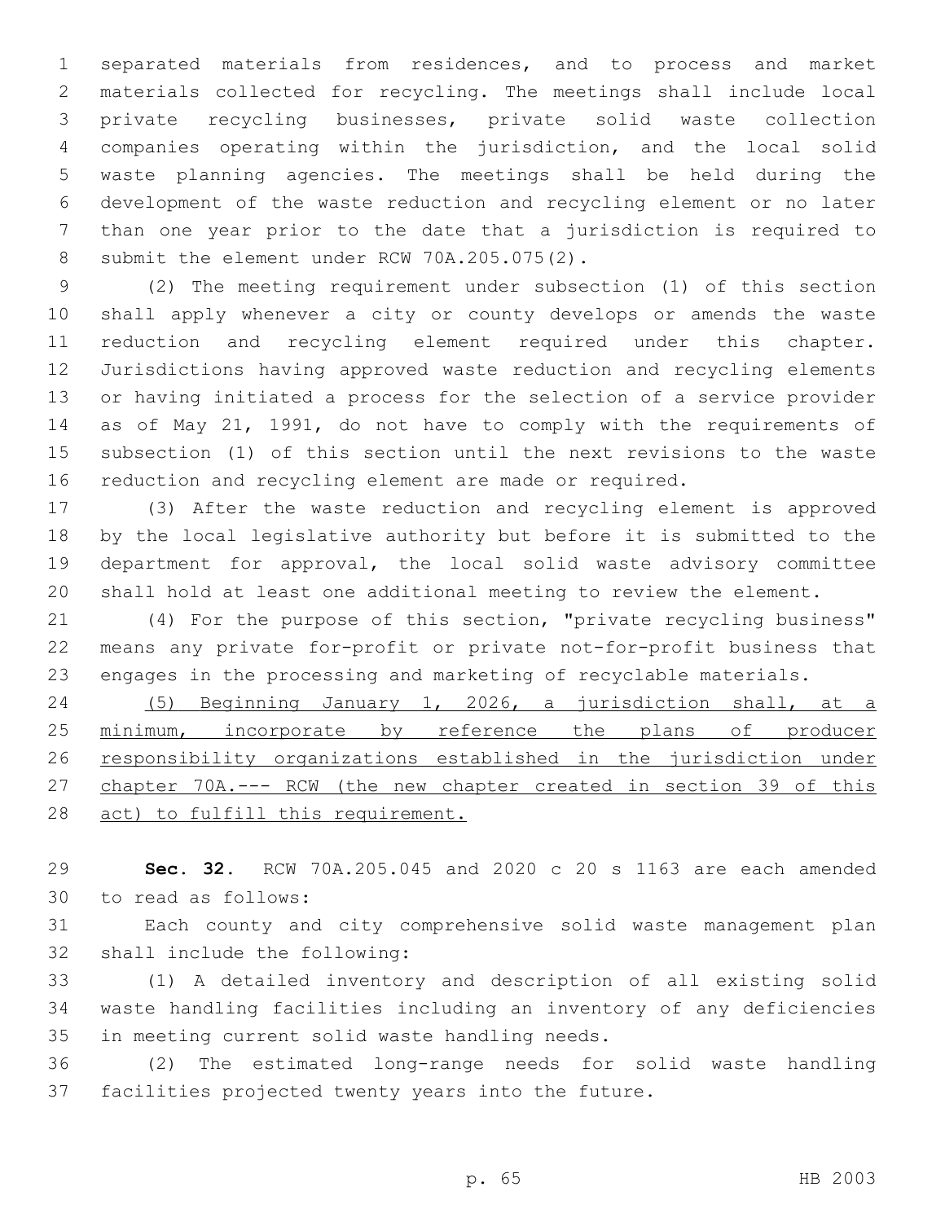separated materials from residences, and to process and market materials collected for recycling. The meetings shall include local private recycling businesses, private solid waste collection companies operating within the jurisdiction, and the local solid waste planning agencies. The meetings shall be held during the development of the waste reduction and recycling element or no later than one year prior to the date that a jurisdiction is required to submit the element under RCW 70A.205.075(2).

(2) The meeting requirement under subsection (1) of this section shall apply whenever a city or county develops or amends the waste reduction and recycling element required under this chapter. Jurisdictions having approved waste reduction and recycling elements or having initiated a process for the selection of a service provider as of May 21, 1991, do not have to comply with the requirements of subsection (1) of this section until the next revisions to the waste reduction and recycling element are made or required.

(3) After the waste reduction and recycling element is approved by the local legislative authority but before it is submitted to the department for approval, the local solid waste advisory committee shall hold at least one additional meeting to review the element.

(4) For the purpose of this section, "private recycling business" means any private for-profit or private not-for-profit business that engages in the processing and marketing of recyclable materials.

<u>(5) Beginning January 1, 2026, a jurisdiction shall, at a minimum, incorporate by reference the plans of producer responsibility organizations established in the jurisdiction under chapter 70A.--- RCW (the new chapter created in section 39 of this act) to fulfill this requirement.</u>

**Sec. 32.** RCW 70A.205.045 and 2020 c 20 s 1163 are each amended to read as follows:

Each county and city comprehensive solid waste management plan shall include the following:

(1) A detailed inventory and description of all existing solid waste handling facilities including an inventory of any deficiencies in meeting current solid waste handling needs.

(2) The estimated long-range needs for solid waste handling facilities projected twenty years into the future.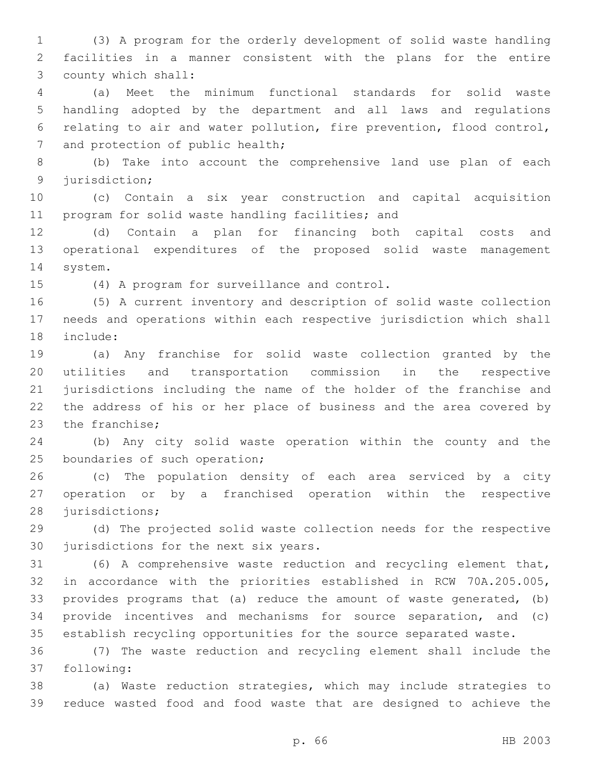(3) A program for the orderly development of solid waste handling facilities in a manner consistent with the plans for the entire county which shall:

(a) Meet the minimum functional standards for solid waste handling adopted by the department and all laws and regulations relating to air and water pollution, fire prevention, flood control, and protection of public health;

(b) Take into account the comprehensive land use plan of each jurisdiction;

(c) Contain a six year construction and capital acquisition program for solid waste handling facilities; and

(d) Contain a plan for financing both capital costs and operational expenditures of the proposed solid waste management system.

(4) A program for surveillance and control.

(5) A current inventory and description of solid waste collection needs and operations within each respective jurisdiction which shall include:

(a) Any franchise for solid waste collection granted by the utilities and transportation commission in the respective jurisdictions including the name of the holder of the franchise and the address of his or her place of business and the area covered by the franchise;

(b) Any city solid waste operation within the county and the boundaries of such operation;

(c) The population density of each area serviced by a city operation or by a franchised operation within the respective jurisdictions;

(d) The projected solid waste collection needs for the respective jurisdictions for the next six years.

(6) A comprehensive waste reduction and recycling element that, in accordance with the priorities established in RCW 70A.205.005, provides programs that (a) reduce the amount of waste generated, (b) provide incentives and mechanisms for source separation, and (c) establish recycling opportunities for the source separated waste.

(7) The waste reduction and recycling element shall include the following:

(a) Waste reduction strategies, which may include strategies to reduce wasted food and food waste that are designed to achieve the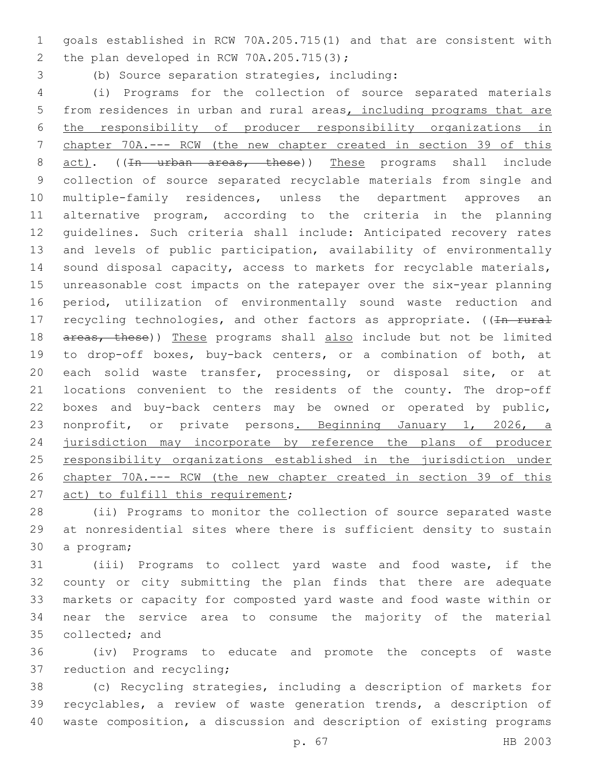goals established in RCW 70A.205.715(1) and that are consistent with the plan developed in RCW 70A.205.715(3);

(b) Source separation strategies, including:

(i) Programs for the collection of source separated materials from residences in urban and rural areas, including programs that are the responsibility of producer responsibility organizations in chapter 70A.--- RCW (the new chapter created in section 39 of this act). ((~~In urban areas, these~~)) These programs shall include collection of source separated recyclable materials from single and multiple-family residences, unless the department approves an alternative program, according to the criteria in the planning guidelines. Such criteria shall include: Anticipated recovery rates and levels of public participation, availability of environmentally sound disposal capacity, access to markets for recyclable materials, unreasonable cost impacts on the ratepayer over the six-year planning period, utilization of environmentally sound waste reduction and recycling technologies, and other factors as appropriate. ((~~In rural areas, these~~)) These programs shall also include but not be limited to drop-off boxes, buy-back centers, or a combination of both, at each solid waste transfer, processing, or disposal site, or at locations convenient to the residents of the county. The drop-off boxes and buy-back centers may be owned or operated by public, nonprofit, or private persons. Beginning January 1, 2026, a jurisdiction may incorporate by reference the plans of producer responsibility organizations established in the jurisdiction under chapter 70A.--- RCW (the new chapter created in section 39 of this act) to fulfill this requirement;

(ii) Programs to monitor the collection of source separated waste at nonresidential sites where there is sufficient density to sustain a program;

(iii) Programs to collect yard waste and food waste, if the county or city submitting the plan finds that there are adequate markets or capacity for composted yard waste and food waste within or near the service area to consume the majority of the material collected; and

(iv) Programs to educate and promote the concepts of waste reduction and recycling;

(c) Recycling strategies, including a description of markets for recyclables, a review of waste generation trends, a description of waste composition, a discussion and description of existing programs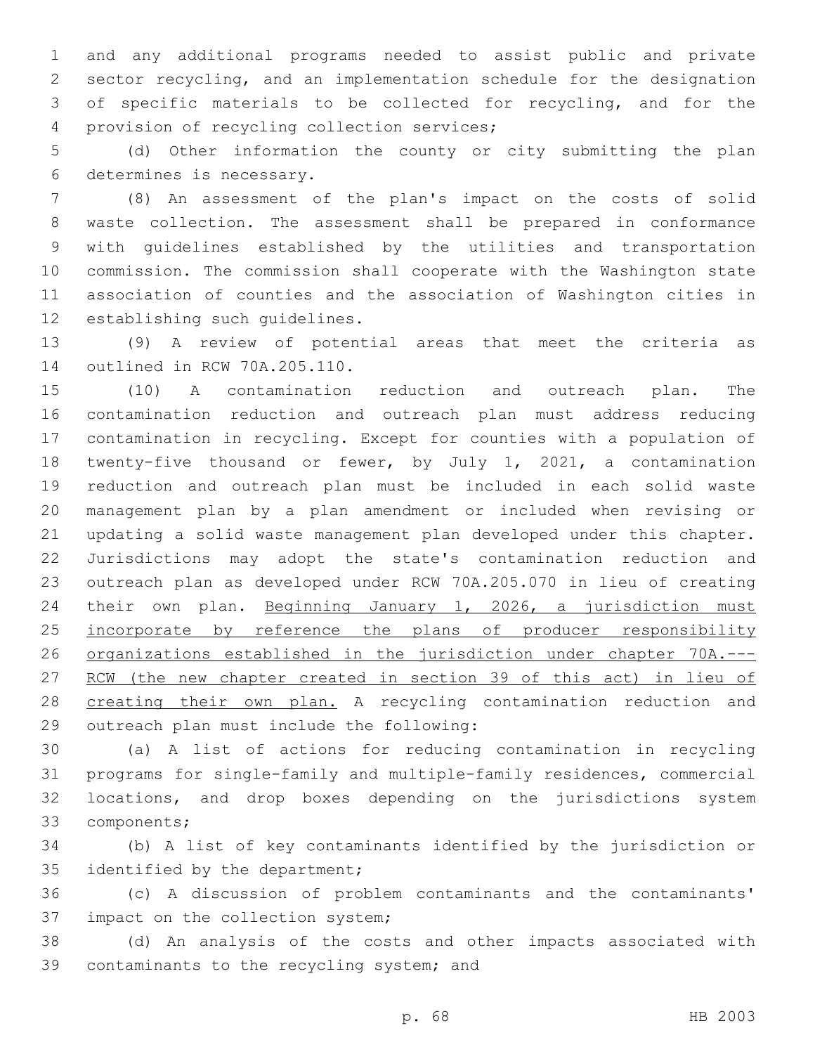and any additional programs needed to assist public and private sector recycling, and an implementation schedule for the designation of specific materials to be collected for recycling, and for the provision of recycling collection services;

(d) Other information the county or city submitting the plan determines is necessary.

(8) An assessment of the plan's impact on the costs of solid waste collection. The assessment shall be prepared in conformance with guidelines established by the utilities and transportation commission. The commission shall cooperate with the Washington state association of counties and the association of Washington cities in establishing such guidelines.

(9) A review of potential areas that meet the criteria as outlined in RCW 70A.205.110.

(10) A contamination reduction and outreach plan. The contamination reduction and outreach plan must address reducing contamination in recycling. Except for counties with a population of twenty-five thousand or fewer, by July 1, 2021, a contamination reduction and outreach plan must be included in each solid waste management plan by a plan amendment or included when revising or updating a solid waste management plan developed under this chapter. Jurisdictions may adopt the state's contamination reduction and outreach plan as developed under RCW 70A.205.070 in lieu of creating their own plan. <u>Beginning January 1, 2026, a jurisdiction must incorporate by reference the plans of producer responsibility organizations established in the jurisdiction under chapter 70A.--- RCW (the new chapter created in section 39 of this act) in lieu of creating their own plan.</u> A recycling contamination reduction and outreach plan must include the following:

(a) A list of actions for reducing contamination in recycling programs for single-family and multiple-family residences, commercial locations, and drop boxes depending on the jurisdictions system components;

(b) A list of key contaminants identified by the jurisdiction or identified by the department;

(c) A discussion of problem contaminants and the contaminants' impact on the collection system;

(d) An analysis of the costs and other impacts associated with contaminants to the recycling system; and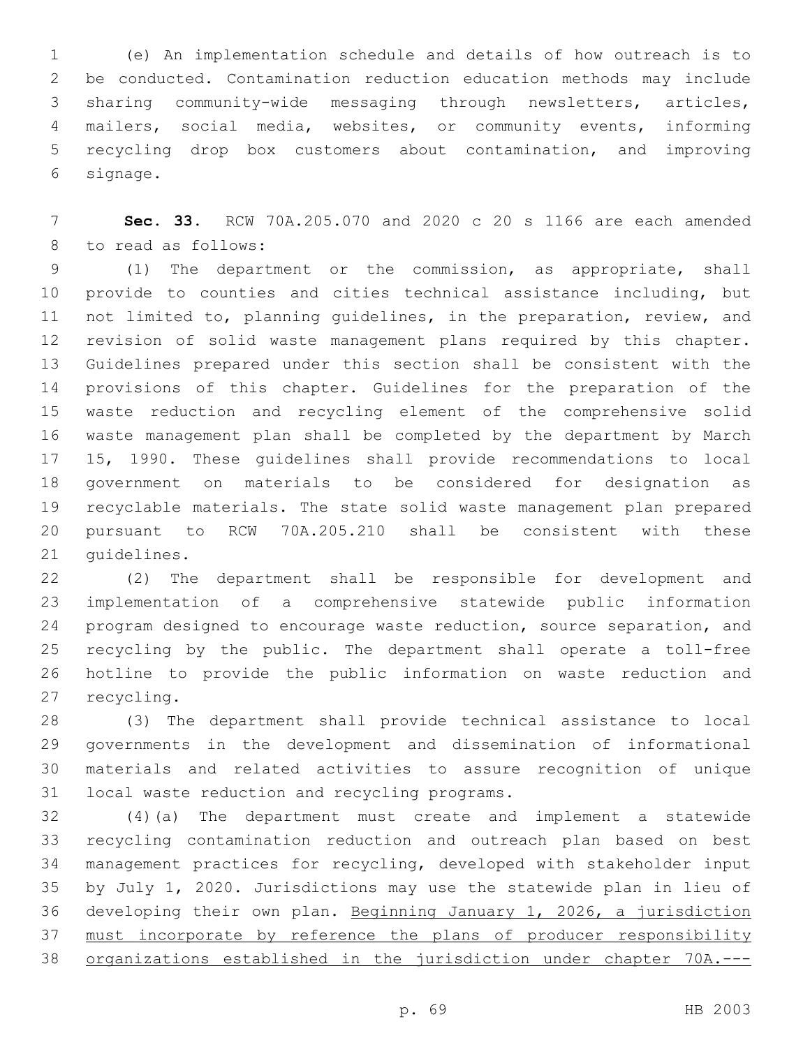(e) An implementation schedule and details of how outreach is to be conducted. Contamination reduction education methods may include sharing community-wide messaging through newsletters, articles, mailers, social media, websites, or community events, informing recycling drop box customers about contamination, and improving signage.

**Sec. 33.** RCW 70A.205.070 and 2020 c 20 s 1166 are each amended to read as follows:

(1) The department or the commission, as appropriate, shall provide to counties and cities technical assistance including, but not limited to, planning guidelines, in the preparation, review, and revision of solid waste management plans required by this chapter. Guidelines prepared under this section shall be consistent with the provisions of this chapter. Guidelines for the preparation of the waste reduction and recycling element of the comprehensive solid waste management plan shall be completed by the department by March 15, 1990. These guidelines shall provide recommendations to local government on materials to be considered for designation as recyclable materials. The state solid waste management plan prepared pursuant to RCW 70A.205.210 shall be consistent with these guidelines.

(2) The department shall be responsible for development and implementation of a comprehensive statewide public information program designed to encourage waste reduction, source separation, and recycling by the public. The department shall operate a toll-free hotline to provide the public information on waste reduction and recycling.

(3) The department shall provide technical assistance to local governments in the development and dissemination of informational materials and related activities to assure recognition of unique local waste reduction and recycling programs.

(4)(a) The department must create and implement a statewide recycling contamination reduction and outreach plan based on best management practices for recycling, developed with stakeholder input by July 1, 2020. Jurisdictions may use the statewide plan in lieu of developing their own plan. <u>Beginning January 1, 2026, a jurisdiction must incorporate by reference the plans of producer responsibility organizations established in the jurisdiction under chapter 70A.---</u>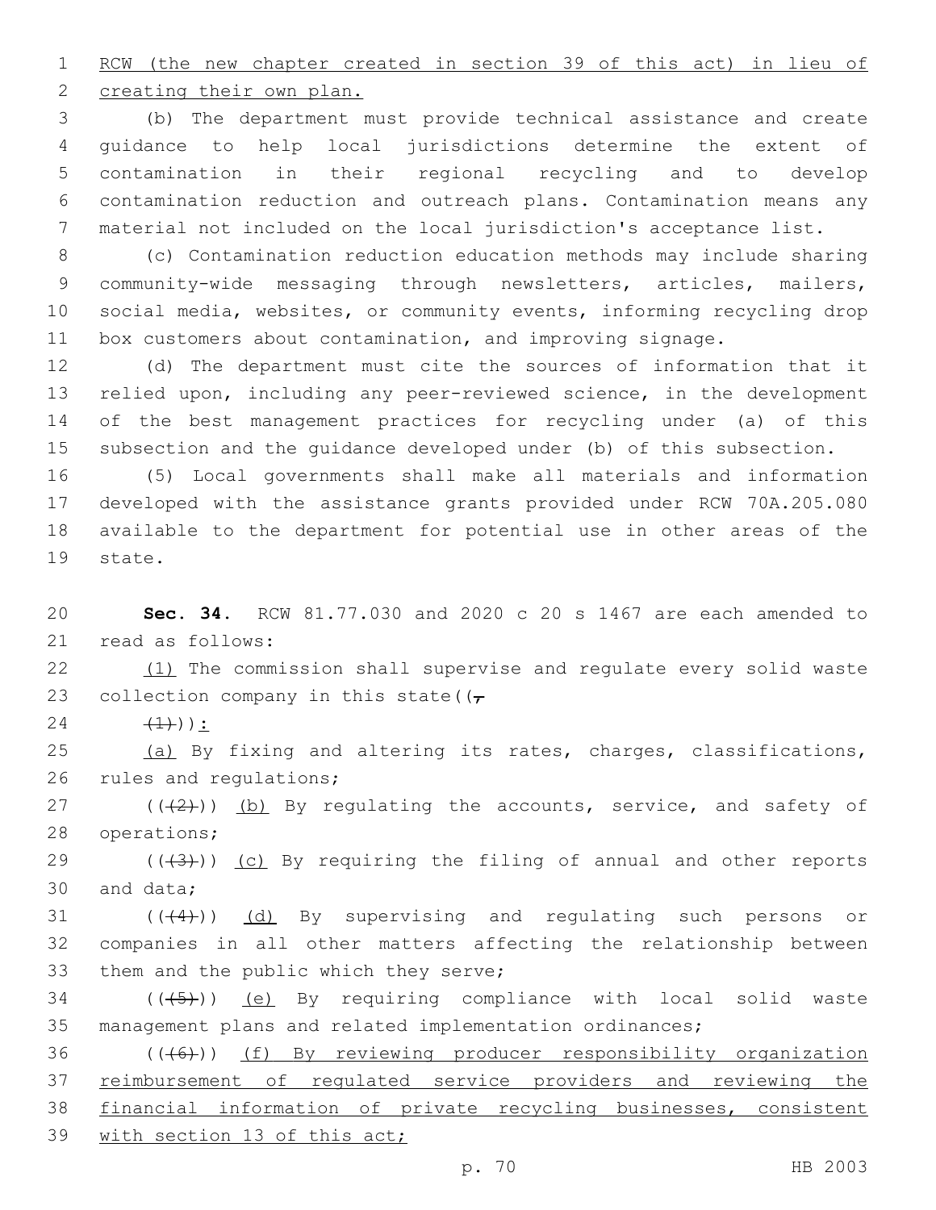RCW (the new chapter created in section 39 of this act) in lieu of creating their own plan.

(b) The department must provide technical assistance and create guidance to help local jurisdictions determine the extent of contamination in their regional recycling and to develop contamination reduction and outreach plans. Contamination means any material not included on the local jurisdiction's acceptance list.

(c) Contamination reduction education methods may include sharing community-wide messaging through newsletters, articles, mailers, social media, websites, or community events, informing recycling drop box customers about contamination, and improving signage.

(d) The department must cite the sources of information that it relied upon, including any peer-reviewed science, in the development of the best management practices for recycling under (a) of this subsection and the guidance developed under (b) of this subsection.

(5) Local governments shall make all materials and information developed with the assistance grants provided under RCW 70A.205.080 available to the department for potential use in other areas of the state.

**Sec. 34.** RCW 81.77.030 and 2020 c 20 s 1467 are each amended to read as follows:

(1) The commission shall supervise and regulate every solid waste collection company in this state((,

(1))):

(a) By fixing and altering its rates, charges, classifications, rules and regulations;

(((2))) (b) By regulating the accounts, service, and safety of operations;

(((3))) (c) By requiring the filing of annual and other reports and data;

(((4))) (d) By supervising and regulating such persons or companies in all other matters affecting the relationship between them and the public which they serve;

(((5))) (e) By requiring compliance with local solid waste management plans and related implementation ordinances;

(((6))) (f) By reviewing producer responsibility organization reimbursement of regulated service providers and reviewing the financial information of private recycling businesses, consistent with section 13 of this act;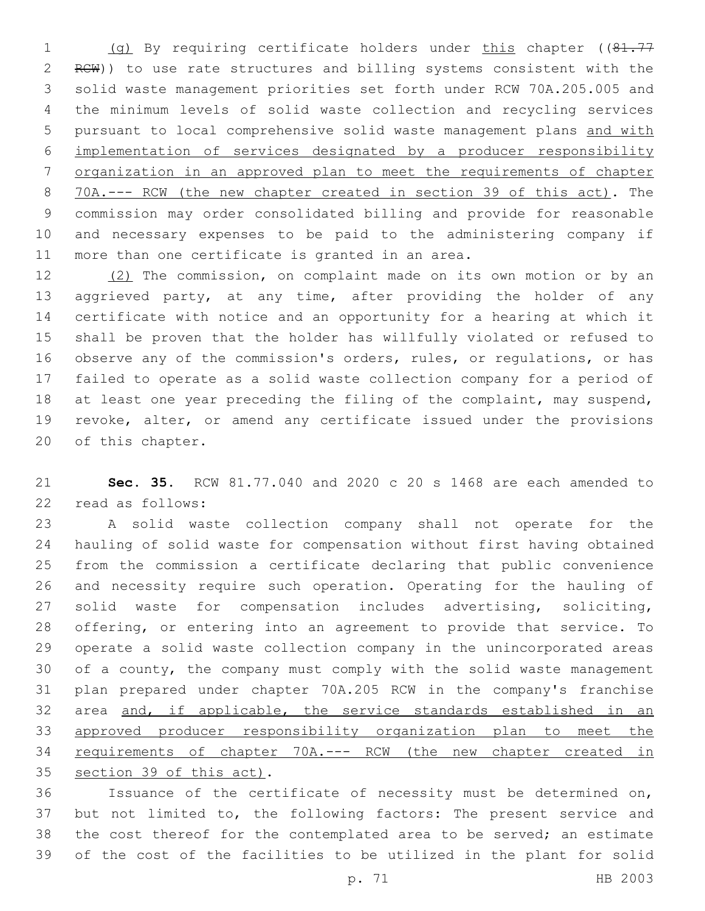(g) By requiring certificate holders under this chapter ((81.77 RCW)) to use rate structures and billing systems consistent with the solid waste management priorities set forth under RCW 70A.205.005 and the minimum levels of solid waste collection and recycling services pursuant to local comprehensive solid waste management plans and with implementation of services designated by a producer responsibility organization in an approved plan to meet the requirements of chapter 70A.--- RCW (the new chapter created in section 39 of this act). The commission may order consolidated billing and provide for reasonable and necessary expenses to be paid to the administering company if more than one certificate is granted in an area.

(2) The commission, on complaint made on its own motion or by an aggrieved party, at any time, after providing the holder of any certificate with notice and an opportunity for a hearing at which it shall be proven that the holder has willfully violated or refused to observe any of the commission's orders, rules, or regulations, or has failed to operate as a solid waste collection company for a period of at least one year preceding the filing of the complaint, may suspend, revoke, alter, or amend any certificate issued under the provisions of this chapter.

**Sec. 35.** RCW 81.77.040 and 2020 c 20 s 1468 are each amended to read as follows:

A solid waste collection company shall not operate for the hauling of solid waste for compensation without first having obtained from the commission a certificate declaring that public convenience and necessity require such operation. Operating for the hauling of solid waste for compensation includes advertising, soliciting, offering, or entering into an agreement to provide that service. To operate a solid waste collection company in the unincorporated areas of a county, the company must comply with the solid waste management plan prepared under chapter 70A.205 RCW in the company's franchise area and, if applicable, the service standards established in an approved producer responsibility organization plan to meet the requirements of chapter 70A.--- RCW (the new chapter created in section 39 of this act).

Issuance of the certificate of necessity must be determined on, but not limited to, the following factors: The present service and the cost thereof for the contemplated area to be served; an estimate of the cost of the facilities to be utilized in the plant for solid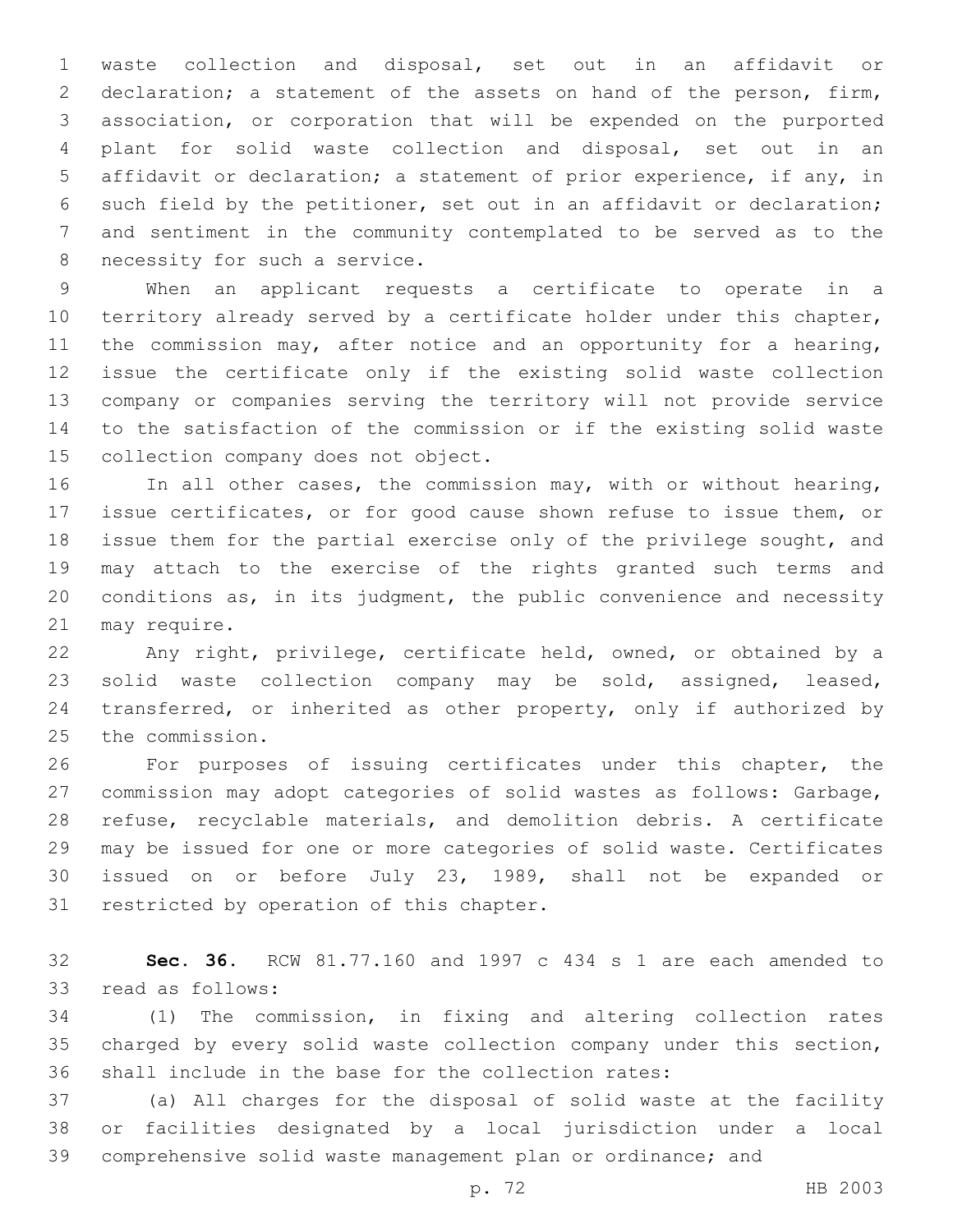waste collection and disposal, set out in an affidavit or declaration; a statement of the assets on hand of the person, firm, association, or corporation that will be expended on the purported plant for solid waste collection and disposal, set out in an affidavit or declaration; a statement of prior experience, if any, in such field by the petitioner, set out in an affidavit or declaration; and sentiment in the community contemplated to be served as to the necessity for such a service.

When an applicant requests a certificate to operate in a territory already served by a certificate holder under this chapter, the commission may, after notice and an opportunity for a hearing, issue the certificate only if the existing solid waste collection company or companies serving the territory will not provide service to the satisfaction of the commission or if the existing solid waste collection company does not object.

In all other cases, the commission may, with or without hearing, issue certificates, or for good cause shown refuse to issue them, or issue them for the partial exercise only of the privilege sought, and may attach to the exercise of the rights granted such terms and conditions as, in its judgment, the public convenience and necessity may require.

Any right, privilege, certificate held, owned, or obtained by a solid waste collection company may be sold, assigned, leased, transferred, or inherited as other property, only if authorized by the commission.

For purposes of issuing certificates under this chapter, the commission may adopt categories of solid wastes as follows: Garbage, refuse, recyclable materials, and demolition debris. A certificate may be issued for one or more categories of solid waste. Certificates issued on or before July 23, 1989, shall not be expanded or restricted by operation of this chapter.

**Sec. 36.** RCW 81.77.160 and 1997 c 434 s 1 are each amended to read as follows:

(1) The commission, in fixing and altering collection rates charged by every solid waste collection company under this section, shall include in the base for the collection rates:

(a) All charges for the disposal of solid waste at the facility or facilities designated by a local jurisdiction under a local comprehensive solid waste management plan or ordinance; and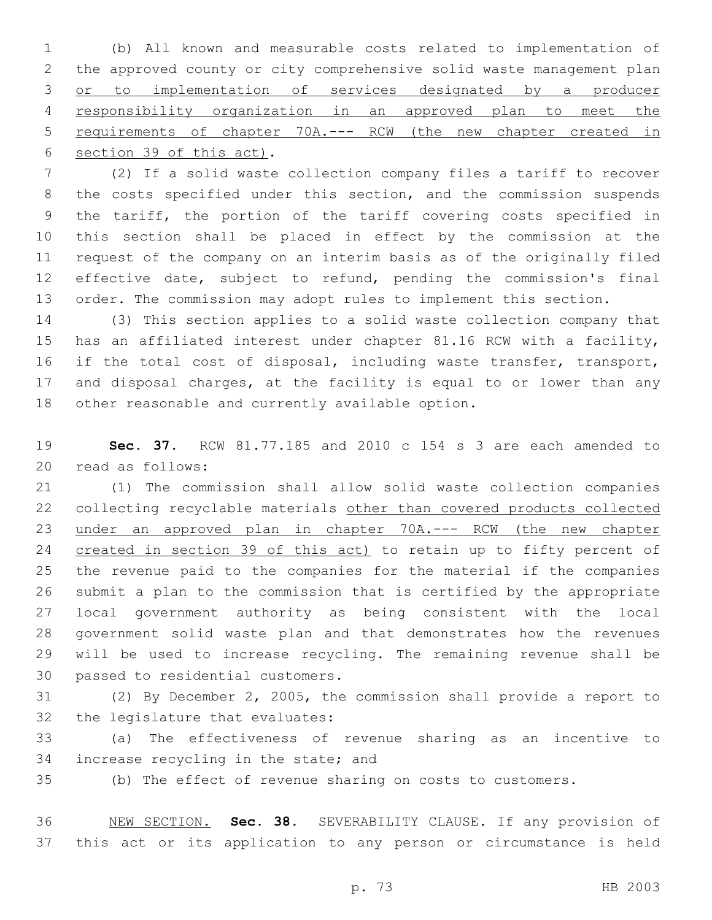(b) All known and measurable costs related to implementation of the approved county or city comprehensive solid waste management plan or to implementation of services designated by a producer responsibility organization in an approved plan to meet the requirements of chapter 70A.--- RCW (the new chapter created in section 39 of this act).

(2) If a solid waste collection company files a tariff to recover the costs specified under this section, and the commission suspends the tariff, the portion of the tariff covering costs specified in this section shall be placed in effect by the commission at the request of the company on an interim basis as of the originally filed effective date, subject to refund, pending the commission's final order. The commission may adopt rules to implement this section.

(3) This section applies to a solid waste collection company that has an affiliated interest under chapter 81.16 RCW with a facility, if the total cost of disposal, including waste transfer, transport, and disposal charges, at the facility is equal to or lower than any other reasonable and currently available option.

**Sec. 37.** RCW 81.77.185 and 2010 c 154 s 3 are each amended to read as follows:

(1) The commission shall allow solid waste collection companies collecting recyclable materials other than covered products collected under an approved plan in chapter 70A.--- RCW (the new chapter created in section 39 of this act) to retain up to fifty percent of the revenue paid to the companies for the material if the companies submit a plan to the commission that is certified by the appropriate local government authority as being consistent with the local government solid waste plan and that demonstrates how the revenues will be used to increase recycling. The remaining revenue shall be passed to residential customers.

(2) By December 2, 2005, the commission shall provide a report to the legislature that evaluates:

(a) The effectiveness of revenue sharing as an incentive to increase recycling in the state; and

(b) The effect of revenue sharing on costs to customers.

NEW SECTION. **Sec. 38.** SEVERABILITY CLAUSE. If any provision of this act or its application to any person or circumstance is held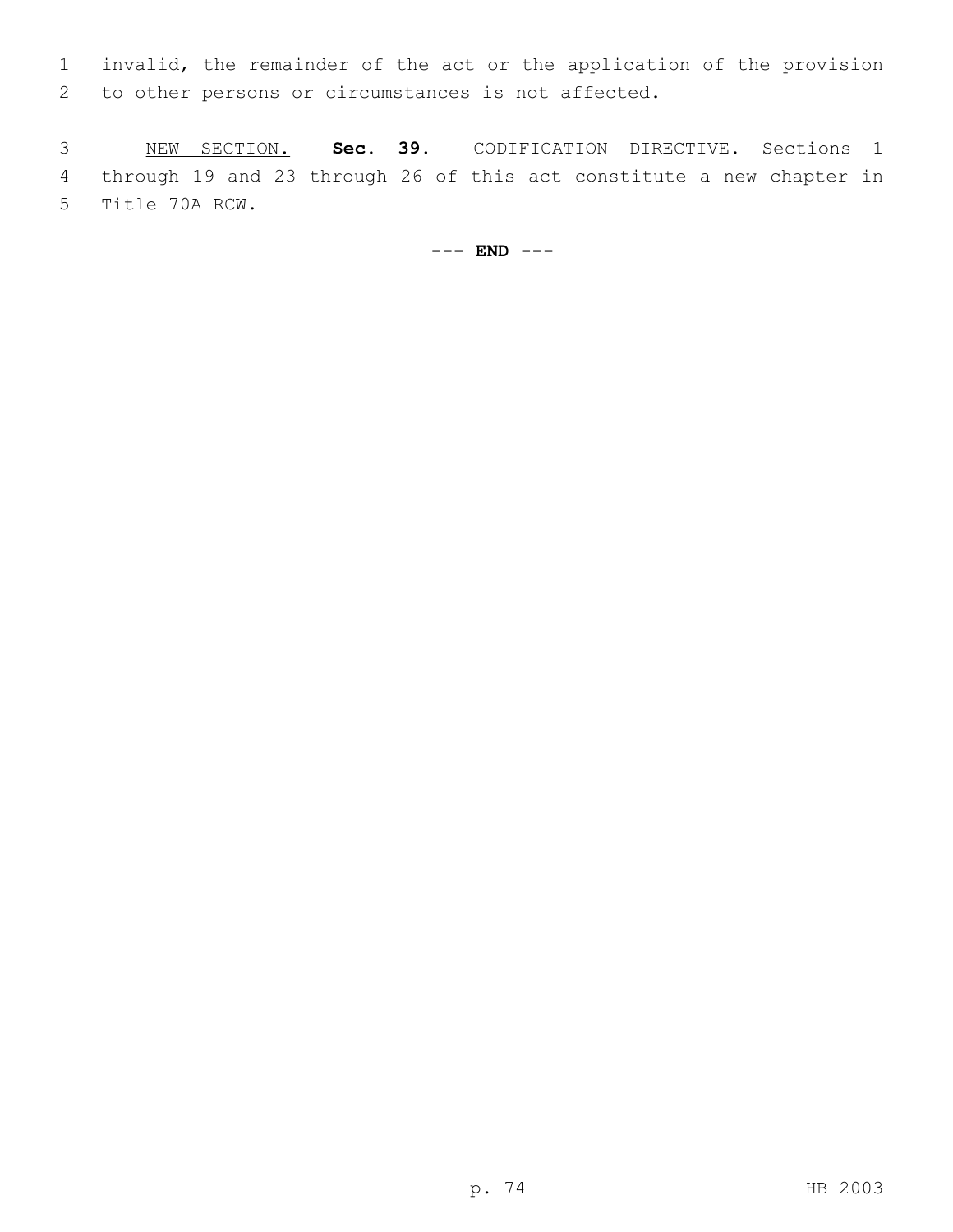invalid, the remainder of the act or the application of the provision to other persons or circumstances is not affected.

NEW SECTION. **Sec. 39.** CODIFICATION DIRECTIVE. Sections 1 through 19 and 23 through 26 of this act constitute a new chapter in Title 70A RCW.

**--- END ---**